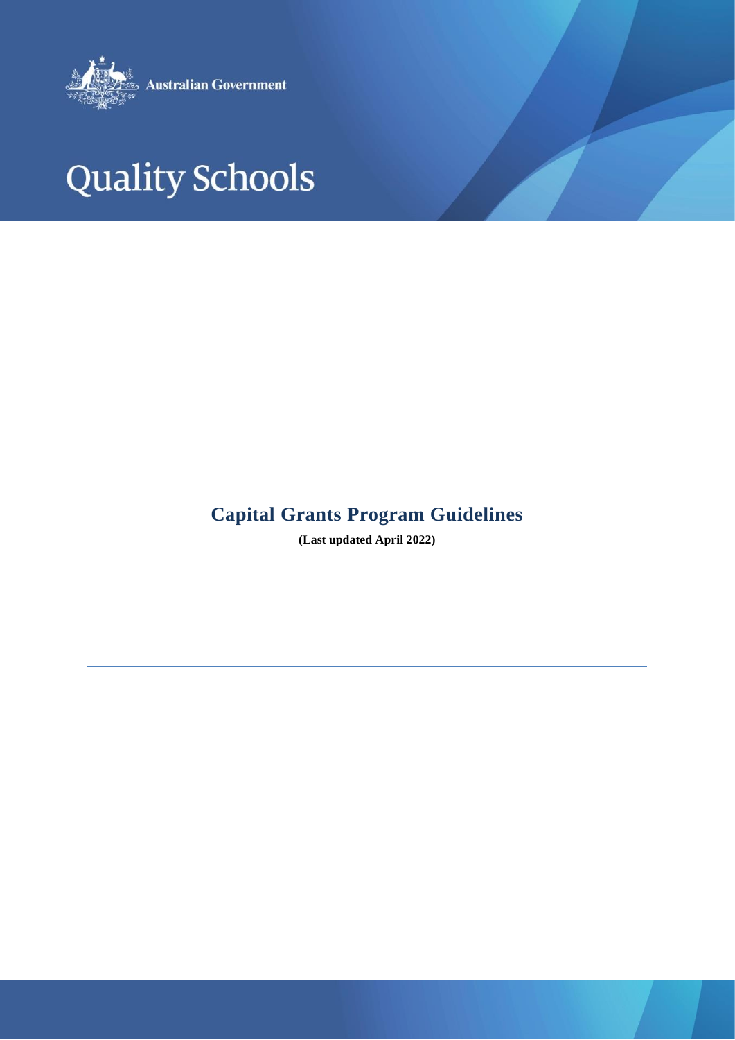Australian Government

# Quality Schools

## Capital Grants Program Guidelines

**(Last updated April 2022)**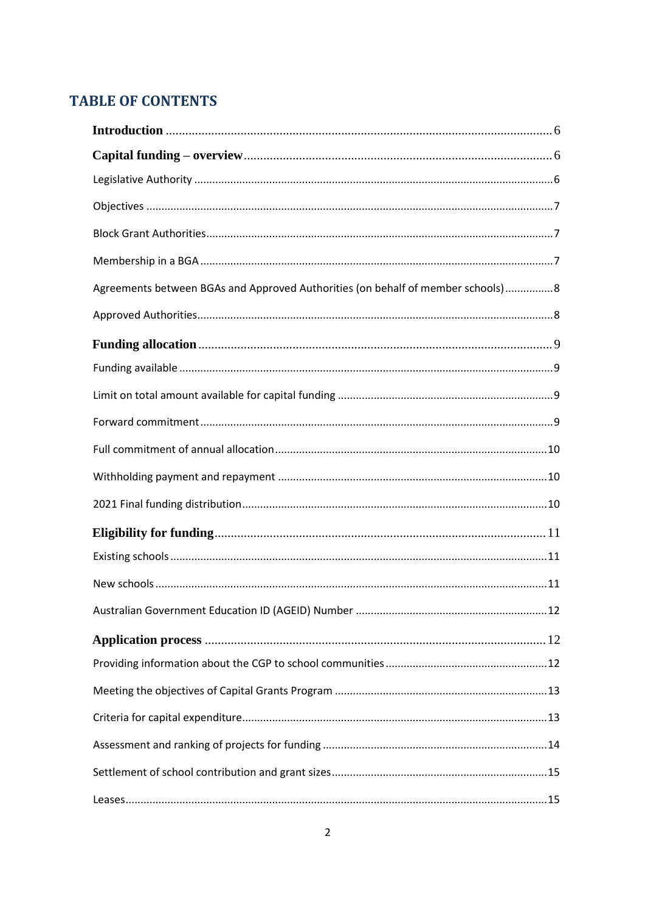## TABLE OF CONTENTS

**Introduction** ........................................................ 6

**Capital funding – overview** ........................................................ 6

Legislative Authority ........................................................ 6

Objectives ........................................................ 7

Block Grant Authorities ........................................................ 7

Membership in a BGA ........................................................ 7

Agreements between BGAs and Approved Authorities (on behalf of member schools) ........................................................ 8

Approved Authorities ........................................................ 8

**Funding allocation** ........................................................ 9

Funding available ........................................................ 9

Limit on total amount available for capital funding ........................................................ 9

Forward commitment ........................................................ 9

Full commitment of annual allocation ........................................................ 10

Withholding payment and repayment ........................................................ 10

2021 Final funding distribution ........................................................ 10

**Eligibility for funding** ........................................................ 11

Existing schools ........................................................ 11

New schools ........................................................ 11

Australian Government Education ID (AGEID) Number ........................................................ 12

**Application process** ........................................................ 12

Providing information about the CGP to school communities ........................................................ 12

Meeting the objectives of Capital Grants Program ........................................................ 13

Criteria for capital expenditure ........................................................ 13

Assessment and ranking of projects for funding ........................................................ 14

Settlement of school contribution and grant sizes ........................................................ 15

Leases ........................................................ 15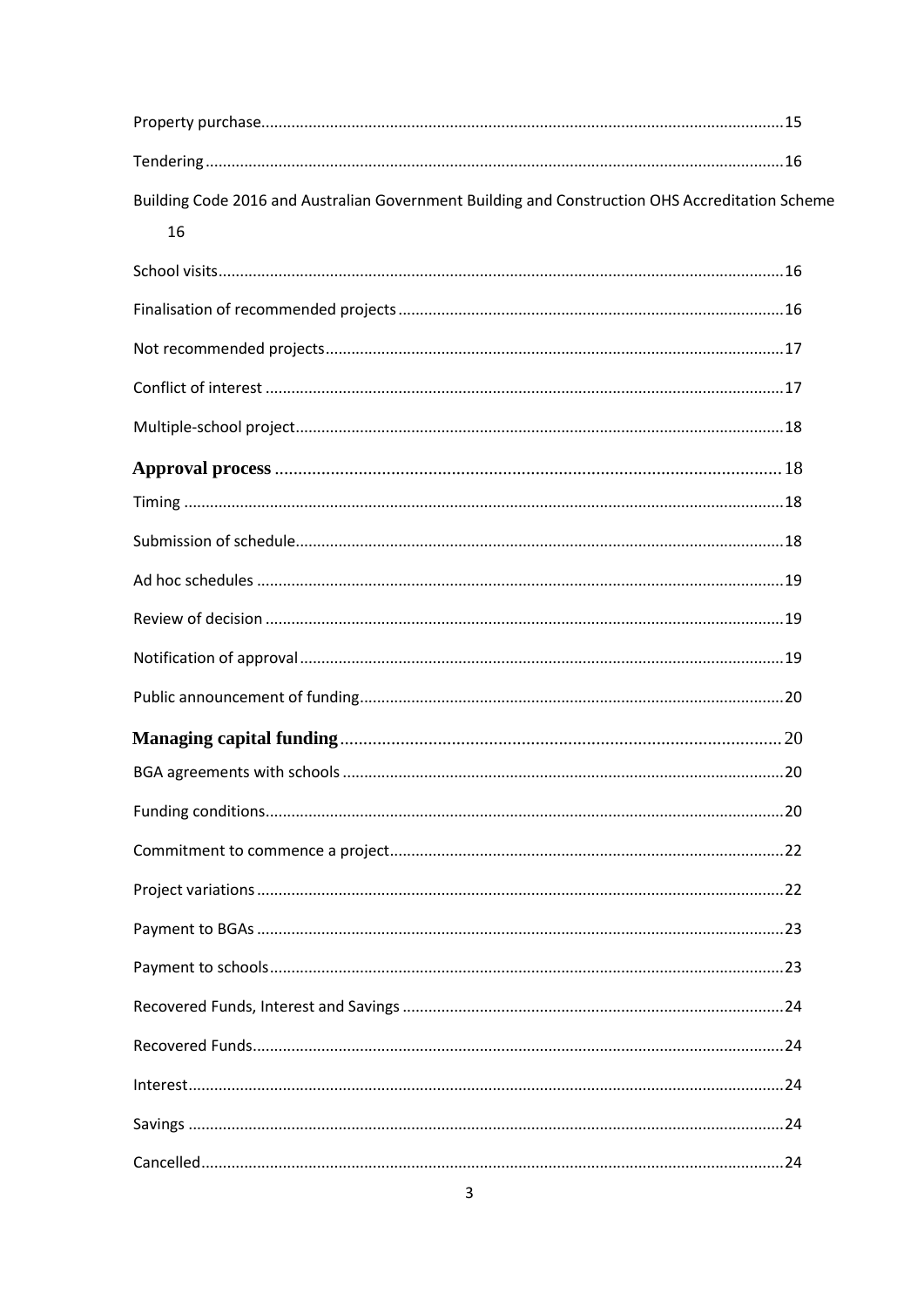Property purchase ..... 15

Tendering ..... 16

Building Code 2016 and Australian Government Building and Construction OHS Accreditation Scheme 16

School visits ..... 16

Finalisation of recommended projects ..... 16

Not recommended projects ..... 17

Conflict of interest ..... 17

Multiple-school project ..... 18

**Approval process** ..... 18

Timing ..... 18

Submission of schedule ..... 18

Ad hoc schedules ..... 19

Review of decision ..... 19

Notification of approval ..... 19

Public announcement of funding ..... 20

**Managing capital funding** ..... 20

BGA agreements with schools ..... 20

Funding conditions ..... 20

Commitment to commence a project ..... 22

Project variations ..... 22

Payment to BGAs ..... 23

Payment to schools ..... 23

Recovered Funds, Interest and Savings ..... 24

Recovered Funds ..... 24

Interest ..... 24

Savings ..... 24

Cancelled ..... 24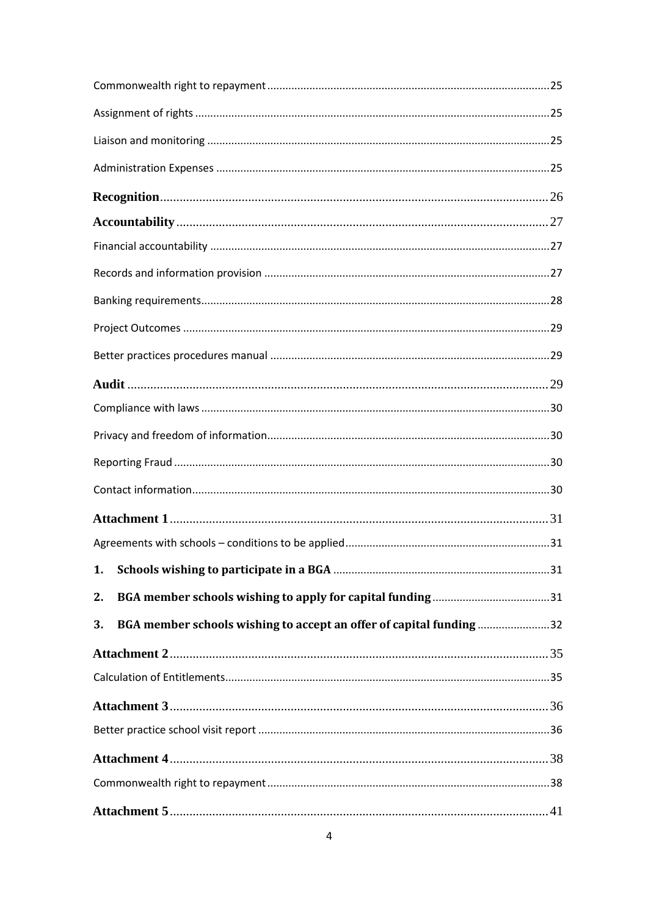Commonwealth right to repayment ..... 25

Assignment of rights ..... 25

Liaison and monitoring ..... 25

Administration Expenses ..... 25

**Recognition** ..... 26

**Accountability** ..... 27

Financial accountability ..... 27

Records and information provision ..... 27

Banking requirements ..... 28

Project Outcomes ..... 29

Better practices procedures manual ..... 29

**Audit** ..... 29

Compliance with laws ..... 30

Privacy and freedom of information ..... 30

Reporting Fraud ..... 30

Contact information ..... 30

**Attachment 1** ..... 31

Agreements with schools – conditions to be applied ..... 31

**1. Schools wishing to participate in a BGA** ..... 31

**2. BGA member schools wishing to apply for capital funding** ..... 31

**3. BGA member schools wishing to accept an offer of capital funding** ..... 32

**Attachment 2** ..... 35

Calculation of Entitlements ..... 35

**Attachment 3** ..... 36

Better practice school visit report ..... 36

**Attachment 4** ..... 38

Commonwealth right to repayment ..... 38

**Attachment 5** ..... 41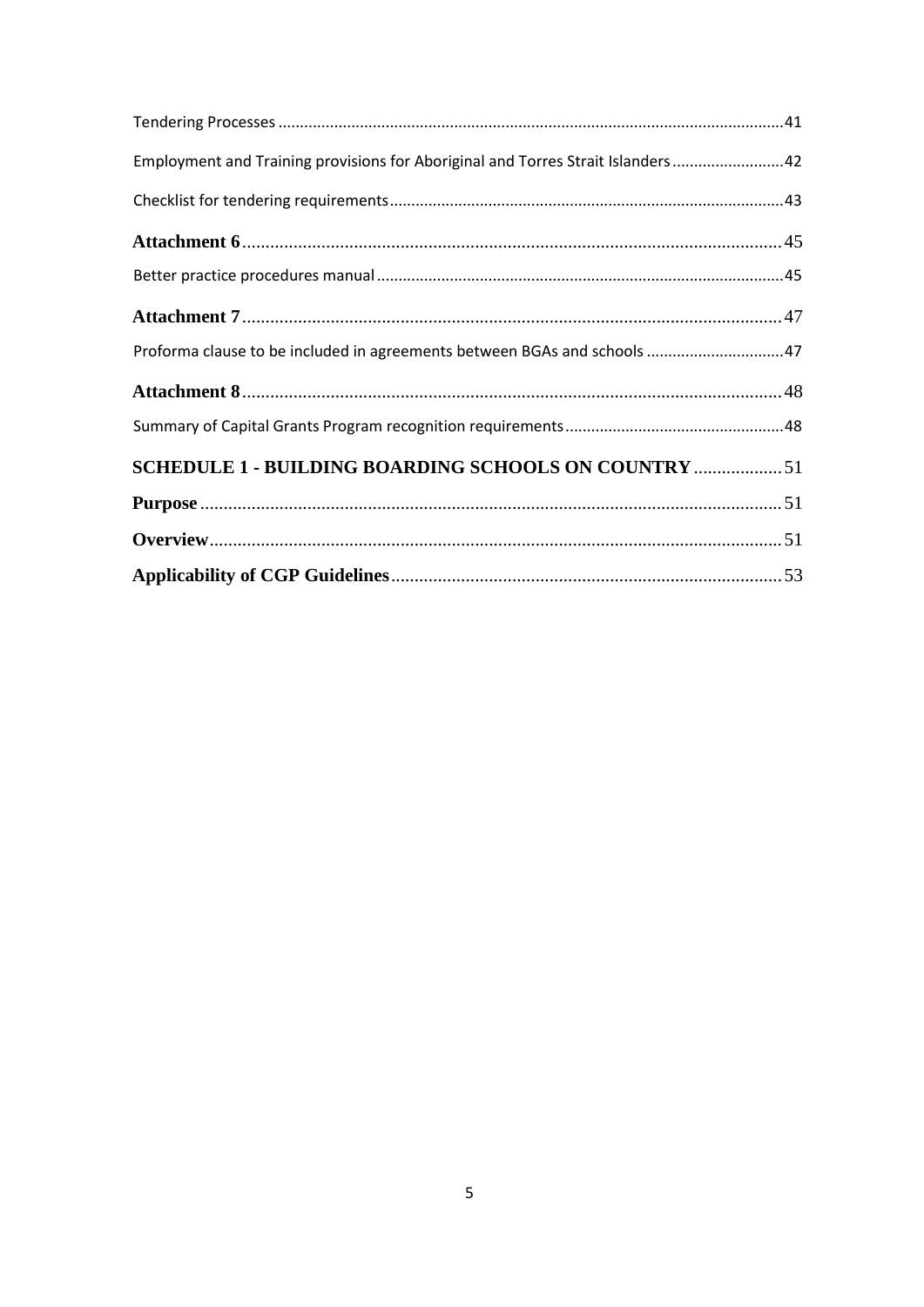Tendering Processes ....................................................................................................................41

Employment and Training provisions for Aboriginal and Torres Strait Islanders ..........................42

Checklist for tendering requirements...........................................................................................43

**Attachment 6**....................................................................................................................45

Better practice procedures manual .............................................................................................45

**Attachment 7**....................................................................................................................47

Proforma clause to be included in agreements between BGAs and schools ...............................47

**Attachment 8**....................................................................................................................48

Summary of Capital Grants Program recognition requirements..................................................48

**SCHEDULE 1 - BUILDING BOARDING SCHOOLS ON COUNTRY** ...................51

**Purpose**.............................................................................................................................51

**Overview**...........................................................................................................................51

**Applicability of CGP Guidelines**....................................................................................53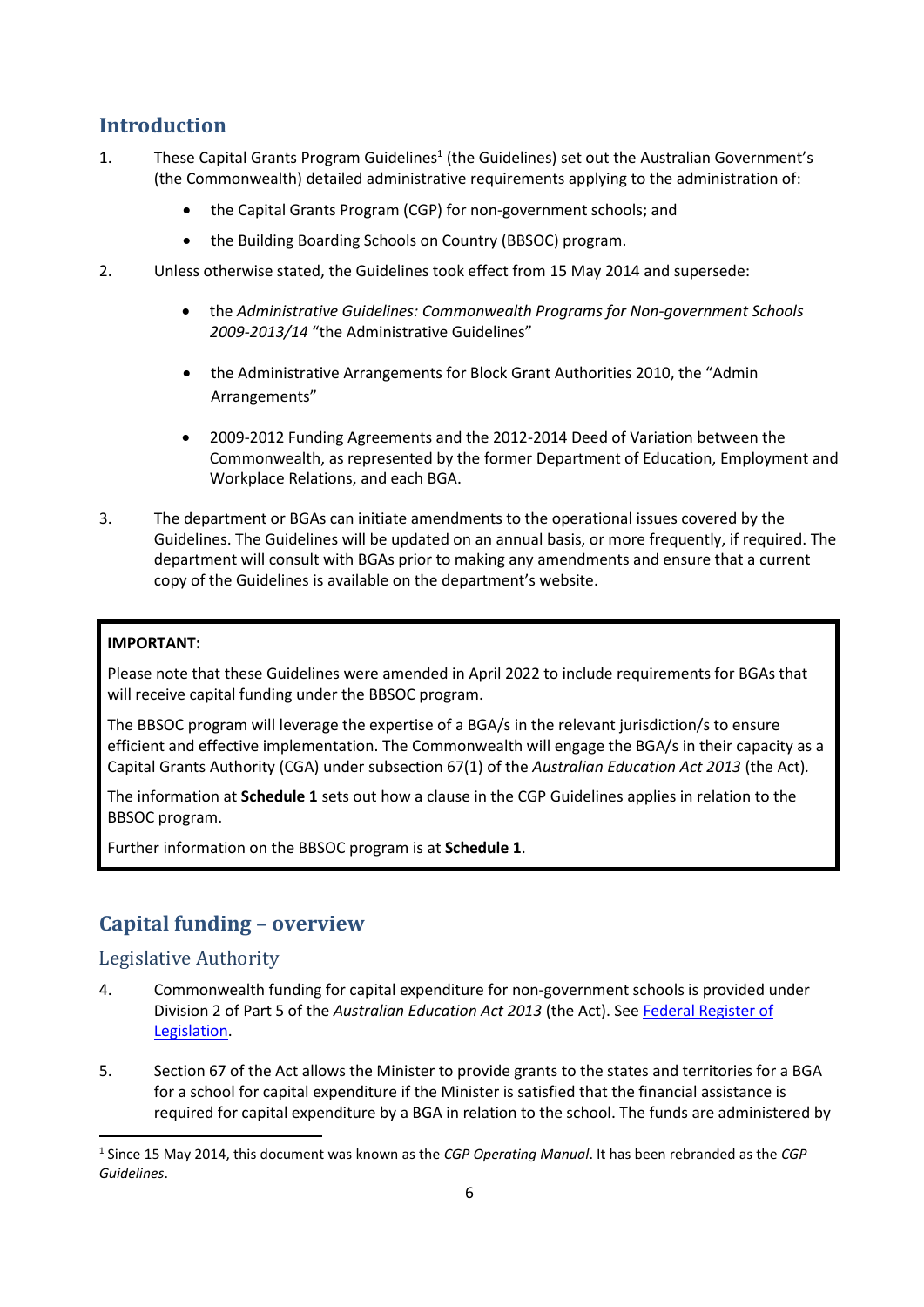## Introduction

1. These Capital Grants Program Guidelines[1] (the Guidelines) set out the Australian Government's (the Commonwealth) detailed administrative requirements applying to the administration of:

   - the Capital Grants Program (CGP) for non-government schools; and
   - the Building Boarding Schools on Country (BBSOC) program.

2. Unless otherwise stated, the Guidelines took effect from 15 May 2014 and supersede:

   - the *Administrative Guidelines: Commonwealth Programs for Non-government Schools 2009-2013/14* "the Administrative Guidelines"
   - the Administrative Arrangements for Block Grant Authorities 2010, the "Admin Arrangements"
   - 2009-2012 Funding Agreements and the 2012-2014 Deed of Variation between the Commonwealth, as represented by the former Department of Education, Employment and Workplace Relations, and each BGA.

3. The department or BGAs can initiate amendments to the operational issues covered by the Guidelines. The Guidelines will be updated on an annual basis, or more frequently, if required. The department will consult with BGAs prior to making any amendments and ensure that a current copy of the Guidelines is available on the department's website.

> **IMPORTANT:**
>
> Please note that these Guidelines were amended in April 2022 to include requirements for BGAs that will receive capital funding under the BBSOC program.
>
> The BBSOC program will leverage the expertise of a BGA/s in the relevant jurisdiction/s to ensure efficient and effective implementation. The Commonwealth will engage the BGA/s in their capacity as a Capital Grants Authority (CGA) under subsection 67(1) of the *Australian Education Act 2013* (the Act).
>
> The information at **Schedule 1** sets out how a clause in the CGP Guidelines applies in relation to the BBSOC program.
>
> Further information on the BBSOC program is at **Schedule 1**.

## Capital funding – overview

### Legislative Authority

4. Commonwealth funding for capital expenditure for non-government schools is provided under Division 2 of Part 5 of the *Australian Education Act 2013* (the Act). See [Federal Register of Legislation](Federal Register of Legislation).

5. Section 67 of the Act allows the Minister to provide grants to the states and territories for a BGA for a school for capital expenditure if the Minister is satisfied that the financial assistance is required for capital expenditure by a BGA in relation to the school. The funds are administered by

---

[1] Since 15 May 2014, this document was known as the *CGP Operating Manual*. It has been rebranded as the *CGP Guidelines*.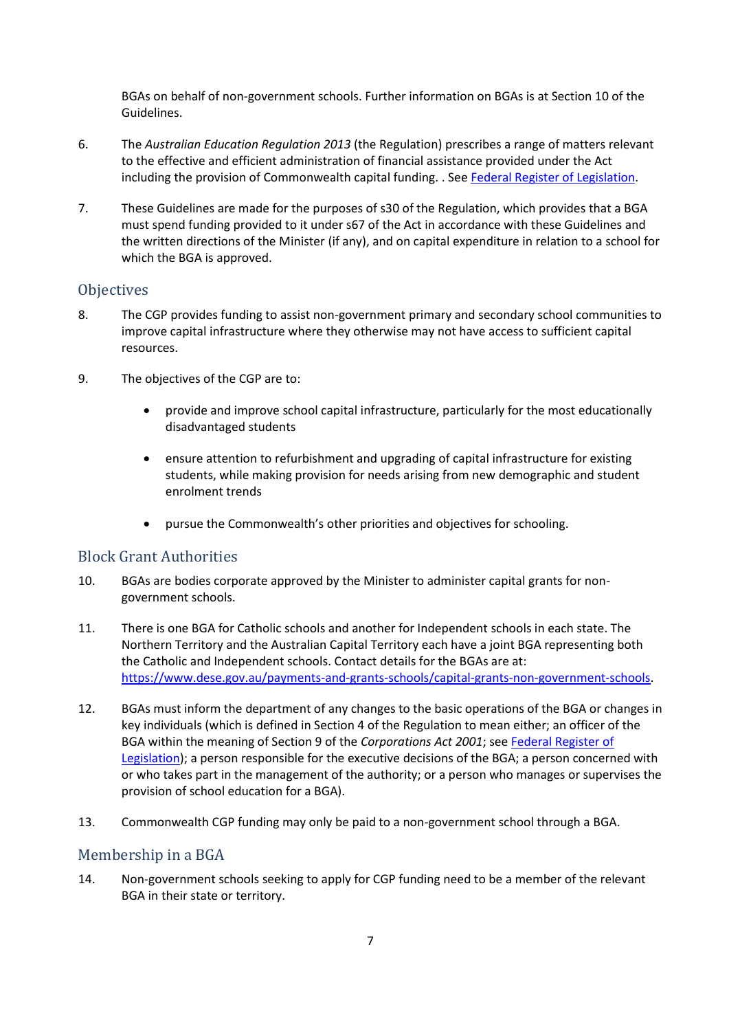BGAs on behalf of non-government schools. Further information on BGAs is at Section 10 of the Guidelines.

6. The *Australian Education Regulation 2013* (the Regulation) prescribes a range of matters relevant to the effective and efficient administration of financial assistance provided under the Act including the provision of Commonwealth capital funding. . See [Federal Register of Legislation](https://www.legislation.gov.au).

7. These Guidelines are made for the purposes of s30 of the Regulation, which provides that a BGA must spend funding provided to it under s67 of the Act in accordance with these Guidelines and the written directions of the Minister (if any), and on capital expenditure in relation to a school for which the BGA is approved.

## Objectives

8. The CGP provides funding to assist non-government primary and secondary school communities to improve capital infrastructure where they otherwise may not have access to sufficient capital resources.

9. The objectives of the CGP are to:

   - provide and improve school capital infrastructure, particularly for the most educationally disadvantaged students
   - ensure attention to refurbishment and upgrading of capital infrastructure for existing students, while making provision for needs arising from new demographic and student enrolment trends
   - pursue the Commonwealth's other priorities and objectives for schooling.

## Block Grant Authorities

10. BGAs are bodies corporate approved by the Minister to administer capital grants for non-government schools.

11. There is one BGA for Catholic schools and another for Independent schools in each state. The Northern Territory and the Australian Capital Territory each have a joint BGA representing both the Catholic and Independent schools. Contact details for the BGAs are at: https://www.dese.gov.au/payments-and-grants-schools/capital-grants-non-government-schools.

12. BGAs must inform the department of any changes to the basic operations of the BGA or changes in key individuals (which is defined in Section 4 of the Regulation to mean either; an officer of the BGA within the meaning of Section 9 of the *Corporations Act 2001*; see [Federal Register of Legislation](https://www.legislation.gov.au)); a person responsible for the executive decisions of the BGA; a person concerned with or who takes part in the management of the authority; or a person who manages or supervises the provision of school education for a BGA).

13. Commonwealth CGP funding may only be paid to a non-government school through a BGA.

## Membership in a BGA

14. Non-government schools seeking to apply for CGP funding need to be a member of the relevant BGA in their state or territory.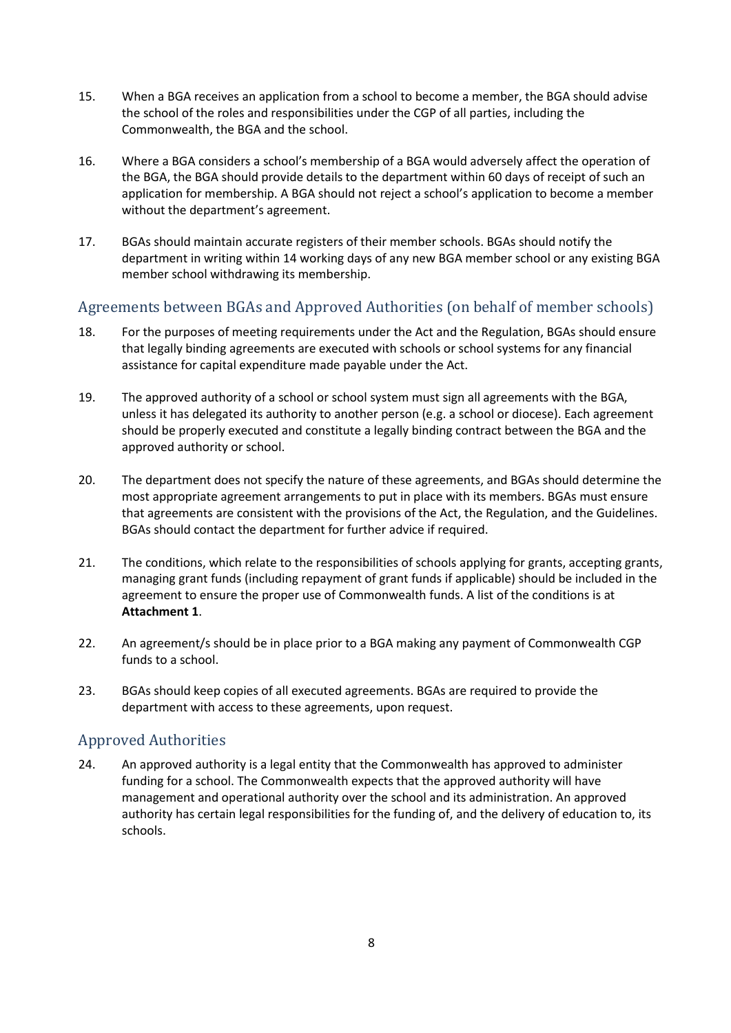15. When a BGA receives an application from a school to become a member, the BGA should advise the school of the roles and responsibilities under the CGP of all parties, including the Commonwealth, the BGA and the school.

16. Where a BGA considers a school's membership of a BGA would adversely affect the operation of the BGA, the BGA should provide details to the department within 60 days of receipt of such an application for membership. A BGA should not reject a school's application to become a member without the department's agreement.

17. BGAs should maintain accurate registers of their member schools. BGAs should notify the department in writing within 14 working days of any new BGA member school or any existing BGA member school withdrawing its membership.

## Agreements between BGAs and Approved Authorities (on behalf of member schools)

18. For the purposes of meeting requirements under the Act and the Regulation, BGAs should ensure that legally binding agreements are executed with schools or school systems for any financial assistance for capital expenditure made payable under the Act.

19. The approved authority of a school or school system must sign all agreements with the BGA, unless it has delegated its authority to another person (e.g. a school or diocese). Each agreement should be properly executed and constitute a legally binding contract between the BGA and the approved authority or school.

20. The department does not specify the nature of these agreements, and BGAs should determine the most appropriate agreement arrangements to put in place with its members. BGAs must ensure that agreements are consistent with the provisions of the Act, the Regulation, and the Guidelines. BGAs should contact the department for further advice if required.

21. The conditions, which relate to the responsibilities of schools applying for grants, accepting grants, managing grant funds (including repayment of grant funds if applicable) should be included in the agreement to ensure the proper use of Commonwealth funds. A list of the conditions is at **Attachment 1**.

22. An agreement/s should be in place prior to a BGA making any payment of Commonwealth CGP funds to a school.

23. BGAs should keep copies of all executed agreements. BGAs are required to provide the department with access to these agreements, upon request.

## Approved Authorities

24. An approved authority is a legal entity that the Commonwealth has approved to administer funding for a school. The Commonwealth expects that the approved authority will have management and operational authority over the school and its administration. An approved authority has certain legal responsibilities for the funding of, and the delivery of education to, its schools.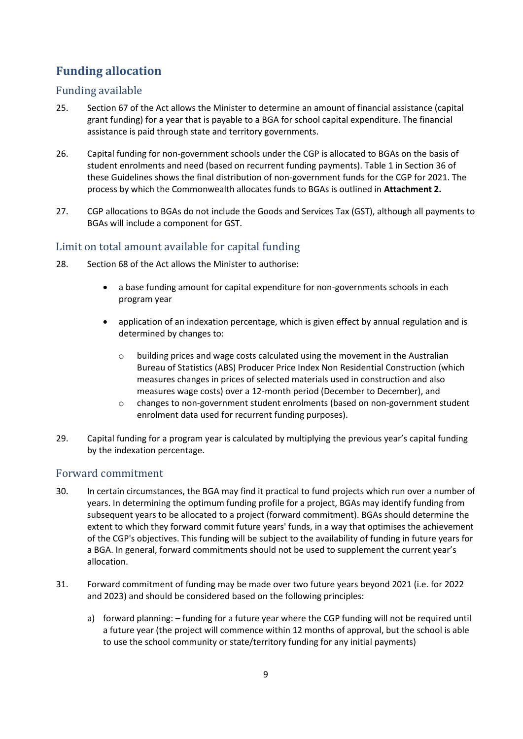## Funding allocation

### Funding available

25. Section 67 of the Act allows the Minister to determine an amount of financial assistance (capital grant funding) for a year that is payable to a BGA for school capital expenditure. The financial assistance is paid through state and territory governments.

26. Capital funding for non-government schools under the CGP is allocated to BGAs on the basis of student enrolments and need (based on recurrent funding payments). Table 1 in Section 36 of these Guidelines shows the final distribution of non-government funds for the CGP for 2021. The process by which the Commonwealth allocates funds to BGAs is outlined in **Attachment 2.**

27. CGP allocations to BGAs do not include the Goods and Services Tax (GST), although all payments to BGAs will include a component for GST.

### Limit on total amount available for capital funding

28. Section 68 of the Act allows the Minister to authorise:

    - a base funding amount for capital expenditure for non-governments schools in each program year
    - application of an indexation percentage, which is given effect by annual regulation and is determined by changes to:
        - building prices and wage costs calculated using the movement in the Australian Bureau of Statistics (ABS) Producer Price Index Non Residential Construction (which measures changes in prices of selected materials used in construction and also measures wage costs) over a 12-month period (December to December), and
        - changes to non-government student enrolments (based on non-government student enrolment data used for recurrent funding purposes).

29. Capital funding for a program year is calculated by multiplying the previous year's capital funding by the indexation percentage.

### Forward commitment

30. In certain circumstances, the BGA may find it practical to fund projects which run over a number of years. In determining the optimum funding profile for a project, BGAs may identify funding from subsequent years to be allocated to a project (forward commitment). BGAs should determine the extent to which they forward commit future years' funds, in a way that optimises the achievement of the CGP's objectives. This funding will be subject to the availability of funding in future years for a BGA. In general, forward commitments should not be used to supplement the current year's allocation.

31. Forward commitment of funding may be made over two future years beyond 2021 (i.e. for 2022 and 2023) and should be considered based on the following principles:

    a) forward planning: – funding for a future year where the CGP funding will not be required until a future year (the project will commence within 12 months of approval, but the school is able to use the school community or state/territory funding for any initial payments)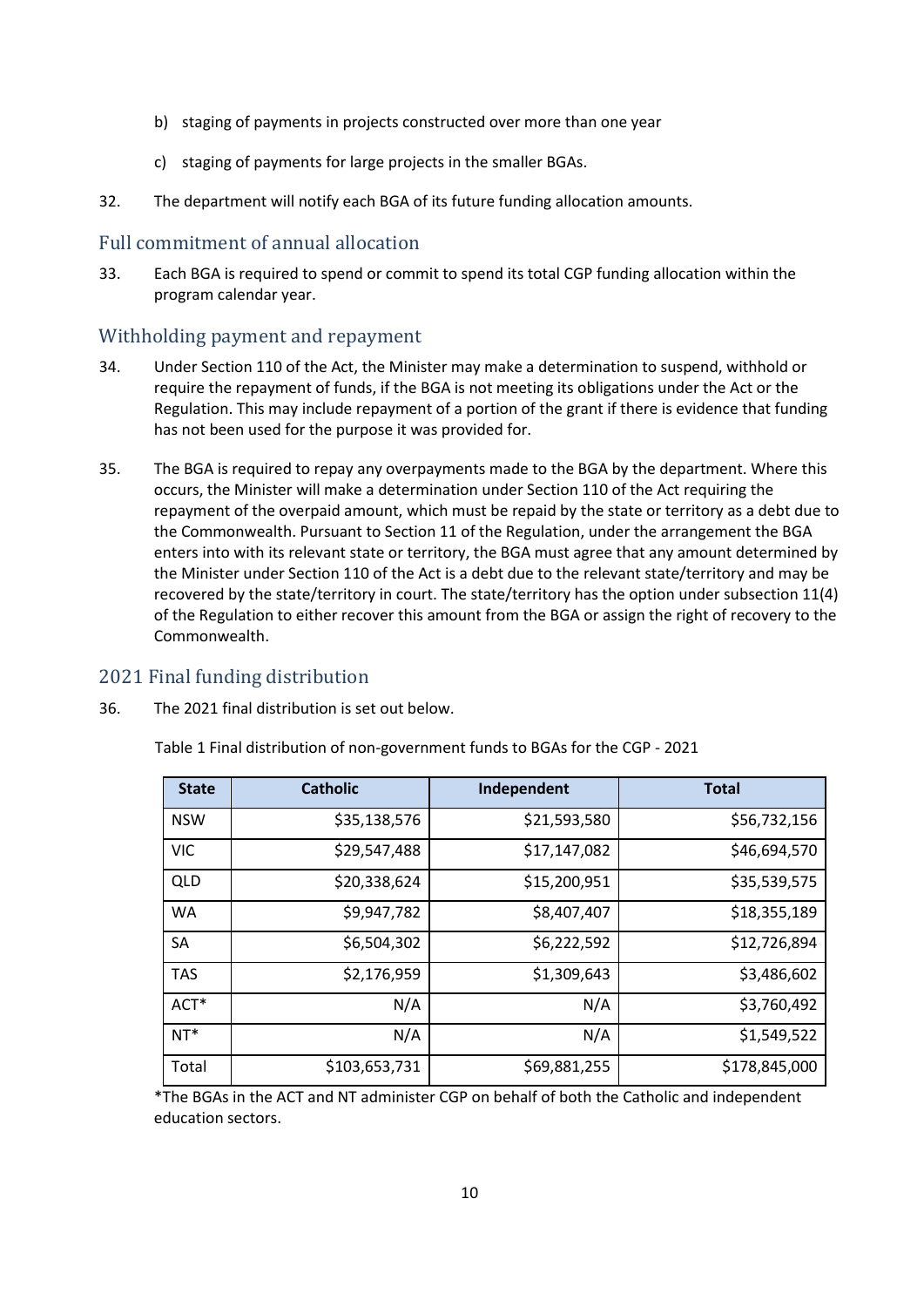b) staging of payments in projects constructed over more than one year

c) staging of payments for large projects in the smaller BGAs.

32. The department will notify each BGA of its future funding allocation amounts.

## Full commitment of annual allocation

33. Each BGA is required to spend or commit to spend its total CGP funding allocation within the program calendar year.

## Withholding payment and repayment

34. Under Section 110 of the Act, the Minister may make a determination to suspend, withhold or require the repayment of funds, if the BGA is not meeting its obligations under the Act or the Regulation. This may include repayment of a portion of the grant if there is evidence that funding has not been used for the purpose it was provided for.

35. The BGA is required to repay any overpayments made to the BGA by the department. Where this occurs, the Minister will make a determination under Section 110 of the Act requiring the repayment of the overpaid amount, which must be repaid by the state or territory as a debt due to the Commonwealth. Pursuant to Section 11 of the Regulation, under the arrangement the BGA enters into with its relevant state or territory, the BGA must agree that any amount determined by the Minister under Section 110 of the Act is a debt due to the relevant state/territory and may be recovered by the state/territory in court. The state/territory has the option under subsection 11(4) of the Regulation to either recover this amount from the BGA or assign the right of recovery to the Commonwealth.

## 2021 Final funding distribution

36. The 2021 final distribution is set out below.

Table 1 Final distribution of non-government funds to BGAs for the CGP - 2021

| State | Catholic | Independent | Total |
|---|---|---|---|
| NSW | $35,138,576 | $21,593,580 | $56,732,156 |
| VIC | $29,547,488 | $17,147,082 | $46,694,570 |
| QLD | $20,338,624 | $15,200,951 | $35,539,575 |
| WA | $9,947,782 | $8,407,407 | $18,355,189 |
| SA | $6,504,302 | $6,222,592 | $12,726,894 |
| TAS | $2,176,959 | $1,309,643 | $3,486,602 |
| ACT* | N/A | N/A | $3,760,492 |
| NT* | N/A | N/A | $1,549,522 |
| Total | $103,653,731 | $69,881,255 | $178,845,000 |

*The BGAs in the ACT and NT administer CGP on behalf of both the Catholic and independent education sectors.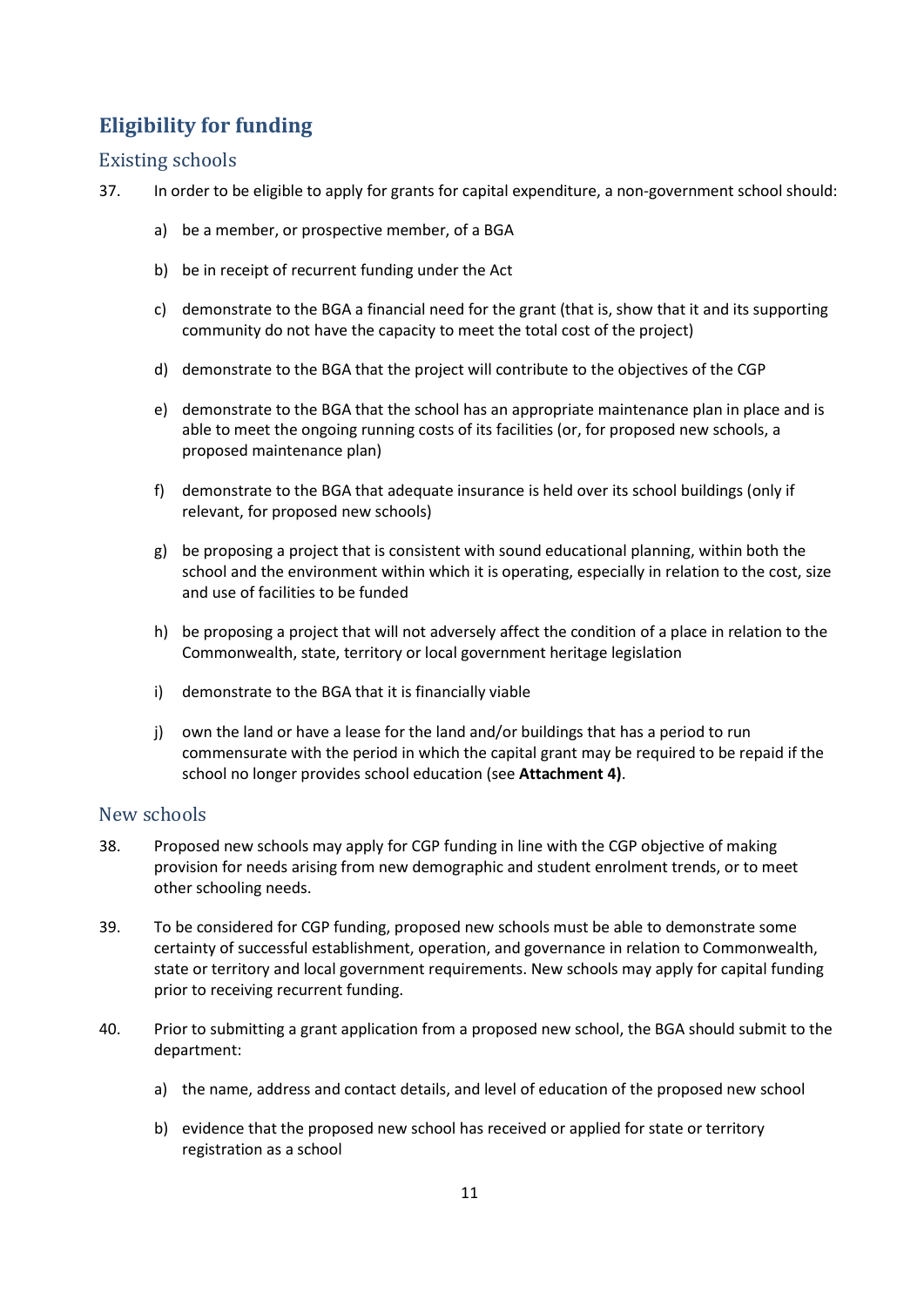## Eligibility for funding

### Existing schools

37. In order to be eligible to apply for grants for capital expenditure, a non-government school should:

    a) be a member, or prospective member, of a BGA

    b) be in receipt of recurrent funding under the Act

    c) demonstrate to the BGA a financial need for the grant (that is, show that it and its supporting community do not have the capacity to meet the total cost of the project)

    d) demonstrate to the BGA that the project will contribute to the objectives of the CGP

    e) demonstrate to the BGA that the school has an appropriate maintenance plan in place and is able to meet the ongoing running costs of its facilities (or, for proposed new schools, a proposed maintenance plan)

    f) demonstrate to the BGA that adequate insurance is held over its school buildings (only if relevant, for proposed new schools)

    g) be proposing a project that is consistent with sound educational planning, within both the school and the environment within which it is operating, especially in relation to the cost, size and use of facilities to be funded

    h) be proposing a project that will not adversely affect the condition of a place in relation to the Commonwealth, state, territory or local government heritage legislation

    i) demonstrate to the BGA that it is financially viable

    j) own the land or have a lease for the land and/or buildings that has a period to run commensurate with the period in which the capital grant may be required to be repaid if the school no longer provides school education (see **Attachment 4)**.

### New schools

38. Proposed new schools may apply for CGP funding in line with the CGP objective of making provision for needs arising from new demographic and student enrolment trends, or to meet other schooling needs.

39. To be considered for CGP funding, proposed new schools must be able to demonstrate some certainty of successful establishment, operation, and governance in relation to Commonwealth, state or territory and local government requirements. New schools may apply for capital funding prior to receiving recurrent funding.

40. Prior to submitting a grant application from a proposed new school, the BGA should submit to the department:

    a) the name, address and contact details, and level of education of the proposed new school

    b) evidence that the proposed new school has received or applied for state or territory registration as a school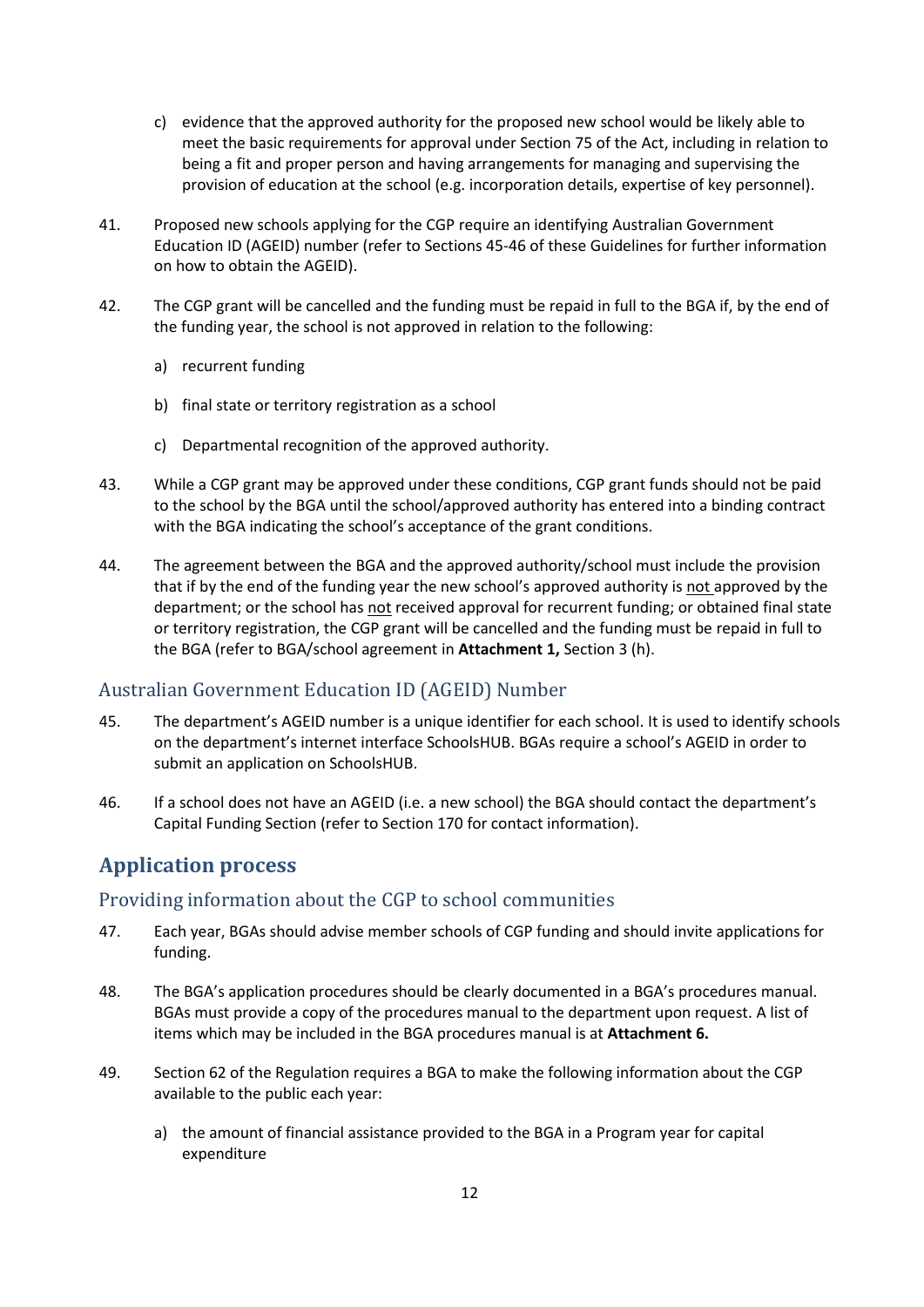c) evidence that the approved authority for the proposed new school would be likely able to meet the basic requirements for approval under Section 75 of the Act, including in relation to being a fit and proper person and having arrangements for managing and supervising the provision of education at the school (e.g. incorporation details, expertise of key personnel).

41. Proposed new schools applying for the CGP require an identifying Australian Government Education ID (AGEID) number (refer to Sections 45-46 of these Guidelines for further information on how to obtain the AGEID).

42. The CGP grant will be cancelled and the funding must be repaid in full to the BGA if, by the end of the funding year, the school is not approved in relation to the following:

    a) recurrent funding

    b) final state or territory registration as a school

    c) Departmental recognition of the approved authority.

43. While a CGP grant may be approved under these conditions, CGP grant funds should not be paid to the school by the BGA until the school/approved authority has entered into a binding contract with the BGA indicating the school's acceptance of the grant conditions.

44. The agreement between the BGA and the approved authority/school must include the provision that if by the end of the funding year the new school's approved authority is not approved by the department; or the school has not received approval for recurrent funding; or obtained final state or territory registration, the CGP grant will be cancelled and the funding must be repaid in full to the BGA (refer to BGA/school agreement in **Attachment 1,** Section 3 (h).

### Australian Government Education ID (AGEID) Number

45. The department's AGEID number is a unique identifier for each school. It is used to identify schools on the department's internet interface SchoolsHUB. BGAs require a school's AGEID in order to submit an application on SchoolsHUB.

46. If a school does not have an AGEID (i.e. a new school) the BGA should contact the department's Capital Funding Section (refer to Section 170 for contact information).

## Application process

### Providing information about the CGP to school communities

47. Each year, BGAs should advise member schools of CGP funding and should invite applications for funding.

48. The BGA's application procedures should be clearly documented in a BGA's procedures manual. BGAs must provide a copy of the procedures manual to the department upon request. A list of items which may be included in the BGA procedures manual is at **Attachment 6.**

49. Section 62 of the Regulation requires a BGA to make the following information about the CGP available to the public each year:

    a) the amount of financial assistance provided to the BGA in a Program year for capital expenditure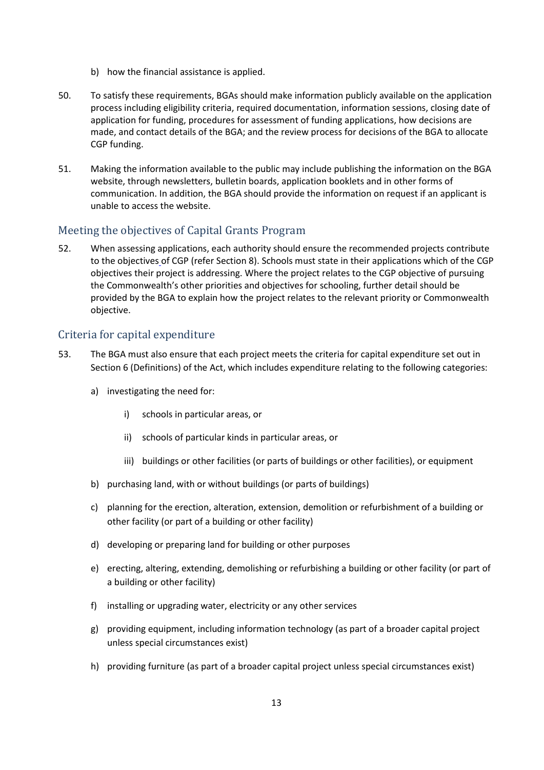b) how the financial assistance is applied.

50. To satisfy these requirements, BGAs should make information publicly available on the application process including eligibility criteria, required documentation, information sessions, closing date of application for funding, procedures for assessment of funding applications, how decisions are made, and contact details of the BGA; and the review process for decisions of the BGA to allocate CGP funding.

51. Making the information available to the public may include publishing the information on the BGA website, through newsletters, bulletin boards, application booklets and in other forms of communication. In addition, the BGA should provide the information on request if an applicant is unable to access the website.

## Meeting the objectives of Capital Grants Program

52. When assessing applications, each authority should ensure the recommended projects contribute to the objectives of CGP (refer Section 8). Schools must state in their applications which of the CGP objectives their project is addressing. Where the project relates to the CGP objective of pursuing the Commonwealth's other priorities and objectives for schooling, further detail should be provided by the BGA to explain how the project relates to the relevant priority or Commonwealth objective.

## Criteria for capital expenditure

53. The BGA must also ensure that each project meets the criteria for capital expenditure set out in Section 6 (Definitions) of the Act, which includes expenditure relating to the following categories:

    a) investigating the need for:

        i) schools in particular areas, or

        ii) schools of particular kinds in particular areas, or

        iii) buildings or other facilities (or parts of buildings or other facilities), or equipment

    b) purchasing land, with or without buildings (or parts of buildings)

    c) planning for the erection, alteration, extension, demolition or refurbishment of a building or other facility (or part of a building or other facility)

    d) developing or preparing land for building or other purposes

    e) erecting, altering, extending, demolishing or refurbishing a building or other facility (or part of a building or other facility)

    f) installing or upgrading water, electricity or any other services

    g) providing equipment, including information technology (as part of a broader capital project unless special circumstances exist)

    h) providing furniture (as part of a broader capital project unless special circumstances exist)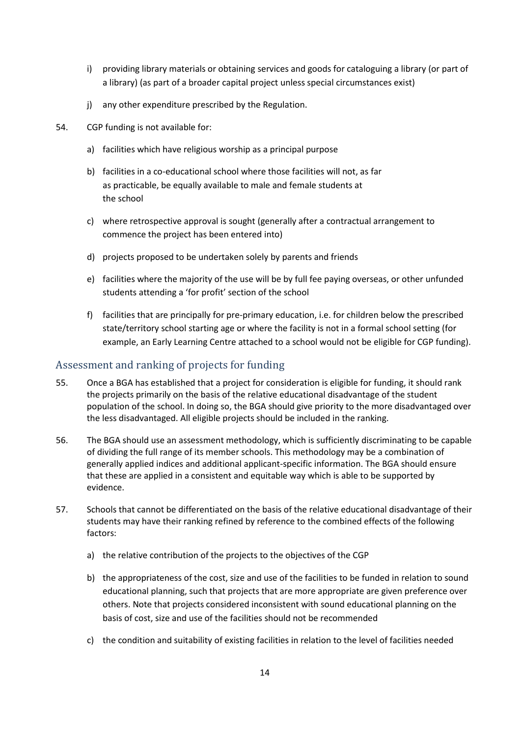i) providing library materials or obtaining services and goods for cataloguing a library (or part of a library) (as part of a broader capital project unless special circumstances exist)

j) any other expenditure prescribed by the Regulation.

54. CGP funding is not available for:

a) facilities which have religious worship as a principal purpose

b) facilities in a co-educational school where those facilities will not, as far as practicable, be equally available to male and female students at the school

c) where retrospective approval is sought (generally after a contractual arrangement to commence the project has been entered into)

d) projects proposed to be undertaken solely by parents and friends

e) facilities where the majority of the use will be by full fee paying overseas, or other unfunded students attending a 'for profit' section of the school

f) facilities that are principally for pre-primary education, i.e. for children below the prescribed state/territory school starting age or where the facility is not in a formal school setting (for example, an Early Learning Centre attached to a school would not be eligible for CGP funding).

## Assessment and ranking of projects for funding

55. Once a BGA has established that a project for consideration is eligible for funding, it should rank the projects primarily on the basis of the relative educational disadvantage of the student population of the school. In doing so, the BGA should give priority to the more disadvantaged over the less disadvantaged. All eligible projects should be included in the ranking.

56. The BGA should use an assessment methodology, which is sufficiently discriminating to be capable of dividing the full range of its member schools. This methodology may be a combination of generally applied indices and additional applicant-specific information. The BGA should ensure that these are applied in a consistent and equitable way which is able to be supported by evidence.

57. Schools that cannot be differentiated on the basis of the relative educational disadvantage of their students may have their ranking refined by reference to the combined effects of the following factors:

a) the relative contribution of the projects to the objectives of the CGP

b) the appropriateness of the cost, size and use of the facilities to be funded in relation to sound educational planning, such that projects that are more appropriate are given preference over others. Note that projects considered inconsistent with sound educational planning on the basis of cost, size and use of the facilities should not be recommended

c) the condition and suitability of existing facilities in relation to the level of facilities needed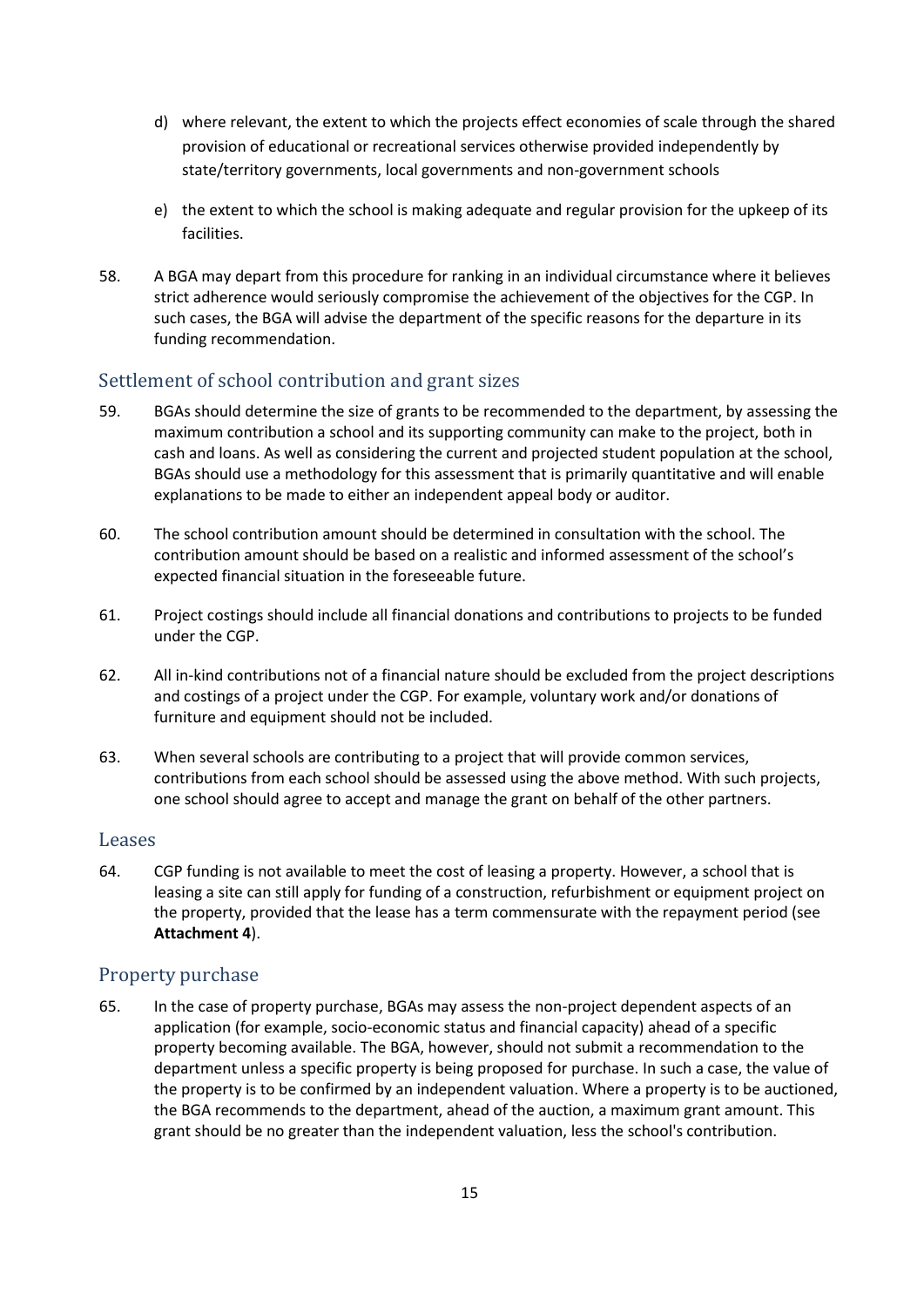d) where relevant, the extent to which the projects effect economies of scale through the shared provision of educational or recreational services otherwise provided independently by state/territory governments, local governments and non-government schools

e) the extent to which the school is making adequate and regular provision for the upkeep of its facilities.

58. A BGA may depart from this procedure for ranking in an individual circumstance where it believes strict adherence would seriously compromise the achievement of the objectives for the CGP. In such cases, the BGA will advise the department of the specific reasons for the departure in its funding recommendation.

## Settlement of school contribution and grant sizes

59. BGAs should determine the size of grants to be recommended to the department, by assessing the maximum contribution a school and its supporting community can make to the project, both in cash and loans. As well as considering the current and projected student population at the school, BGAs should use a methodology for this assessment that is primarily quantitative and will enable explanations to be made to either an independent appeal body or auditor.

60. The school contribution amount should be determined in consultation with the school. The contribution amount should be based on a realistic and informed assessment of the school's expected financial situation in the foreseeable future.

61. Project costings should include all financial donations and contributions to projects to be funded under the CGP.

62. All in-kind contributions not of a financial nature should be excluded from the project descriptions and costings of a project under the CGP. For example, voluntary work and/or donations of furniture and equipment should not be included.

63. When several schools are contributing to a project that will provide common services, contributions from each school should be assessed using the above method. With such projects, one school should agree to accept and manage the grant on behalf of the other partners.

## Leases

64. CGP funding is not available to meet the cost of leasing a property. However, a school that is leasing a site can still apply for funding of a construction, refurbishment or equipment project on the property, provided that the lease has a term commensurate with the repayment period (see **Attachment 4**).

## Property purchase

65. In the case of property purchase, BGAs may assess the non-project dependent aspects of an application (for example, socio-economic status and financial capacity) ahead of a specific property becoming available. The BGA, however, should not submit a recommendation to the department unless a specific property is being proposed for purchase. In such a case, the value of the property is to be confirmed by an independent valuation. Where a property is to be auctioned, the BGA recommends to the department, ahead of the auction, a maximum grant amount. This grant should be no greater than the independent valuation, less the school's contribution.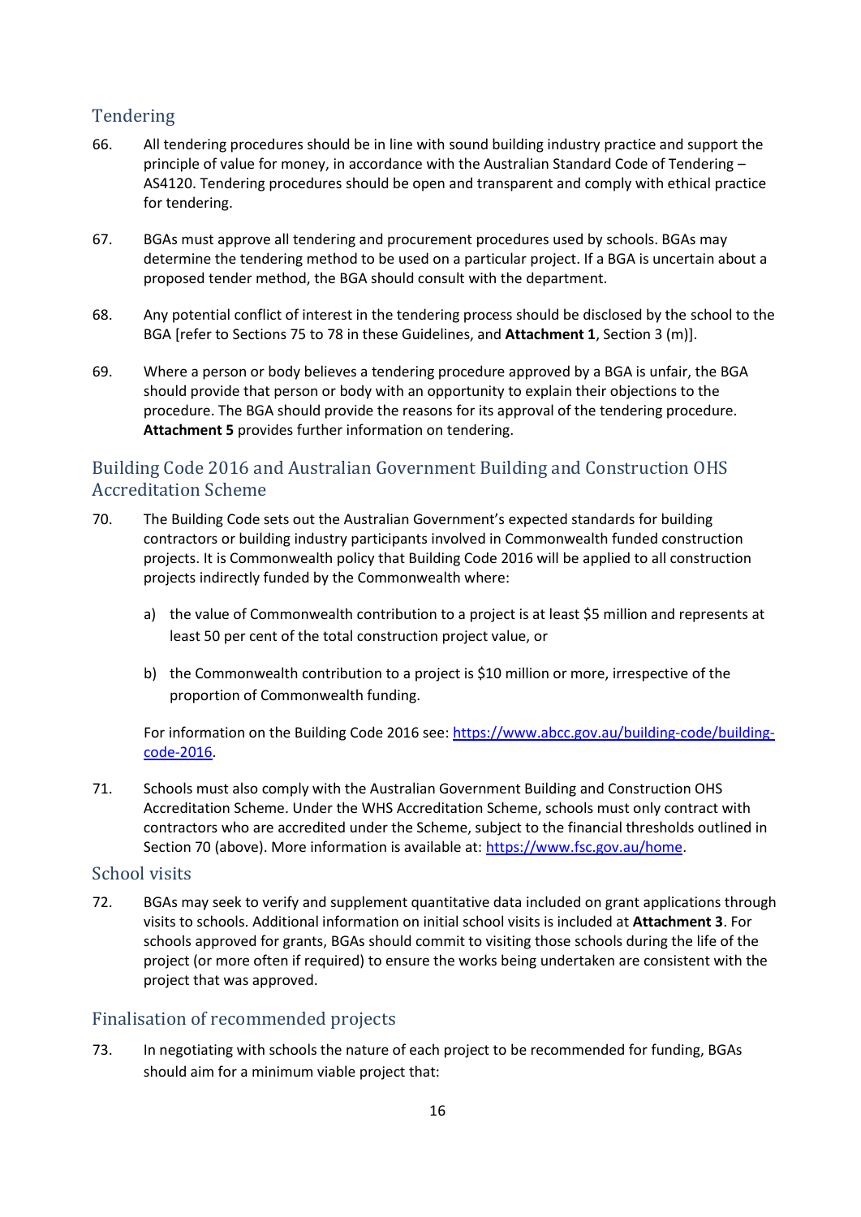## Tendering

66. All tendering procedures should be in line with sound building industry practice and support the principle of value for money, in accordance with the Australian Standard Code of Tendering – AS4120. Tendering procedures should be open and transparent and comply with ethical practice for tendering.

67. BGAs must approve all tendering and procurement procedures used by schools. BGAs may determine the tendering method to be used on a particular project. If a BGA is uncertain about a proposed tender method, the BGA should consult with the department.

68. Any potential conflict of interest in the tendering process should be disclosed by the school to the BGA [refer to Sections 75 to 78 in these Guidelines, and **Attachment 1**, Section 3 (m)].

69. Where a person or body believes a tendering procedure approved by a BGA is unfair, the BGA should provide that person or body with an opportunity to explain their objections to the procedure. The BGA should provide the reasons for its approval of the tendering procedure. **Attachment 5** provides further information on tendering.

## Building Code 2016 and Australian Government Building and Construction OHS Accreditation Scheme

70. The Building Code sets out the Australian Government's expected standards for building contractors or building industry participants involved in Commonwealth funded construction projects. It is Commonwealth policy that Building Code 2016 will be applied to all construction projects indirectly funded by the Commonwealth where:

    a) the value of Commonwealth contribution to a project is at least $5 million and represents at least 50 per cent of the total construction project value, or

    b) the Commonwealth contribution to a project is $10 million or more, irrespective of the proportion of Commonwealth funding.

    For information on the Building Code 2016 see: https://www.abcc.gov.au/building-code/building-code-2016.

71. Schools must also comply with the Australian Government Building and Construction OHS Accreditation Scheme. Under the WHS Accreditation Scheme, schools must only contract with contractors who are accredited under the Scheme, subject to the financial thresholds outlined in Section 70 (above). More information is available at: https://www.fsc.gov.au/home.

## School visits

72. BGAs may seek to verify and supplement quantitative data included on grant applications through visits to schools. Additional information on initial school visits is included at **Attachment 3**. For schools approved for grants, BGAs should commit to visiting those schools during the life of the project (or more often if required) to ensure the works being undertaken are consistent with the project that was approved.

## Finalisation of recommended projects

73. In negotiating with schools the nature of each project to be recommended for funding, BGAs should aim for a minimum viable project that: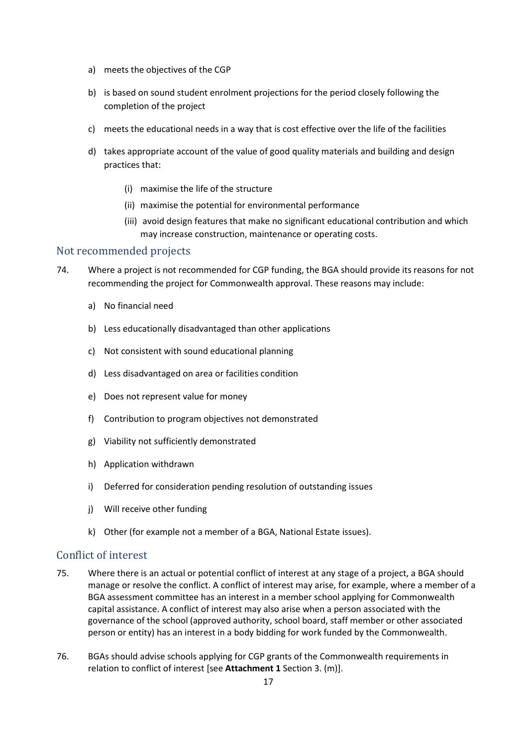a) meets the objectives of the CGP

b) is based on sound student enrolment projections for the period closely following the completion of the project

c) meets the educational needs in a way that is cost effective over the life of the facilities

d) takes appropriate account of the value of good quality materials and building and design practices that:

   (i) maximise the life of the structure
   
   (ii) maximise the potential for environmental performance
   
   (iii) avoid design features that make no significant educational contribution and which may increase construction, maintenance or operating costs.

## Not recommended projects

74. Where a project is not recommended for CGP funding, the BGA should provide its reasons for not recommending the project for Commonwealth approval. These reasons may include:

   a) No financial need

   b) Less educationally disadvantaged than other applications

   c) Not consistent with sound educational planning

   d) Less disadvantaged on area or facilities condition

   e) Does not represent value for money

   f) Contribution to program objectives not demonstrated

   g) Viability not sufficiently demonstrated

   h) Application withdrawn

   i) Deferred for consideration pending resolution of outstanding issues

   j) Will receive other funding

   k) Other (for example not a member of a BGA, National Estate issues).

## Conflict of interest

75. Where there is an actual or potential conflict of interest at any stage of a project, a BGA should manage or resolve the conflict. A conflict of interest may arise, for example, where a member of a BGA assessment committee has an interest in a member school applying for Commonwealth capital assistance. A conflict of interest may also arise when a person associated with the governance of the school (approved authority, school board, staff member or other associated person or entity) has an interest in a body bidding for work funded by the Commonwealth.

76. BGAs should advise schools applying for CGP grants of the Commonwealth requirements in relation to conflict of interest [see **Attachment 1** Section 3. (m)].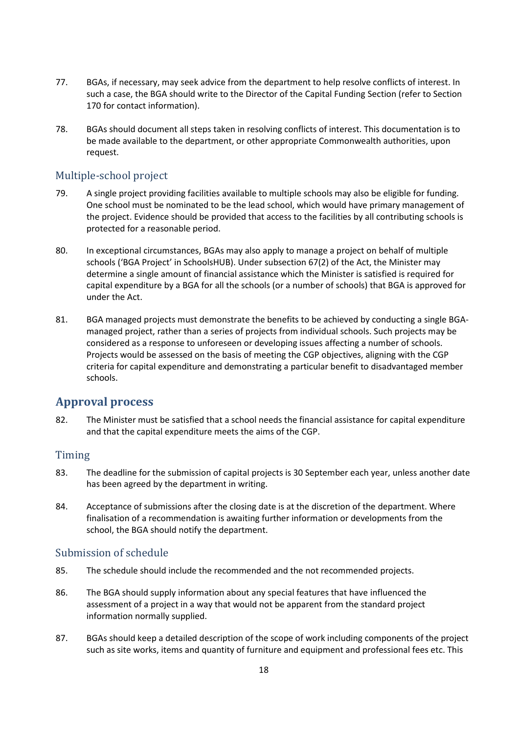77. BGAs, if necessary, may seek advice from the department to help resolve conflicts of interest. In such a case, the BGA should write to the Director of the Capital Funding Section (refer to Section 170 for contact information).

78. BGAs should document all steps taken in resolving conflicts of interest. This documentation is to be made available to the department, or other appropriate Commonwealth authorities, upon request.

### Multiple-school project

79. A single project providing facilities available to multiple schools may also be eligible for funding. One school must be nominated to be the lead school, which would have primary management of the project. Evidence should be provided that access to the facilities by all contributing schools is protected for a reasonable period.

80. In exceptional circumstances, BGAs may also apply to manage a project on behalf of multiple schools ('BGA Project' in SchoolsHUB). Under subsection 67(2) of the Act, the Minister may determine a single amount of financial assistance which the Minister is satisfied is required for capital expenditure by a BGA for all the schools (or a number of schools) that BGA is approved for under the Act.

81. BGA managed projects must demonstrate the benefits to be achieved by conducting a single BGA-managed project, rather than a series of projects from individual schools. Such projects may be considered as a response to unforeseen or developing issues affecting a number of schools. Projects would be assessed on the basis of meeting the CGP objectives, aligning with the CGP criteria for capital expenditure and demonstrating a particular benefit to disadvantaged member schools.

## Approval process

82. The Minister must be satisfied that a school needs the financial assistance for capital expenditure and that the capital expenditure meets the aims of the CGP.

### Timing

83. The deadline for the submission of capital projects is 30 September each year, unless another date has been agreed by the department in writing.

84. Acceptance of submissions after the closing date is at the discretion of the department. Where finalisation of a recommendation is awaiting further information or developments from the school, the BGA should notify the department.

### Submission of schedule

85. The schedule should include the recommended and the not recommended projects.

86. The BGA should supply information about any special features that have influenced the assessment of a project in a way that would not be apparent from the standard project information normally supplied.

87. BGAs should keep a detailed description of the scope of work including components of the project such as site works, items and quantity of furniture and equipment and professional fees etc. This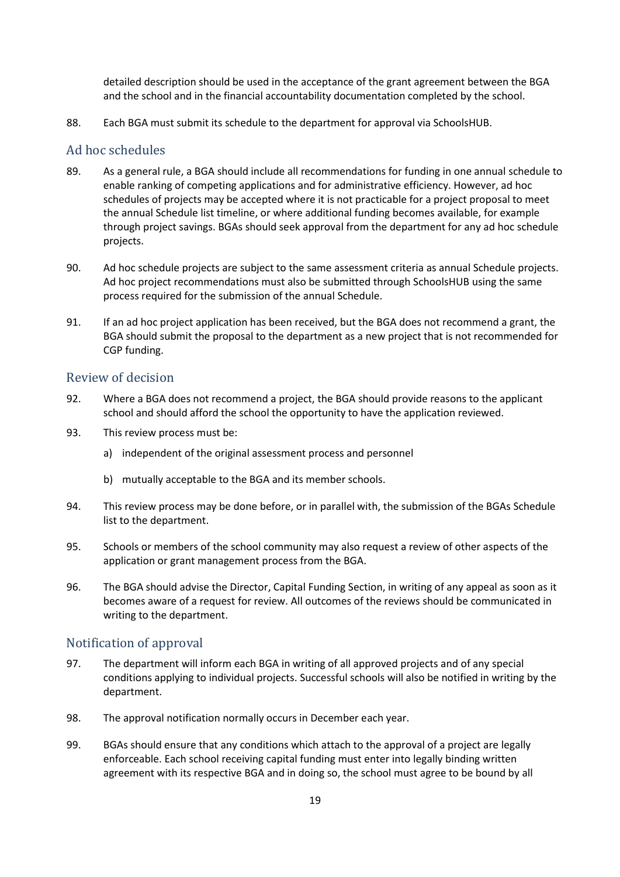detailed description should be used in the acceptance of the grant agreement between the BGA and the school and in the financial accountability documentation completed by the school.

88. Each BGA must submit its schedule to the department for approval via SchoolsHUB.

## Ad hoc schedules

89. As a general rule, a BGA should include all recommendations for funding in one annual schedule to enable ranking of competing applications and for administrative efficiency. However, ad hoc schedules of projects may be accepted where it is not practicable for a project proposal to meet the annual Schedule list timeline, or where additional funding becomes available, for example through project savings. BGAs should seek approval from the department for any ad hoc schedule projects.

90. Ad hoc schedule projects are subject to the same assessment criteria as annual Schedule projects. Ad hoc project recommendations must also be submitted through SchoolsHUB using the same process required for the submission of the annual Schedule.

91. If an ad hoc project application has been received, but the BGA does not recommend a grant, the BGA should submit the proposal to the department as a new project that is not recommended for CGP funding.

## Review of decision

92. Where a BGA does not recommend a project, the BGA should provide reasons to the applicant school and should afford the school the opportunity to have the application reviewed.

93. This review process must be:

    a) independent of the original assessment process and personnel

    b) mutually acceptable to the BGA and its member schools.

94. This review process may be done before, or in parallel with, the submission of the BGAs Schedule list to the department.

95. Schools or members of the school community may also request a review of other aspects of the application or grant management process from the BGA.

96. The BGA should advise the Director, Capital Funding Section, in writing of any appeal as soon as it becomes aware of a request for review. All outcomes of the reviews should be communicated in writing to the department.

## Notification of approval

97. The department will inform each BGA in writing of all approved projects and of any special conditions applying to individual projects. Successful schools will also be notified in writing by the department.

98. The approval notification normally occurs in December each year.

99. BGAs should ensure that any conditions which attach to the approval of a project are legally enforceable. Each school receiving capital funding must enter into legally binding written agreement with its respective BGA and in doing so, the school must agree to be bound by all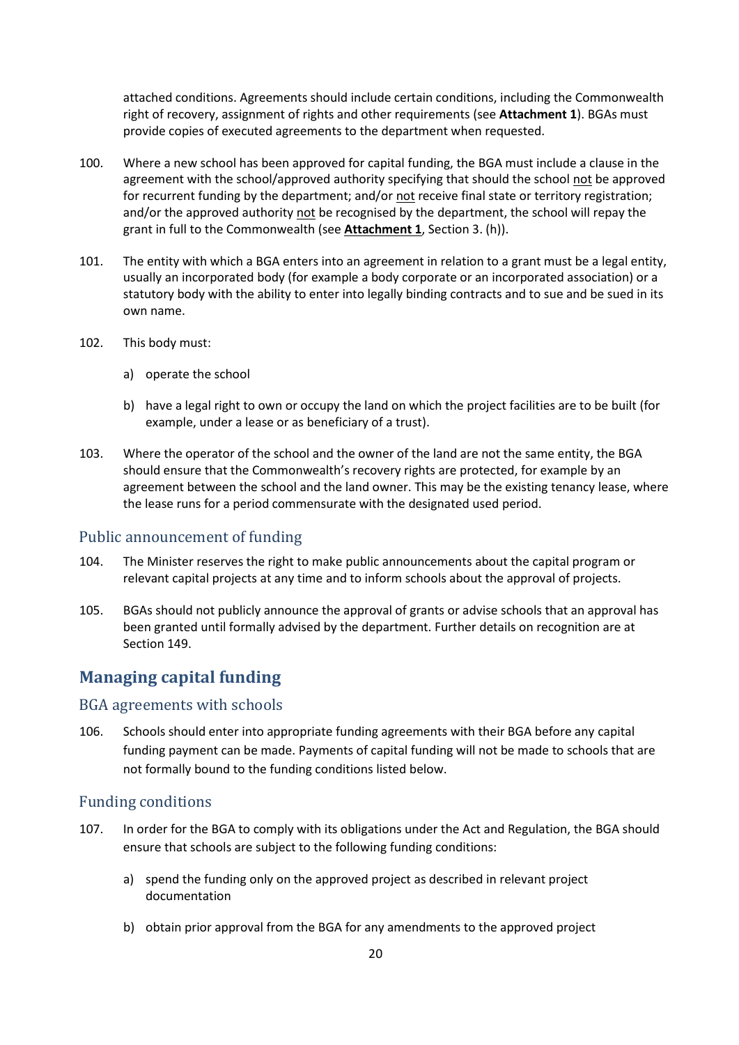attached conditions. Agreements should include certain conditions, including the Commonwealth right of recovery, assignment of rights and other requirements (see **Attachment 1**). BGAs must provide copies of executed agreements to the department when requested.

100. Where a new school has been approved for capital funding, the BGA must include a clause in the agreement with the school/approved authority specifying that should the school not be approved for recurrent funding by the department; and/or not receive final state or territory registration; and/or the approved authority not be recognised by the department, the school will repay the grant in full to the Commonwealth (see **Attachment 1**, Section 3. (h)).

101. The entity with which a BGA enters into an agreement in relation to a grant must be a legal entity, usually an incorporated body (for example a body corporate or an incorporated association) or a statutory body with the ability to enter into legally binding contracts and to sue and be sued in its own name.

102. This body must:

    a) operate the school

    b) have a legal right to own or occupy the land on which the project facilities are to be built (for example, under a lease or as beneficiary of a trust).

103. Where the operator of the school and the owner of the land are not the same entity, the BGA should ensure that the Commonwealth's recovery rights are protected, for example by an agreement between the school and the land owner. This may be the existing tenancy lease, where the lease runs for a period commensurate with the designated used period.

### Public announcement of funding

104. The Minister reserves the right to make public announcements about the capital program or relevant capital projects at any time and to inform schools about the approval of projects.

105. BGAs should not publicly announce the approval of grants or advise schools that an approval has been granted until formally advised by the department. Further details on recognition are at Section 149.

## Managing capital funding

### BGA agreements with schools

106. Schools should enter into appropriate funding agreements with their BGA before any capital funding payment can be made. Payments of capital funding will not be made to schools that are not formally bound to the funding conditions listed below.

### Funding conditions

107. In order for the BGA to comply with its obligations under the Act and Regulation, the BGA should ensure that schools are subject to the following funding conditions:

    a) spend the funding only on the approved project as described in relevant project documentation

    b) obtain prior approval from the BGA for any amendments to the approved project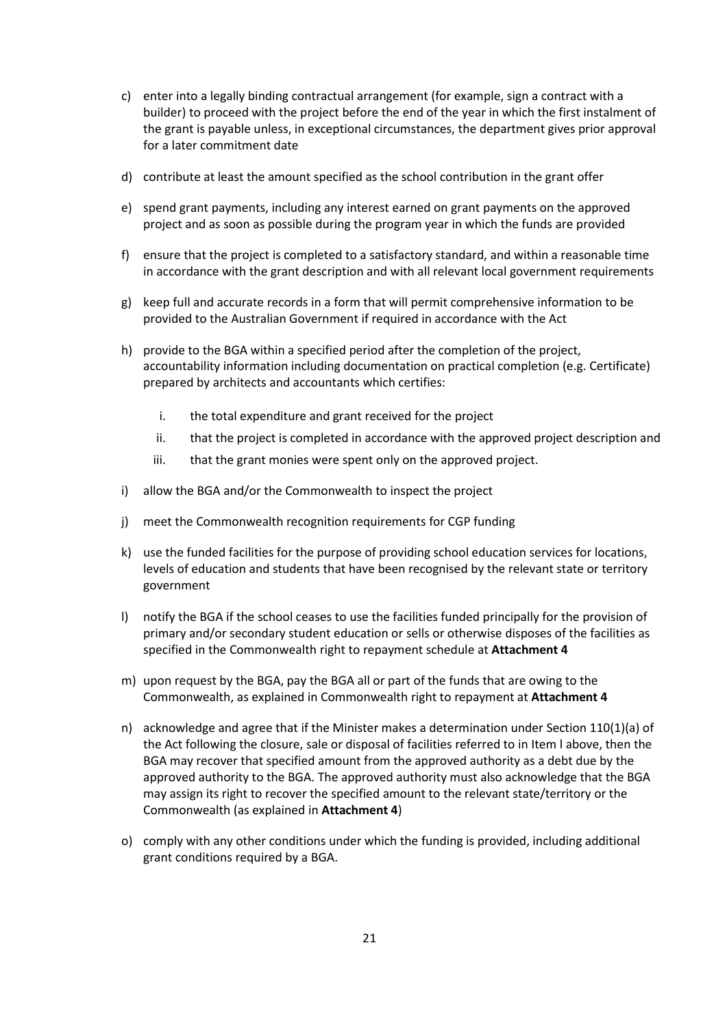c) enter into a legally binding contractual arrangement (for example, sign a contract with a builder) to proceed with the project before the end of the year in which the first instalment of the grant is payable unless, in exceptional circumstances, the department gives prior approval for a later commitment date

d) contribute at least the amount specified as the school contribution in the grant offer

e) spend grant payments, including any interest earned on grant payments on the approved project and as soon as possible during the program year in which the funds are provided

f) ensure that the project is completed to a satisfactory standard, and within a reasonable time in accordance with the grant description and with all relevant local government requirements

g) keep full and accurate records in a form that will permit comprehensive information to be provided to the Australian Government if required in accordance with the Act

h) provide to the BGA within a specified period after the completion of the project, accountability information including documentation on practical completion (e.g. Certificate) prepared by architects and accountants which certifies:

    i. the total expenditure and grant received for the project
    
    ii. that the project is completed in accordance with the approved project description and
    
    iii. that the grant monies were spent only on the approved project.

i) allow the BGA and/or the Commonwealth to inspect the project

j) meet the Commonwealth recognition requirements for CGP funding

k) use the funded facilities for the purpose of providing school education services for locations, levels of education and students that have been recognised by the relevant state or territory government

l) notify the BGA if the school ceases to use the facilities funded principally for the provision of primary and/or secondary student education or sells or otherwise disposes of the facilities as specified in the Commonwealth right to repayment schedule at **Attachment 4**

m) upon request by the BGA, pay the BGA all or part of the funds that are owing to the Commonwealth, as explained in Commonwealth right to repayment at **Attachment 4**

n) acknowledge and agree that if the Minister makes a determination under Section 110(1)(a) of the Act following the closure, sale or disposal of facilities referred to in Item l above, then the BGA may recover that specified amount from the approved authority as a debt due by the approved authority to the BGA. The approved authority must also acknowledge that the BGA may assign its right to recover the specified amount to the relevant state/territory or the Commonwealth (as explained in **Attachment 4**)

o) comply with any other conditions under which the funding is provided, including additional grant conditions required by a BGA.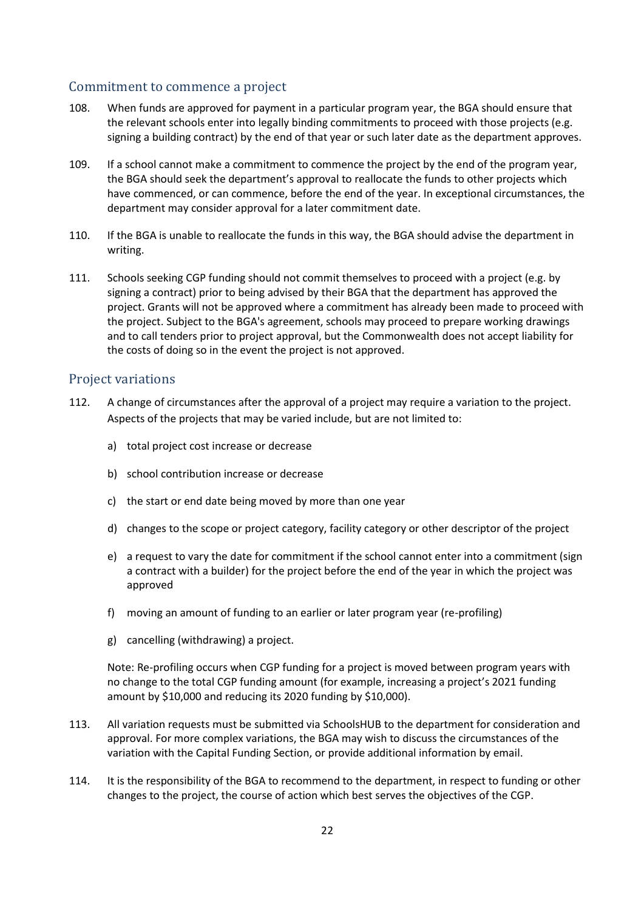## Commitment to commence a project

108. When funds are approved for payment in a particular program year, the BGA should ensure that the relevant schools enter into legally binding commitments to proceed with those projects (e.g. signing a building contract) by the end of that year or such later date as the department approves.

109. If a school cannot make a commitment to commence the project by the end of the program year, the BGA should seek the department's approval to reallocate the funds to other projects which have commenced, or can commence, before the end of the year. In exceptional circumstances, the department may consider approval for a later commitment date.

110. If the BGA is unable to reallocate the funds in this way, the BGA should advise the department in writing.

111. Schools seeking CGP funding should not commit themselves to proceed with a project (e.g. by signing a contract) prior to being advised by their BGA that the department has approved the project. Grants will not be approved where a commitment has already been made to proceed with the project. Subject to the BGA's agreement, schools may proceed to prepare working drawings and to call tenders prior to project approval, but the Commonwealth does not accept liability for the costs of doing so in the event the project is not approved.

## Project variations

112. A change of circumstances after the approval of a project may require a variation to the project. Aspects of the projects that may be varied include, but are not limited to:

    a) total project cost increase or decrease

    b) school contribution increase or decrease

    c) the start or end date being moved by more than one year

    d) changes to the scope or project category, facility category or other descriptor of the project

    e) a request to vary the date for commitment if the school cannot enter into a commitment (sign a contract with a builder) for the project before the end of the year in which the project was approved

    f) moving an amount of funding to an earlier or later program year (re-profiling)

    g) cancelling (withdrawing) a project.

    Note: Re-profiling occurs when CGP funding for a project is moved between program years with no change to the total CGP funding amount (for example, increasing a project's 2021 funding amount by $10,000 and reducing its 2020 funding by $10,000).

113. All variation requests must be submitted via SchoolsHUB to the department for consideration and approval. For more complex variations, the BGA may wish to discuss the circumstances of the variation with the Capital Funding Section, or provide additional information by email.

114. It is the responsibility of the BGA to recommend to the department, in respect to funding or other changes to the project, the course of action which best serves the objectives of the CGP.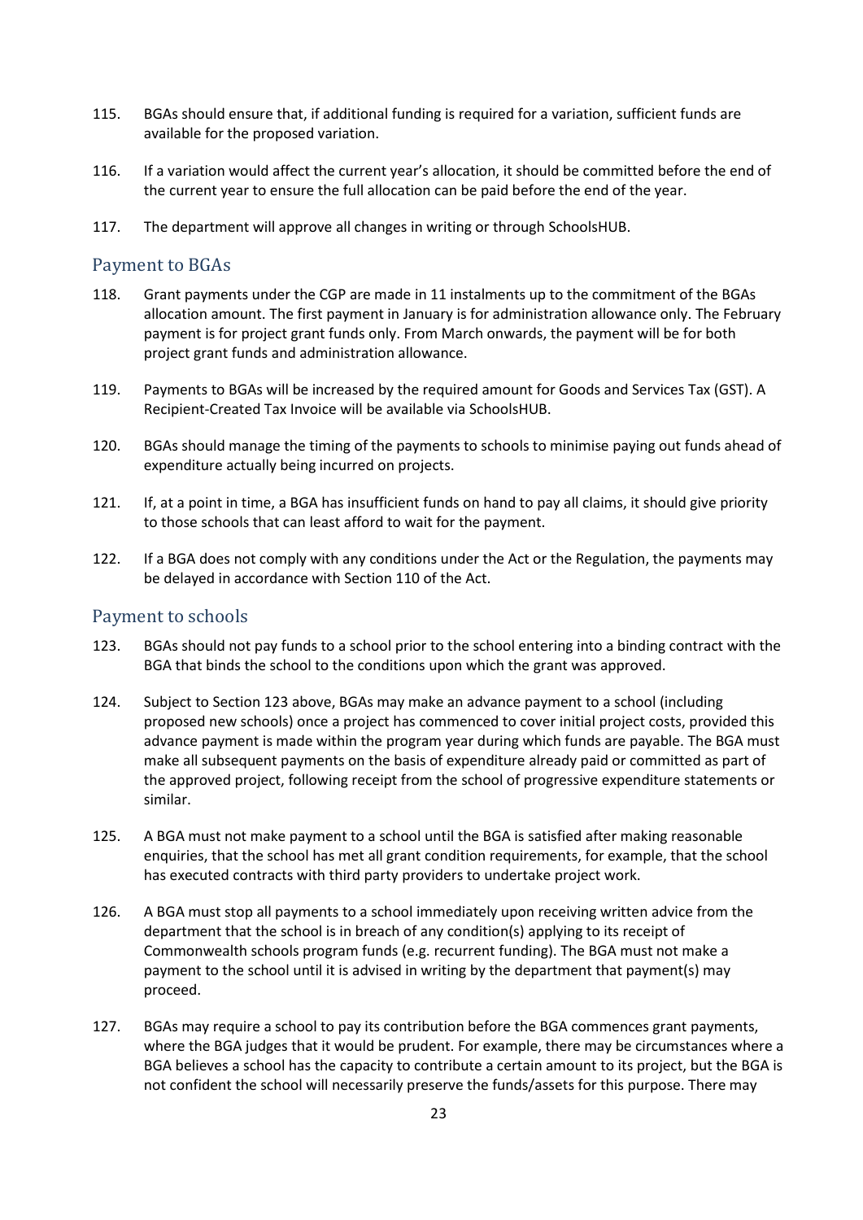115. BGAs should ensure that, if additional funding is required for a variation, sufficient funds are available for the proposed variation.

116. If a variation would affect the current year's allocation, it should be committed before the end of the current year to ensure the full allocation can be paid before the end of the year.

117. The department will approve all changes in writing or through SchoolsHUB.

## Payment to BGAs

118. Grant payments under the CGP are made in 11 instalments up to the commitment of the BGAs allocation amount. The first payment in January is for administration allowance only. The February payment is for project grant funds only. From March onwards, the payment will be for both project grant funds and administration allowance.

119. Payments to BGAs will be increased by the required amount for Goods and Services Tax (GST). A Recipient-Created Tax Invoice will be available via SchoolsHUB.

120. BGAs should manage the timing of the payments to schools to minimise paying out funds ahead of expenditure actually being incurred on projects.

121. If, at a point in time, a BGA has insufficient funds on hand to pay all claims, it should give priority to those schools that can least afford to wait for the payment.

122. If a BGA does not comply with any conditions under the Act or the Regulation, the payments may be delayed in accordance with Section 110 of the Act.

## Payment to schools

123. BGAs should not pay funds to a school prior to the school entering into a binding contract with the BGA that binds the school to the conditions upon which the grant was approved.

124. Subject to Section 123 above, BGAs may make an advance payment to a school (including proposed new schools) once a project has commenced to cover initial project costs, provided this advance payment is made within the program year during which funds are payable. The BGA must make all subsequent payments on the basis of expenditure already paid or committed as part of the approved project, following receipt from the school of progressive expenditure statements or similar.

125. A BGA must not make payment to a school until the BGA is satisfied after making reasonable enquiries, that the school has met all grant condition requirements, for example, that the school has executed contracts with third party providers to undertake project work.

126. A BGA must stop all payments to a school immediately upon receiving written advice from the department that the school is in breach of any condition(s) applying to its receipt of Commonwealth schools program funds (e.g. recurrent funding). The BGA must not make a payment to the school until it is advised in writing by the department that payment(s) may proceed.

127. BGAs may require a school to pay its contribution before the BGA commences grant payments, where the BGA judges that it would be prudent. For example, there may be circumstances where a BGA believes a school has the capacity to contribute a certain amount to its project, but the BGA is not confident the school will necessarily preserve the funds/assets for this purpose. There may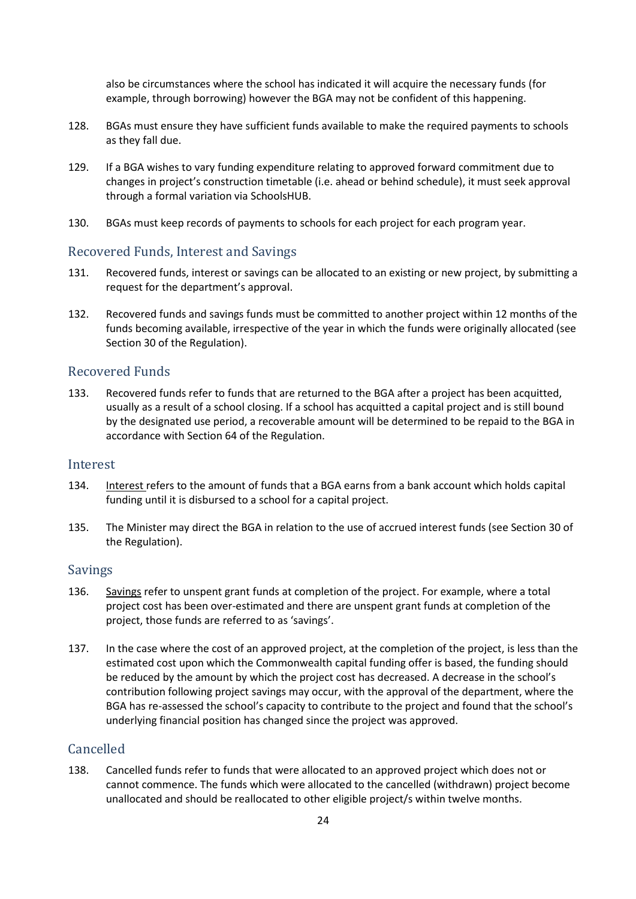also be circumstances where the school has indicated it will acquire the necessary funds (for example, through borrowing) however the BGA may not be confident of this happening.

128. BGAs must ensure they have sufficient funds available to make the required payments to schools as they fall due.

129. If a BGA wishes to vary funding expenditure relating to approved forward commitment due to changes in project's construction timetable (i.e. ahead or behind schedule), it must seek approval through a formal variation via SchoolsHUB.

130. BGAs must keep records of payments to schools for each project for each program year.

## Recovered Funds, Interest and Savings

131. Recovered funds, interest or savings can be allocated to an existing or new project, by submitting a request for the department's approval.

132. Recovered funds and savings funds must be committed to another project within 12 months of the funds becoming available, irrespective of the year in which the funds were originally allocated (see Section 30 of the Regulation).

## Recovered Funds

133. Recovered funds refer to funds that are returned to the BGA after a project has been acquitted, usually as a result of a school closing. If a school has acquitted a capital project and is still bound by the designated use period, a recoverable amount will be determined to be repaid to the BGA in accordance with Section 64 of the Regulation.

## Interest

134. Interest refers to the amount of funds that a BGA earns from a bank account which holds capital funding until it is disbursed to a school for a capital project.

135. The Minister may direct the BGA in relation to the use of accrued interest funds (see Section 30 of the Regulation).

## Savings

136. Savings refer to unspent grant funds at completion of the project. For example, where a total project cost has been over-estimated and there are unspent grant funds at completion of the project, those funds are referred to as 'savings'.

137. In the case where the cost of an approved project, at the completion of the project, is less than the estimated cost upon which the Commonwealth capital funding offer is based, the funding should be reduced by the amount by which the project cost has decreased. A decrease in the school's contribution following project savings may occur, with the approval of the department, where the BGA has re-assessed the school's capacity to contribute to the project and found that the school's underlying financial position has changed since the project was approved.

## Cancelled

138. Cancelled funds refer to funds that were allocated to an approved project which does not or cannot commence. The funds which were allocated to the cancelled (withdrawn) project become unallocated and should be reallocated to other eligible project/s within twelve months.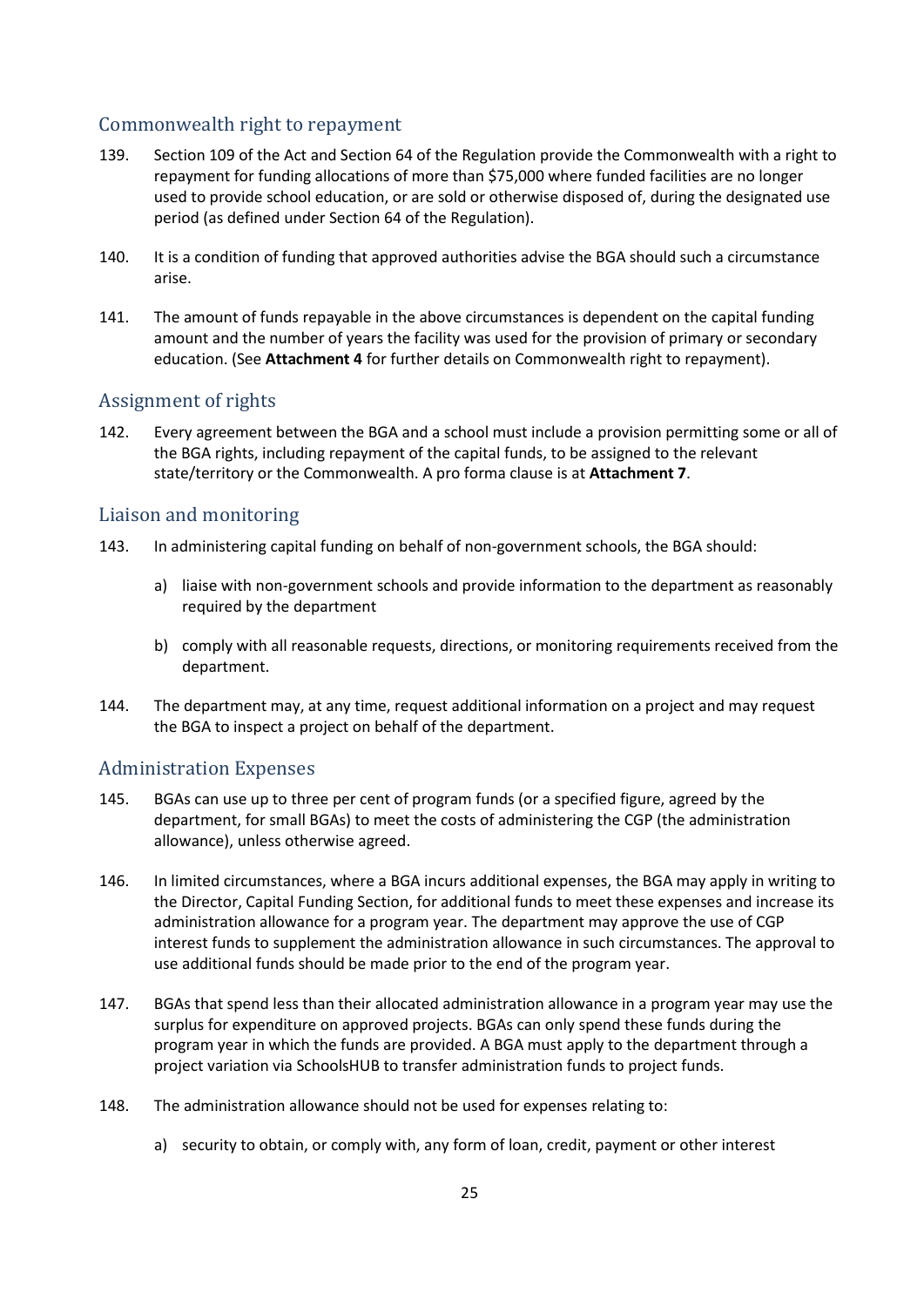## Commonwealth right to repayment

139. Section 109 of the Act and Section 64 of the Regulation provide the Commonwealth with a right to repayment for funding allocations of more than $75,000 where funded facilities are no longer used to provide school education, or are sold or otherwise disposed of, during the designated use period (as defined under Section 64 of the Regulation).

140. It is a condition of funding that approved authorities advise the BGA should such a circumstance arise.

141. The amount of funds repayable in the above circumstances is dependent on the capital funding amount and the number of years the facility was used for the provision of primary or secondary education. (See **Attachment 4** for further details on Commonwealth right to repayment).

## Assignment of rights

142. Every agreement between the BGA and a school must include a provision permitting some or all of the BGA rights, including repayment of the capital funds, to be assigned to the relevant state/territory or the Commonwealth. A pro forma clause is at **Attachment 7**.

## Liaison and monitoring

143. In administering capital funding on behalf of non-government schools, the BGA should:

    a) liaise with non-government schools and provide information to the department as reasonably required by the department

    b) comply with all reasonable requests, directions, or monitoring requirements received from the department.

144. The department may, at any time, request additional information on a project and may request the BGA to inspect a project on behalf of the department.

## Administration Expenses

145. BGAs can use up to three per cent of program funds (or a specified figure, agreed by the department, for small BGAs) to meet the costs of administering the CGP (the administration allowance), unless otherwise agreed.

146. In limited circumstances, where a BGA incurs additional expenses, the BGA may apply in writing to the Director, Capital Funding Section, for additional funds to meet these expenses and increase its administration allowance for a program year. The department may approve the use of CGP interest funds to supplement the administration allowance in such circumstances. The approval to use additional funds should be made prior to the end of the program year.

147. BGAs that spend less than their allocated administration allowance in a program year may use the surplus for expenditure on approved projects. BGAs can only spend these funds during the program year in which the funds are provided. A BGA must apply to the department through a project variation via SchoolsHUB to transfer administration funds to project funds.

148. The administration allowance should not be used for expenses relating to:

    a) security to obtain, or comply with, any form of loan, credit, payment or other interest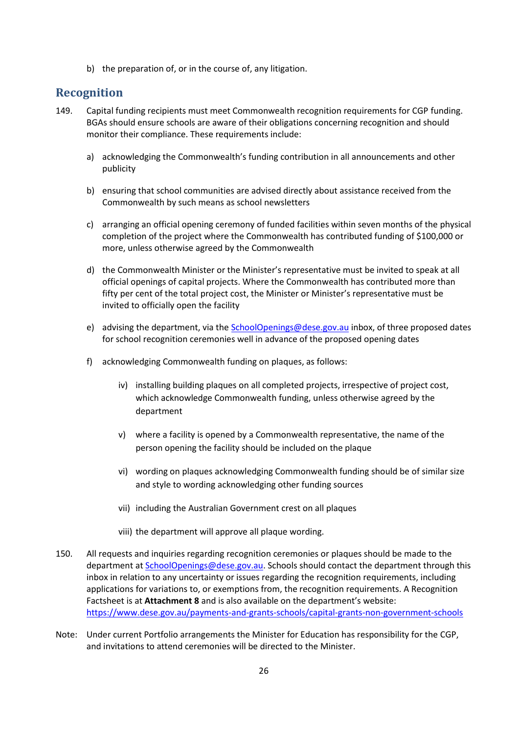b) the preparation of, or in the course of, any litigation.

## Recognition

149. Capital funding recipients must meet Commonwealth recognition requirements for CGP funding. BGAs should ensure schools are aware of their obligations concerning recognition and should monitor their compliance. These requirements include:

   a) acknowledging the Commonwealth's funding contribution in all announcements and other publicity

   b) ensuring that school communities are advised directly about assistance received from the Commonwealth by such means as school newsletters

   c) arranging an official opening ceremony of funded facilities within seven months of the physical completion of the project where the Commonwealth has contributed funding of $100,000 or more, unless otherwise agreed by the Commonwealth

   d) the Commonwealth Minister or the Minister's representative must be invited to speak at all official openings of capital projects. Where the Commonwealth has contributed more than fifty per cent of the total project cost, the Minister or Minister's representative must be invited to officially open the facility

   e) advising the department, via the SchoolOpenings@dese.gov.au inbox, of three proposed dates for school recognition ceremonies well in advance of the proposed opening dates

   f) acknowledging Commonwealth funding on plaques, as follows:

      iv) installing building plaques on all completed projects, irrespective of project cost, which acknowledge Commonwealth funding, unless otherwise agreed by the department

      v) where a facility is opened by a Commonwealth representative, the name of the person opening the facility should be included on the plaque

      vi) wording on plaques acknowledging Commonwealth funding should be of similar size and style to wording acknowledging other funding sources

      vii) including the Australian Government crest on all plaques

      viii) the department will approve all plaque wording.

150. All requests and inquiries regarding recognition ceremonies or plaques should be made to the department at SchoolOpenings@dese.gov.au. Schools should contact the department through this inbox in relation to any uncertainty or issues regarding the recognition requirements, including applications for variations to, or exemptions from, the recognition requirements. A Recognition Factsheet is at **Attachment 8** and is also available on the department's website: https://www.dese.gov.au/payments-and-grants-schools/capital-grants-non-government-schools

Note: Under current Portfolio arrangements the Minister for Education has responsibility for the CGP, and invitations to attend ceremonies will be directed to the Minister.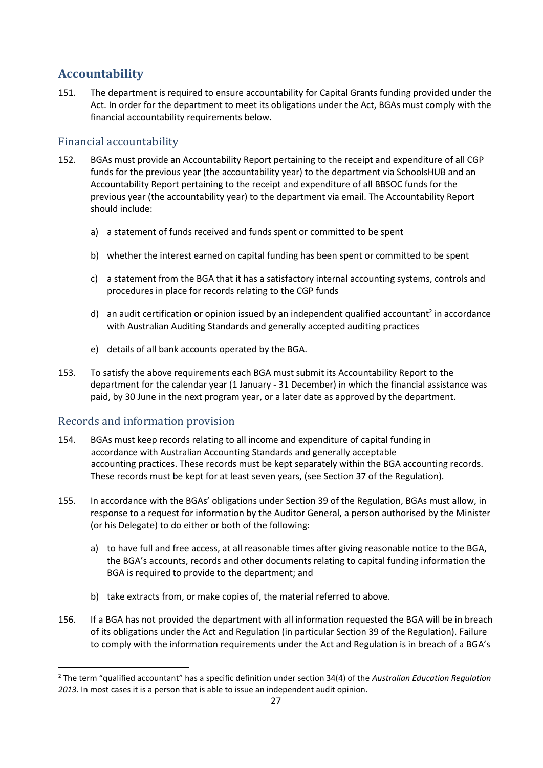## Accountability

151. The department is required to ensure accountability for Capital Grants funding provided under the Act. In order for the department to meet its obligations under the Act, BGAs must comply with the financial accountability requirements below.

### Financial accountability

152. BGAs must provide an Accountability Report pertaining to the receipt and expenditure of all CGP funds for the previous year (the accountability year) to the department via SchoolsHUB and an Accountability Report pertaining to the receipt and expenditure of all BBSOC funds for the previous year (the accountability year) to the department via email. The Accountability Report should include:

    a) a statement of funds received and funds spent or committed to be spent

    b) whether the interest earned on capital funding has been spent or committed to be spent

    c) a statement from the BGA that it has a satisfactory internal accounting systems, controls and procedures in place for records relating to the CGP funds

    d) an audit certification or opinion issued by an independent qualified accountant[2] in accordance with Australian Auditing Standards and generally accepted auditing practices

    e) details of all bank accounts operated by the BGA.

153. To satisfy the above requirements each BGA must submit its Accountability Report to the department for the calendar year (1 January - 31 December) in which the financial assistance was paid, by 30 June in the next program year, or a later date as approved by the department.

### Records and information provision

154. BGAs must keep records relating to all income and expenditure of capital funding in accordance with Australian Accounting Standards and generally acceptable accounting practices. These records must be kept separately within the BGA accounting records. These records must be kept for at least seven years, (see Section 37 of the Regulation).

155. In accordance with the BGAs' obligations under Section 39 of the Regulation, BGAs must allow, in response to a request for information by the Auditor General, a person authorised by the Minister (or his Delegate) to do either or both of the following:

    a) to have full and free access, at all reasonable times after giving reasonable notice to the BGA, the BGA's accounts, records and other documents relating to capital funding information the BGA is required to provide to the department; and

    b) take extracts from, or make copies of, the material referred to above.

156. If a BGA has not provided the department with all information requested the BGA will be in breach of its obligations under the Act and Regulation (in particular Section 39 of the Regulation). Failure to comply with the information requirements under the Act and Regulation is in breach of a BGA's

[2] The term "qualified accountant" has a specific definition under section 34(4) of the *Australian Education Regulation 2013*. In most cases it is a person that is able to issue an independent audit opinion.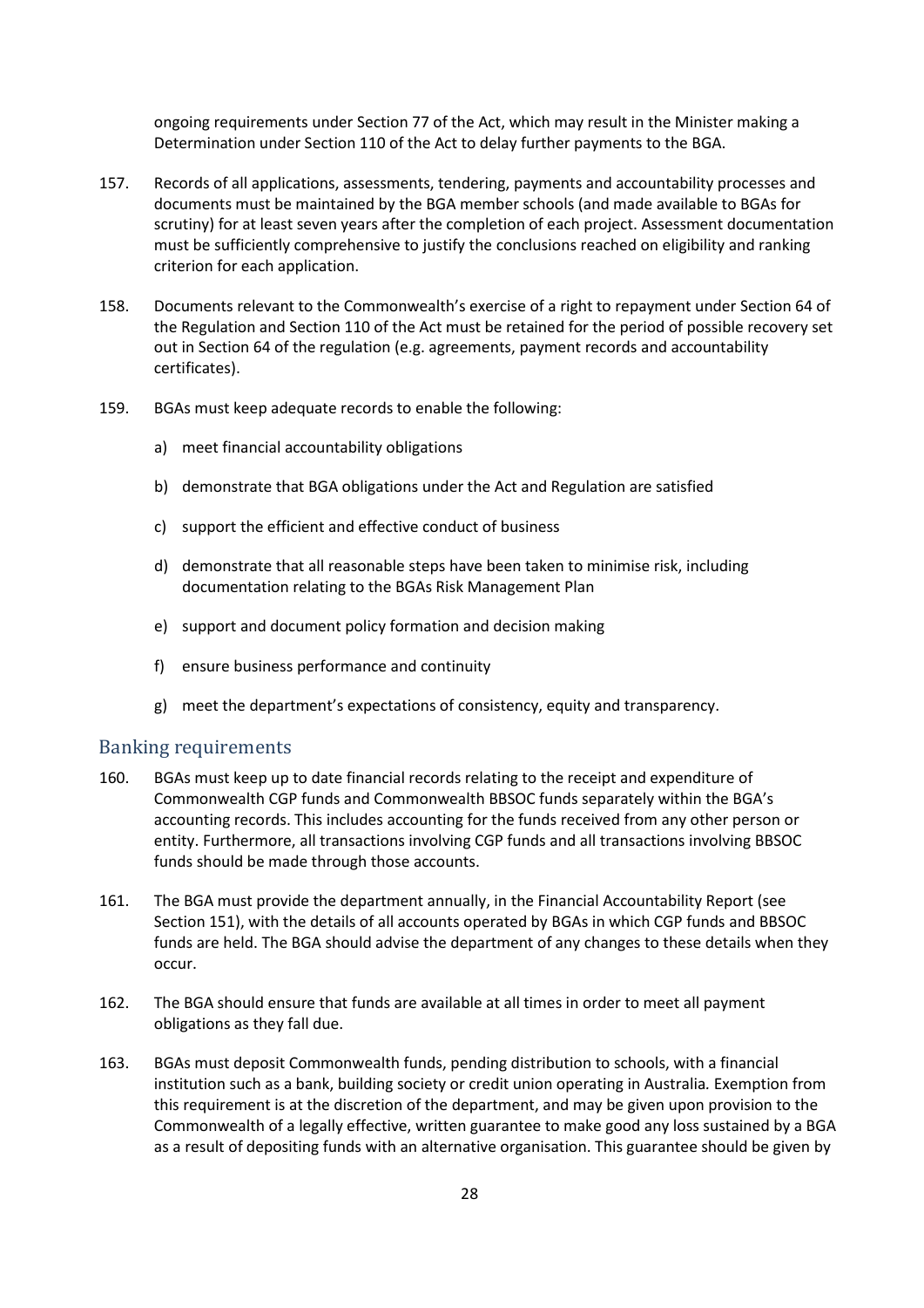ongoing requirements under Section 77 of the Act, which may result in the Minister making a Determination under Section 110 of the Act to delay further payments to the BGA.

157. Records of all applications, assessments, tendering, payments and accountability processes and documents must be maintained by the BGA member schools (and made available to BGAs for scrutiny) for at least seven years after the completion of each project. Assessment documentation must be sufficiently comprehensive to justify the conclusions reached on eligibility and ranking criterion for each application.

158. Documents relevant to the Commonwealth's exercise of a right to repayment under Section 64 of the Regulation and Section 110 of the Act must be retained for the period of possible recovery set out in Section 64 of the regulation (e.g. agreements, payment records and accountability certificates).

159. BGAs must keep adequate records to enable the following:

  a) meet financial accountability obligations

  b) demonstrate that BGA obligations under the Act and Regulation are satisfied

  c) support the efficient and effective conduct of business

  d) demonstrate that all reasonable steps have been taken to minimise risk, including documentation relating to the BGAs Risk Management Plan

  e) support and document policy formation and decision making

  f) ensure business performance and continuity

  g) meet the department's expectations of consistency, equity and transparency.

## Banking requirements

160. BGAs must keep up to date financial records relating to the receipt and expenditure of Commonwealth CGP funds and Commonwealth BBSOC funds separately within the BGA's accounting records. This includes accounting for the funds received from any other person or entity. Furthermore, all transactions involving CGP funds and all transactions involving BBSOC funds should be made through those accounts.

161. The BGA must provide the department annually, in the Financial Accountability Report (see Section 151), with the details of all accounts operated by BGAs in which CGP funds and BBSOC funds are held. The BGA should advise the department of any changes to these details when they occur.

162. The BGA should ensure that funds are available at all times in order to meet all payment obligations as they fall due.

163. BGAs must deposit Commonwealth funds, pending distribution to schools, with a financial institution such as a bank, building society or credit union operating in Australia*.* Exemption from this requirement is at the discretion of the department, and may be given upon provision to the Commonwealth of a legally effective, written guarantee to make good any loss sustained by a BGA as a result of depositing funds with an alternative organisation. This guarantee should be given by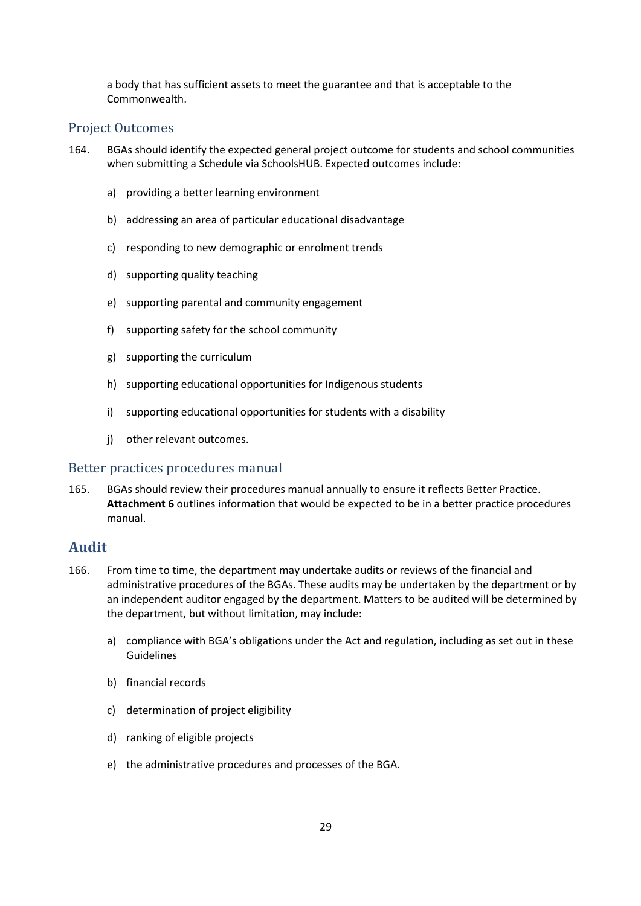a body that has sufficient assets to meet the guarantee and that is acceptable to the Commonwealth.

### Project Outcomes

164. BGAs should identify the expected general project outcome for students and school communities when submitting a Schedule via SchoolsHUB. Expected outcomes include:

   a) providing a better learning environment

   b) addressing an area of particular educational disadvantage

   c) responding to new demographic or enrolment trends

   d) supporting quality teaching

   e) supporting parental and community engagement

   f) supporting safety for the school community

   g) supporting the curriculum

   h) supporting educational opportunities for Indigenous students

   i) supporting educational opportunities for students with a disability

   j) other relevant outcomes.

### Better practices procedures manual

165. BGAs should review their procedures manual annually to ensure it reflects Better Practice. **Attachment 6** outlines information that would be expected to be in a better practice procedures manual.

## Audit

166. From time to time, the department may undertake audits or reviews of the financial and administrative procedures of the BGAs. These audits may be undertaken by the department or by an independent auditor engaged by the department. Matters to be audited will be determined by the department, but without limitation, may include:

   a) compliance with BGA's obligations under the Act and regulation, including as set out in these Guidelines

   b) financial records

   c) determination of project eligibility

   d) ranking of eligible projects

   e) the administrative procedures and processes of the BGA.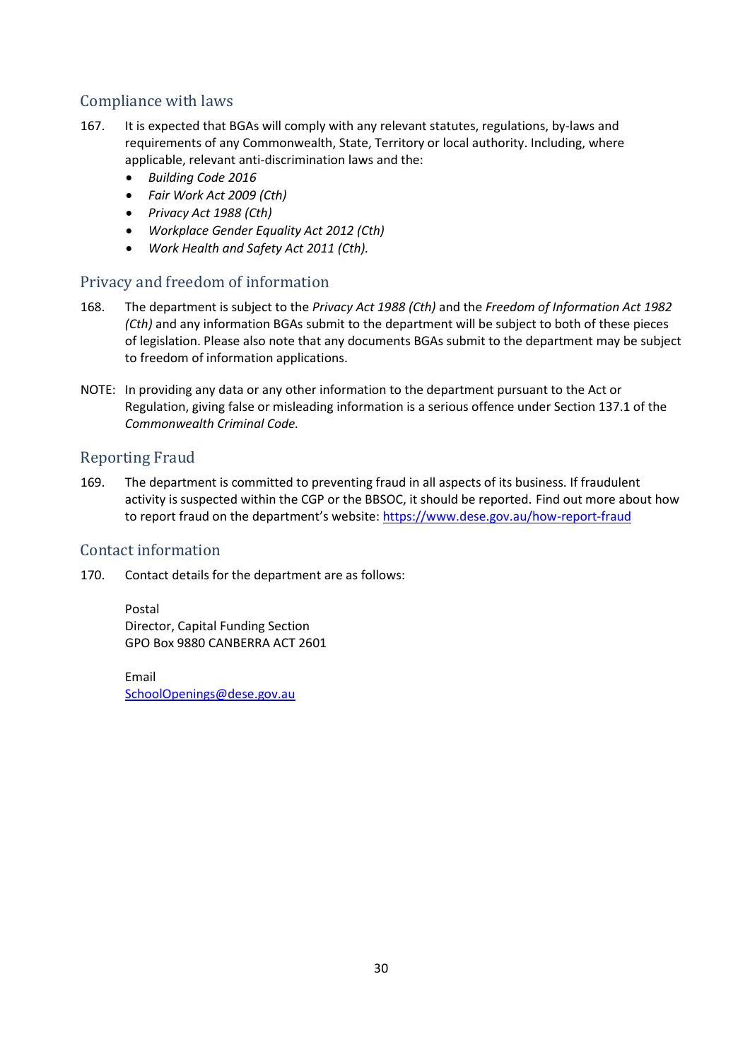## Compliance with laws

167. It is expected that BGAs will comply with any relevant statutes, regulations, by-laws and requirements of any Commonwealth, State, Territory or local authority. Including, where applicable, relevant anti-discrimination laws and the:
   - *Building Code 2016*
   - *Fair Work Act 2009 (Cth)*
   - *Privacy Act 1988 (Cth)*
   - *Workplace Gender Equality Act 2012 (Cth)*
   - *Work Health and Safety Act 2011 (Cth).*

## Privacy and freedom of information

168. The department is subject to the *Privacy Act 1988 (Cth)* and the *Freedom of Information Act 1982 (Cth)* and any information BGAs submit to the department will be subject to both of these pieces of legislation. Please also note that any documents BGAs submit to the department may be subject to freedom of information applications.

NOTE: In providing any data or any other information to the department pursuant to the Act or Regulation, giving false or misleading information is a serious offence under Section 137.1 of the *Commonwealth Criminal Code.*

## Reporting Fraud

169. The department is committed to preventing fraud in all aspects of its business. If fraudulent activity is suspected within the CGP or the BBSOC, it should be reported. Find out more about how to report fraud on the department's website: [https://www.dese.gov.au/how-report-fraud](https://www.dese.gov.au/how-report-fraud)

## Contact information

170. Contact details for the department are as follows:

Postal
Director, Capital Funding Section
GPO Box 9880 CANBERRA ACT 2601

Email
[SchoolOpenings@dese.gov.au](mailto:SchoolOpenings@dese.gov.au)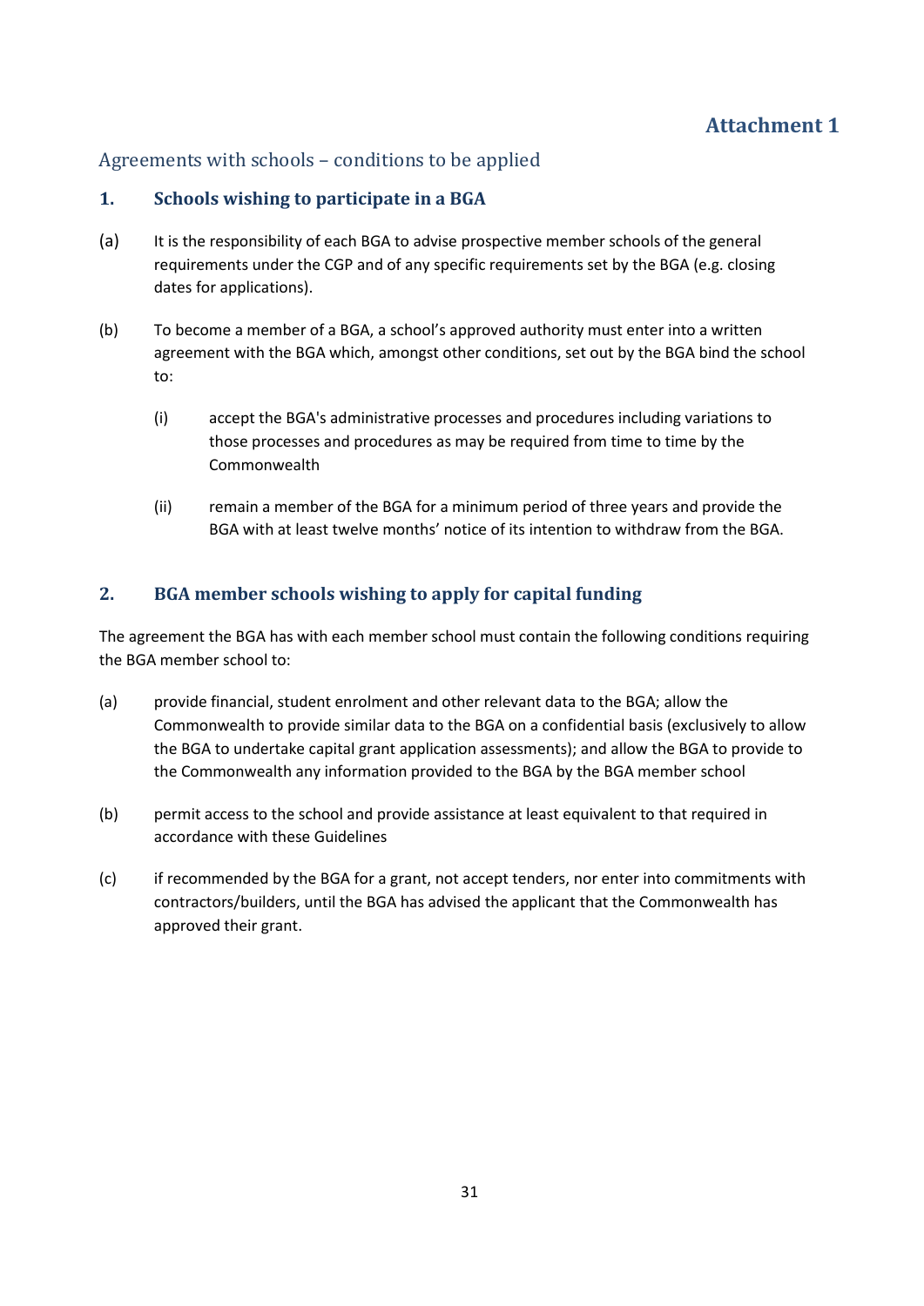# Attachment 1

## Agreements with schools – conditions to be applied

### 1. Schools wishing to participate in a BGA

(a) It is the responsibility of each BGA to advise prospective member schools of the general requirements under the CGP and of any specific requirements set by the BGA (e.g. closing dates for applications).

(b) To become a member of a BGA, a school's approved authority must enter into a written agreement with the BGA which, amongst other conditions, set out by the BGA bind the school to:

   (i) accept the BGA's administrative processes and procedures including variations to those processes and procedures as may be required from time to time by the Commonwealth

   (ii) remain a member of the BGA for a minimum period of three years and provide the BGA with at least twelve months' notice of its intention to withdraw from the BGA.

### 2. BGA member schools wishing to apply for capital funding

The agreement the BGA has with each member school must contain the following conditions requiring the BGA member school to:

(a) provide financial, student enrolment and other relevant data to the BGA; allow the Commonwealth to provide similar data to the BGA on a confidential basis (exclusively to allow the BGA to undertake capital grant application assessments); and allow the BGA to provide to the Commonwealth any information provided to the BGA by the BGA member school

(b) permit access to the school and provide assistance at least equivalent to that required in accordance with these Guidelines

(c) if recommended by the BGA for a grant, not accept tenders, nor enter into commitments with contractors/builders, until the BGA has advised the applicant that the Commonwealth has approved their grant.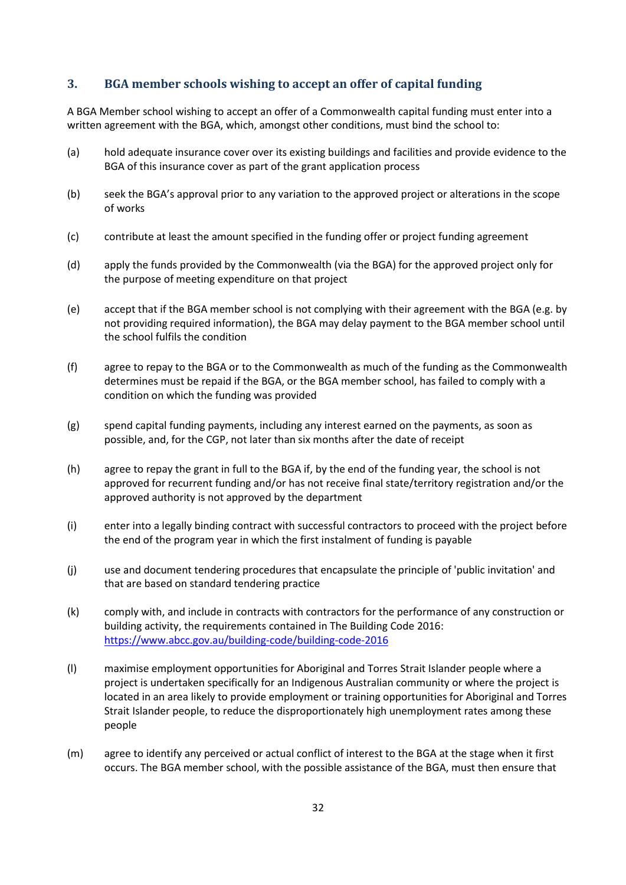## 3. BGA member schools wishing to accept an offer of capital funding

A BGA Member school wishing to accept an offer of a Commonwealth capital funding must enter into a written agreement with the BGA, which, amongst other conditions, must bind the school to:

(a) hold adequate insurance cover over its existing buildings and facilities and provide evidence to the BGA of this insurance cover as part of the grant application process

(b) seek the BGA's approval prior to any variation to the approved project or alterations in the scope of works

(c) contribute at least the amount specified in the funding offer or project funding agreement

(d) apply the funds provided by the Commonwealth (via the BGA) for the approved project only for the purpose of meeting expenditure on that project

(e) accept that if the BGA member school is not complying with their agreement with the BGA (e.g. by not providing required information), the BGA may delay payment to the BGA member school until the school fulfils the condition

(f) agree to repay to the BGA or to the Commonwealth as much of the funding as the Commonwealth determines must be repaid if the BGA, or the BGA member school, has failed to comply with a condition on which the funding was provided

(g) spend capital funding payments, including any interest earned on the payments, as soon as possible, and, for the CGP, not later than six months after the date of receipt

(h) agree to repay the grant in full to the BGA if, by the end of the funding year, the school is not approved for recurrent funding and/or has not receive final state/territory registration and/or the approved authority is not approved by the department

(i) enter into a legally binding contract with successful contractors to proceed with the project before the end of the program year in which the first instalment of funding is payable

(j) use and document tendering procedures that encapsulate the principle of 'public invitation' and that are based on standard tendering practice

(k) comply with, and include in contracts with contractors for the performance of any construction or building activity, the requirements contained in The Building Code 2016: https://www.abcc.gov.au/building-code/building-code-2016

(l) maximise employment opportunities for Aboriginal and Torres Strait Islander people where a project is undertaken specifically for an Indigenous Australian community or where the project is located in an area likely to provide employment or training opportunities for Aboriginal and Torres Strait Islander people, to reduce the disproportionately high unemployment rates among these people

(m) agree to identify any perceived or actual conflict of interest to the BGA at the stage when it first occurs. The BGA member school, with the possible assistance of the BGA, must then ensure that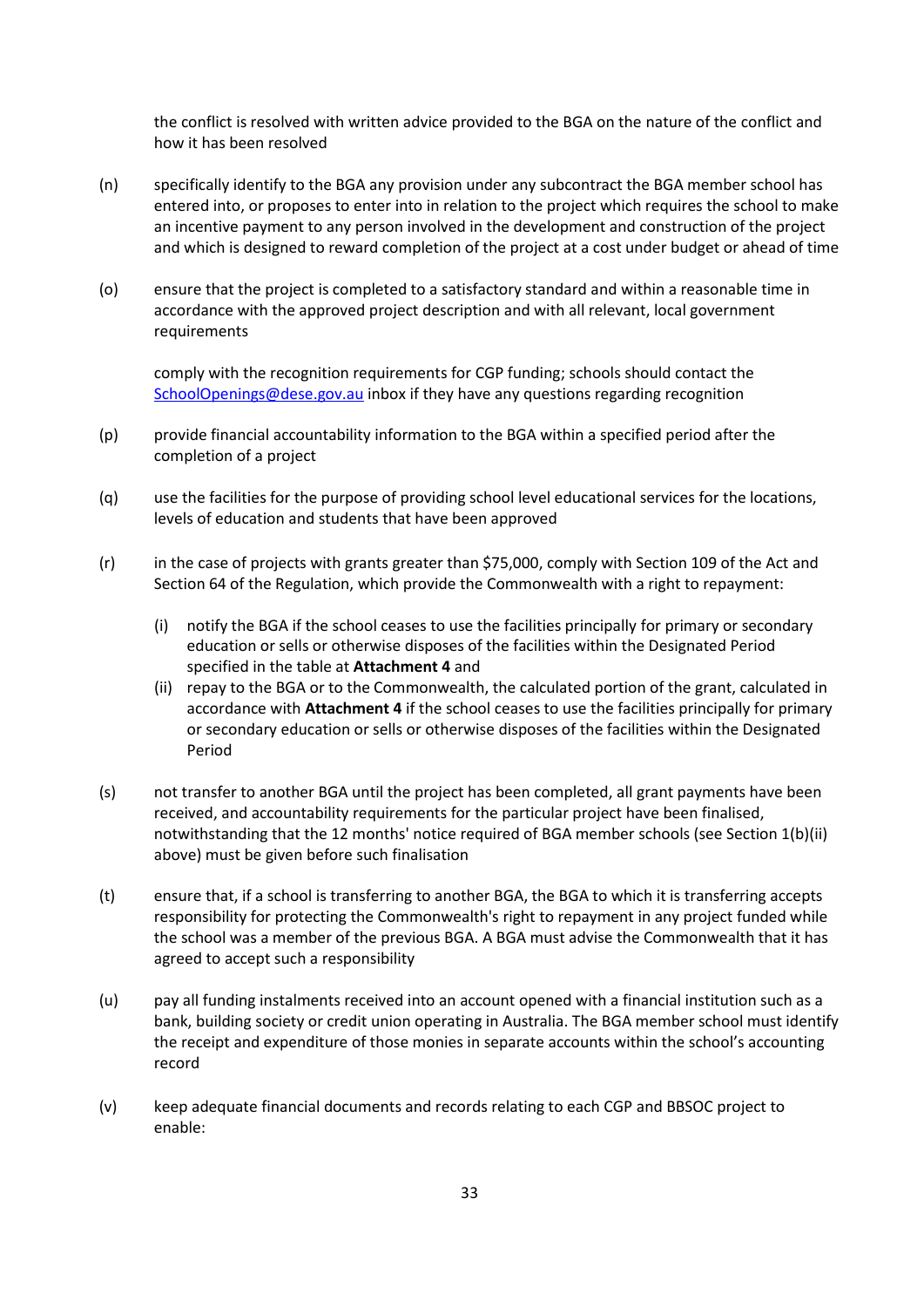the conflict is resolved with written advice provided to the BGA on the nature of the conflict and how it has been resolved

(n) specifically identify to the BGA any provision under any subcontract the BGA member school has entered into, or proposes to enter into in relation to the project which requires the school to make an incentive payment to any person involved in the development and construction of the project and which is designed to reward completion of the project at a cost under budget or ahead of time

(o) ensure that the project is completed to a satisfactory standard and within a reasonable time in accordance with the approved project description and with all relevant, local government requirements

comply with the recognition requirements for CGP funding; schools should contact the [SchoolOpenings@dese.gov.au](mailto:SchoolOpenings@dese.gov.au) inbox if they have any questions regarding recognition

(p) provide financial accountability information to the BGA within a specified period after the completion of a project

(q) use the facilities for the purpose of providing school level educational services for the locations, levels of education and students that have been approved

(r) in the case of projects with grants greater than $75,000, comply with Section 109 of the Act and Section 64 of the Regulation, which provide the Commonwealth with a right to repayment:

  (i) notify the BGA if the school ceases to use the facilities principally for primary or secondary education or sells or otherwise disposes of the facilities within the Designated Period specified in the table at **Attachment 4** and
  
  (ii) repay to the BGA or to the Commonwealth, the calculated portion of the grant, calculated in accordance with **Attachment 4** if the school ceases to use the facilities principally for primary or secondary education or sells or otherwise disposes of the facilities within the Designated Period

(s) not transfer to another BGA until the project has been completed, all grant payments have been received, and accountability requirements for the particular project have been finalised, notwithstanding that the 12 months' notice required of BGA member schools (see Section 1(b)(ii) above) must be given before such finalisation

(t) ensure that, if a school is transferring to another BGA, the BGA to which it is transferring accepts responsibility for protecting the Commonwealth's right to repayment in any project funded while the school was a member of the previous BGA. A BGA must advise the Commonwealth that it has agreed to accept such a responsibility

(u) pay all funding instalments received into an account opened with a financial institution such as a bank, building society or credit union operating in Australia. The BGA member school must identify the receipt and expenditure of those monies in separate accounts within the school's accounting record

(v) keep adequate financial documents and records relating to each CGP and BBSOC project to enable: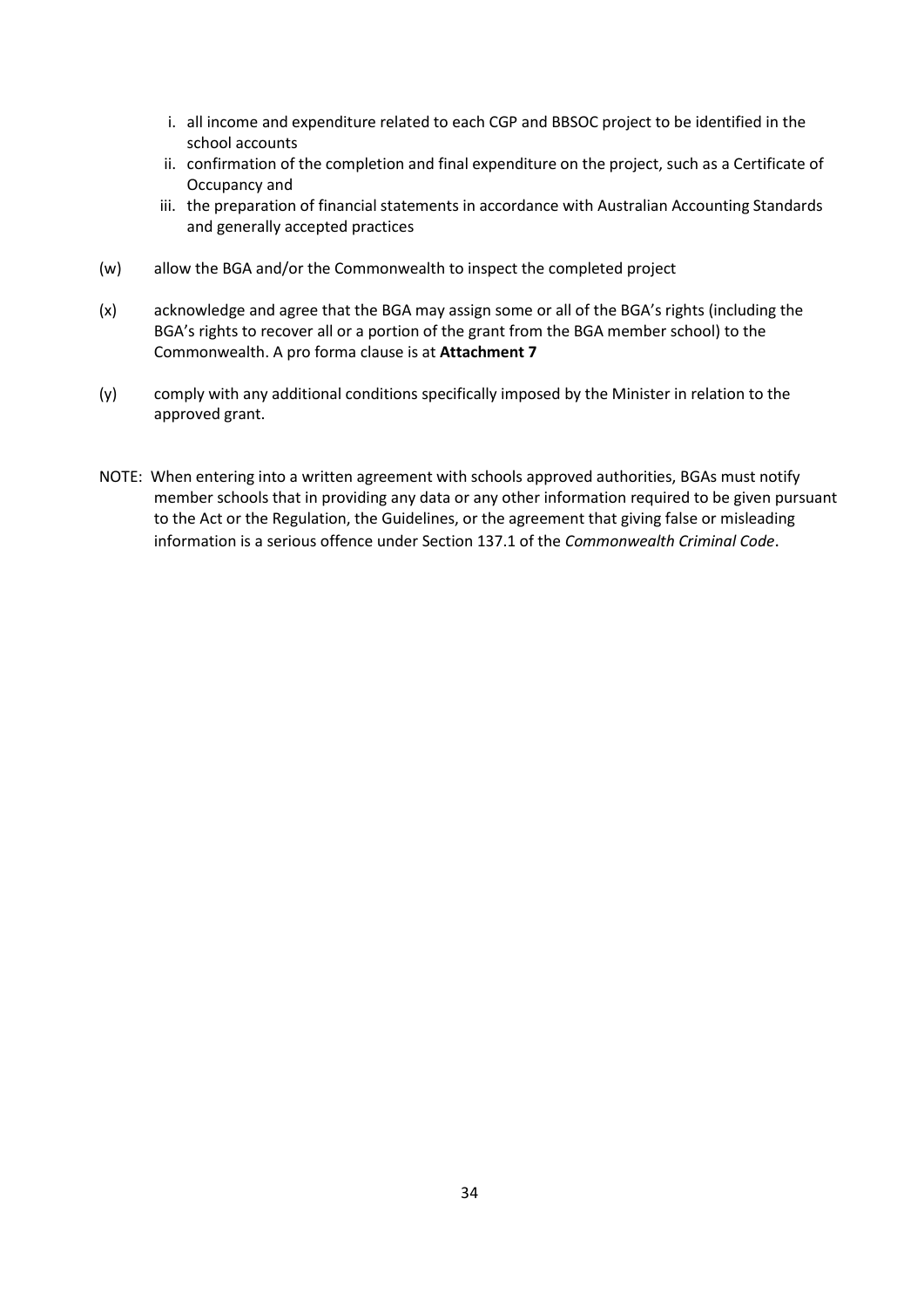i. all income and expenditure related to each CGP and BBSOC project to be identified in the school accounts
   ii. confirmation of the completion and final expenditure on the project, such as a Certificate of Occupancy and
   iii. the preparation of financial statements in accordance with Australian Accounting Standards and generally accepted practices

(w) allow the BGA and/or the Commonwealth to inspect the completed project

(x) acknowledge and agree that the BGA may assign some or all of the BGA's rights (including the BGA's rights to recover all or a portion of the grant from the BGA member school) to the Commonwealth. A pro forma clause is at **Attachment 7**

(y) comply with any additional conditions specifically imposed by the Minister in relation to the approved grant.

NOTE: When entering into a written agreement with schools approved authorities, BGAs must notify member schools that in providing any data or any other information required to be given pursuant to the Act or the Regulation, the Guidelines, or the agreement that giving false or misleading information is a serious offence under Section 137.1 of the *Commonwealth Criminal Code*.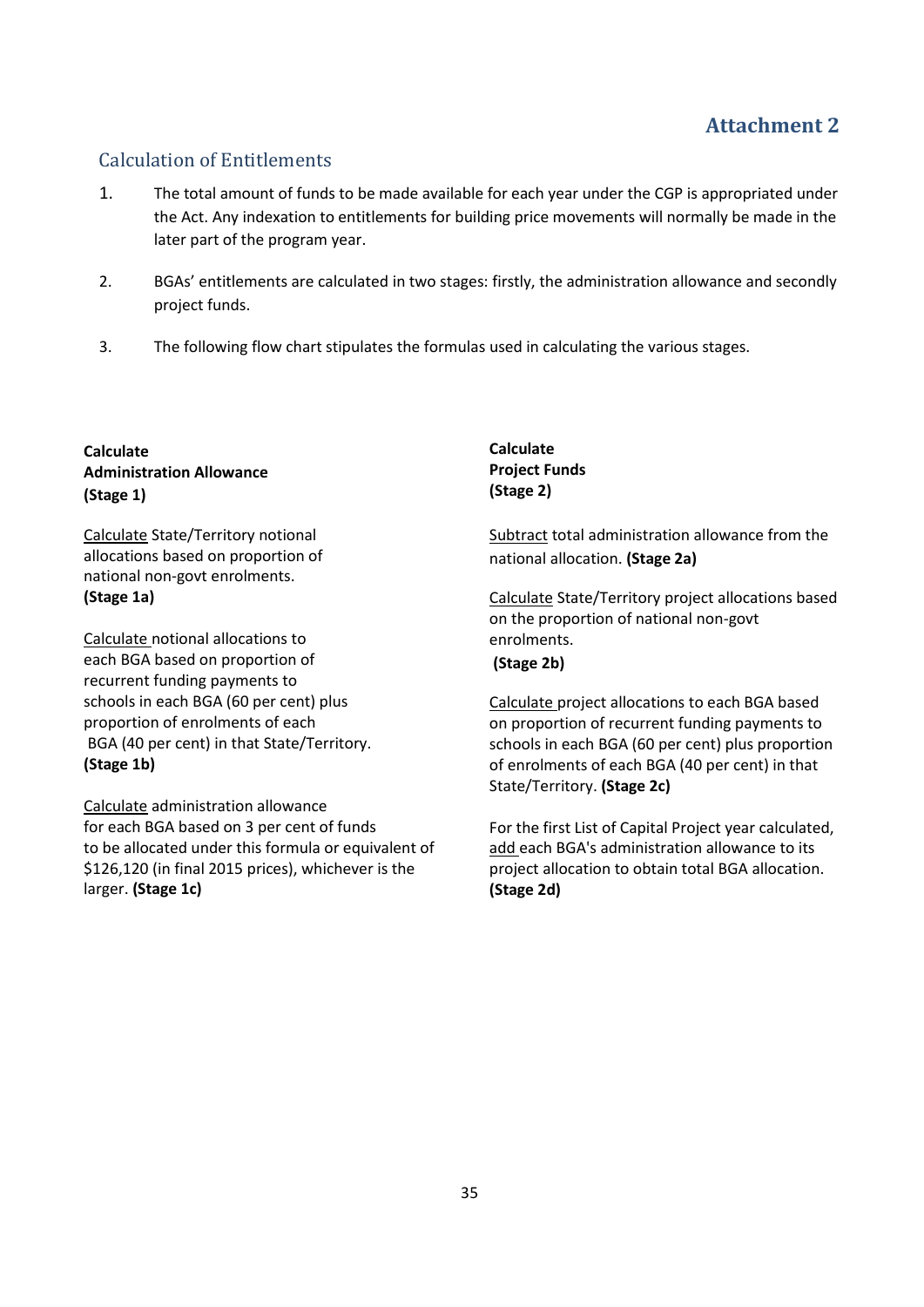## Attachment 2

### Calculation of Entitlements

1. The total amount of funds to be made available for each year under the CGP is appropriated under the Act. Any indexation to entitlements for building price movements will normally be made in the later part of the program year.

2. BGAs' entitlements are calculated in two stages: firstly, the administration allowance and secondly project funds.

3. The following flow chart stipulates the formulas used in calculating the various stages.

**Calculate Administration Allowance (Stage 1)**

Calculate State/Territory notional allocations based on proportion of national non-govt enrolments. **(Stage 1a)**

Calculate notional allocations to each BGA based on proportion of recurrent funding payments to schools in each BGA (60 per cent) plus proportion of enrolments of each BGA (40 per cent) in that State/Territory. **(Stage 1b)**

Calculate administration allowance for each BGA based on 3 per cent of funds to be allocated under this formula or equivalent of $126,120 (in final 2015 prices), whichever is the larger. **(Stage 1c)**

**Calculate Project Funds (Stage 2)**

Subtract total administration allowance from the national allocation. **(Stage 2a)**

Calculate State/Territory project allocations based on the proportion of national non-govt enrolments. **(Stage 2b)**

Calculate project allocations to each BGA based on proportion of recurrent funding payments to schools in each BGA (60 per cent) plus proportion of enrolments of each BGA (40 per cent) in that State/Territory. **(Stage 2c)**

For the first List of Capital Project year calculated, add each BGA's administration allowance to its project allocation to obtain total BGA allocation. **(Stage 2d)**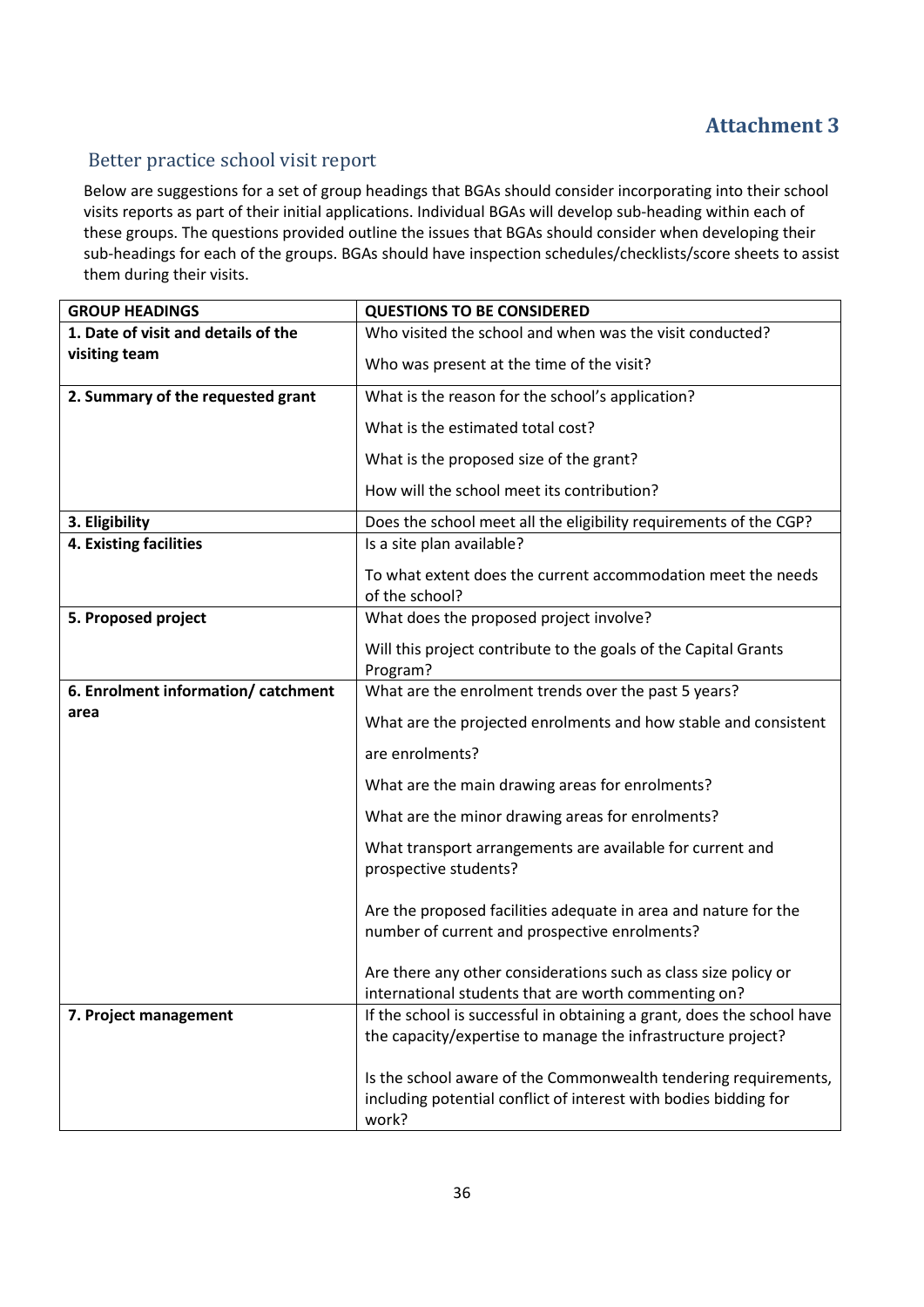## Attachment 3

### Better practice school visit report

Below are suggestions for a set of group headings that BGAs should consider incorporating into their school visits reports as part of their initial applications. Individual BGAs will develop sub-heading within each of these groups. The questions provided outline the issues that BGAs should consider when developing their sub-headings for each of the groups. BGAs should have inspection schedules/checklists/score sheets to assist them during their visits.

| GROUP HEADINGS | QUESTIONS TO BE CONSIDERED |
|---|---|
| **1. Date of visit and details of the visiting team** | Who visited the school and when was the visit conducted?<br><br>Who was present at the time of the visit? |
| **2. Summary of the requested grant** | What is the reason for the school's application?<br><br>What is the estimated total cost?<br><br>What is the proposed size of the grant?<br><br>How will the school meet its contribution? |
| **3. Eligibility** | Does the school meet all the eligibility requirements of the CGP? |
| **4. Existing facilities** | Is a site plan available?<br><br>To what extent does the current accommodation meet the needs of the school? |
| **5. Proposed project** | What does the proposed project involve?<br><br>Will this project contribute to the goals of the Capital Grants Program? |
| **6. Enrolment information/ catchment area** | What are the enrolment trends over the past 5 years?<br><br>What are the projected enrolments and how stable and consistent are enrolments?<br><br>What are the main drawing areas for enrolments?<br><br>What are the minor drawing areas for enrolments?<br><br>What transport arrangements are available for current and prospective students?<br><br>Are the proposed facilities adequate in area and nature for the number of current and prospective enrolments?<br><br>Are there any other considerations such as class size policy or international students that are worth commenting on? |
| **7. Project management** | If the school is successful in obtaining a grant, does the school have the capacity/expertise to manage the infrastructure project?<br><br>Is the school aware of the Commonwealth tendering requirements, including potential conflict of interest with bodies bidding for work? |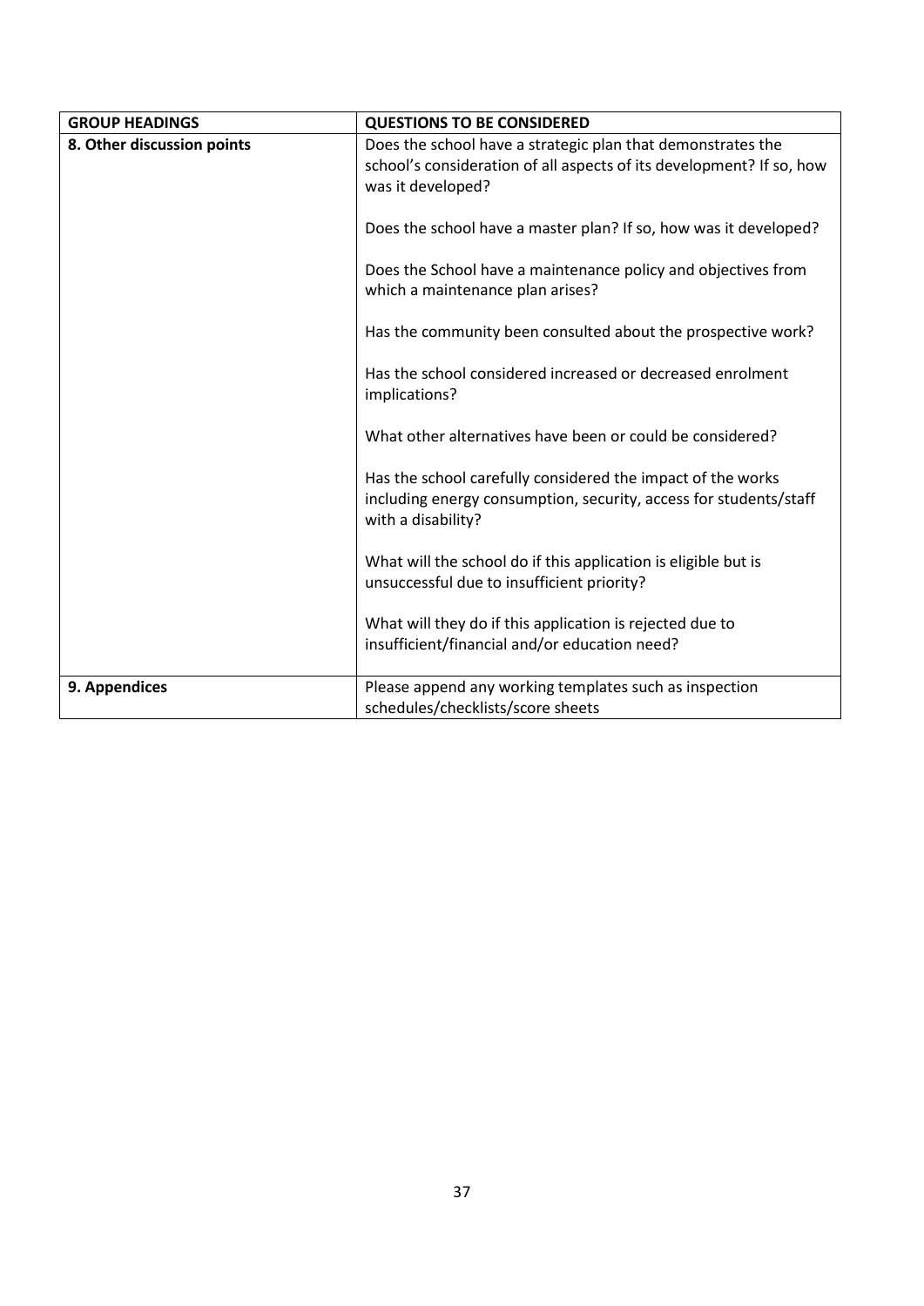| GROUP HEADINGS | QUESTIONS TO BE CONSIDERED |
|---|---|
| **8. Other discussion points** | Does the school have a strategic plan that demonstrates the school's consideration of all aspects of its development? If so, how was it developed?<br><br>Does the school have a master plan? If so, how was it developed?<br><br>Does the School have a maintenance policy and objectives from which a maintenance plan arises?<br><br>Has the community been consulted about the prospective work?<br><br>Has the school considered increased or decreased enrolment implications?<br><br>What other alternatives have been or could be considered?<br><br>Has the school carefully considered the impact of the works including energy consumption, security, access for students/staff with a disability?<br><br>What will the school do if this application is eligible but is unsuccessful due to insufficient priority?<br><br>What will they do if this application is rejected due to insufficient/financial and/or education need? |
| **9. Appendices** | Please append any working templates such as inspection schedules/checklists/score sheets |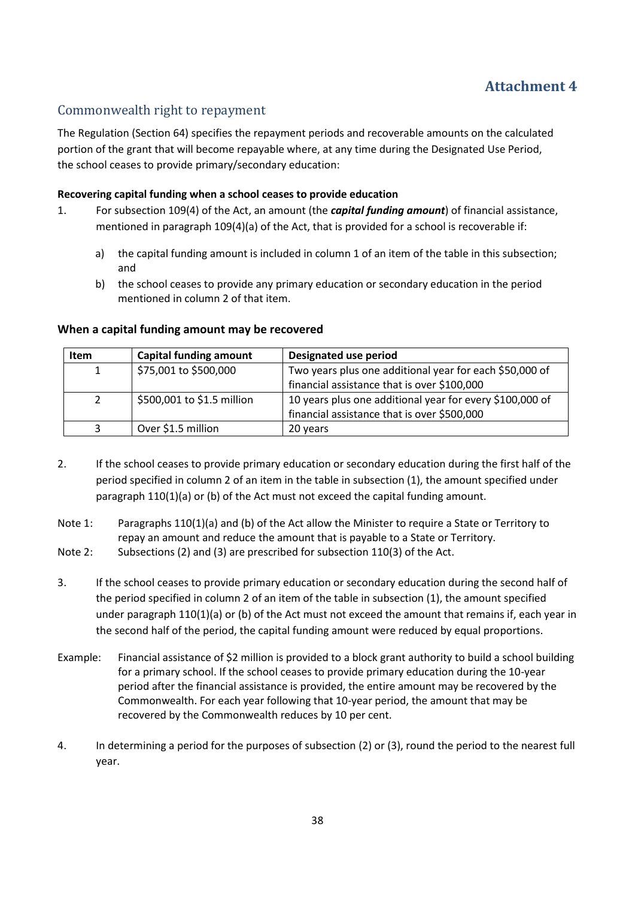# Attachment 4

## Commonwealth right to repayment

The Regulation (Section 64) specifies the repayment periods and recoverable amounts on the calculated portion of the grant that will become repayable where, at any time during the Designated Use Period, the school ceases to provide primary/secondary education:

**Recovering capital funding when a school ceases to provide education**

1. For subsection 109(4) of the Act, an amount (the ***capital funding amount***) of financial assistance, mentioned in paragraph 109(4)(a) of the Act, that is provided for a school is recoverable if:

   a) the capital funding amount is included in column 1 of an item of the table in this subsection; and

   b) the school ceases to provide any primary education or secondary education in the period mentioned in column 2 of that item.

**When a capital funding amount may be recovered**

| Item | Capital funding amount | Designated use period |
|---|---|---|
| 1 | $75,001 to $500,000 | Two years plus one additional year for each $50,000 of financial assistance that is over $100,000 |
| 2 | $500,001 to $1.5 million | 10 years plus one additional year for every $100,000 of financial assistance that is over $500,000 |
| 3 | Over $1.5 million | 20 years |

2. If the school ceases to provide primary education or secondary education during the first half of the period specified in column 2 of an item in the table in subsection (1), the amount specified under paragraph 110(1)(a) or (b) of the Act must not exceed the capital funding amount.

Note 1: Paragraphs 110(1)(a) and (b) of the Act allow the Minister to require a State or Territory to repay an amount and reduce the amount that is payable to a State or Territory.

Note 2: Subsections (2) and (3) are prescribed for subsection 110(3) of the Act.

3. If the school ceases to provide primary education or secondary education during the second half of the period specified in column 2 of an item of the table in subsection (1), the amount specified under paragraph 110(1)(a) or (b) of the Act must not exceed the amount that remains if, each year in the second half of the period, the capital funding amount were reduced by equal proportions.

Example: Financial assistance of $2 million is provided to a block grant authority to build a school building for a primary school. If the school ceases to provide primary education during the 10-year period after the financial assistance is provided, the entire amount may be recovered by the Commonwealth. For each year following that 10-year period, the amount that may be recovered by the Commonwealth reduces by 10 per cent.

4. In determining a period for the purposes of subsection (2) or (3), round the period to the nearest full year.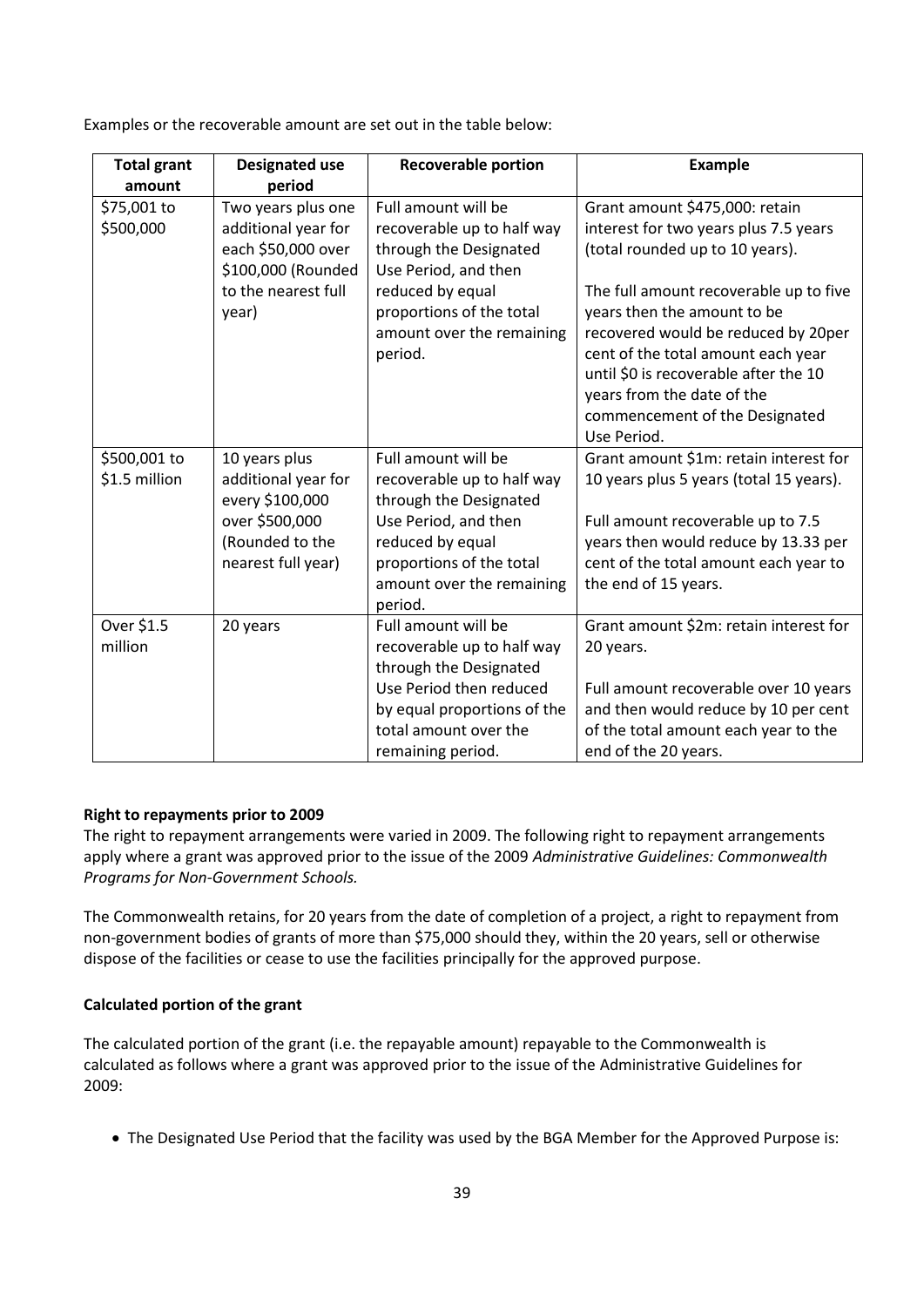Examples or the recoverable amount are set out in the table below:

| Total grant amount | Designated use period | Recoverable portion | Example |
|---|---|---|---|
| \$75,001 to \$500,000 | Two years plus one additional year for each \$50,000 over \$100,000 (Rounded to the nearest full year) | Full amount will be recoverable up to half way through the Designated Use Period, and then reduced by equal proportions of the total amount over the remaining period. | Grant amount \$475,000: retain interest for two years plus 7.5 years (total rounded up to 10 years).<br><br>The full amount recoverable up to five years then the amount to be recovered would be reduced by 20per cent of the total amount each year until \$0 is recoverable after the 10 years from the date of the commencement of the Designated Use Period. |
| \$500,001 to \$1.5 million | 10 years plus additional year for every \$100,000 over \$500,000 (Rounded to the nearest full year) | Full amount will be recoverable up to half way through the Designated Use Period, and then reduced by equal proportions of the total amount over the remaining period. | Grant amount \$1m: retain interest for 10 years plus 5 years (total 15 years).<br><br>Full amount recoverable up to 7.5 years then would reduce by 13.33 per cent of the total amount each year to the end of 15 years. |
| Over \$1.5 million | 20 years | Full amount will be recoverable up to half way through the Designated Use Period then reduced by equal proportions of the total amount over the remaining period. | Grant amount \$2m: retain interest for 20 years.<br><br>Full amount recoverable over 10 years and then would reduce by 10 per cent of the total amount each year to the end of the 20 years. |

**Right to repayments prior to 2009**

The right to repayment arrangements were varied in 2009. The following right to repayment arrangements apply where a grant was approved prior to the issue of the 2009 *Administrative Guidelines: Commonwealth Programs for Non-Government Schools.*

The Commonwealth retains, for 20 years from the date of completion of a project, a right to repayment from non-government bodies of grants of more than \$75,000 should they, within the 20 years, sell or otherwise dispose of the facilities or cease to use the facilities principally for the approved purpose.

**Calculated portion of the grant**

The calculated portion of the grant (i.e. the repayable amount) repayable to the Commonwealth is calculated as follows where a grant was approved prior to the issue of the Administrative Guidelines for 2009:

- The Designated Use Period that the facility was used by the BGA Member for the Approved Purpose is: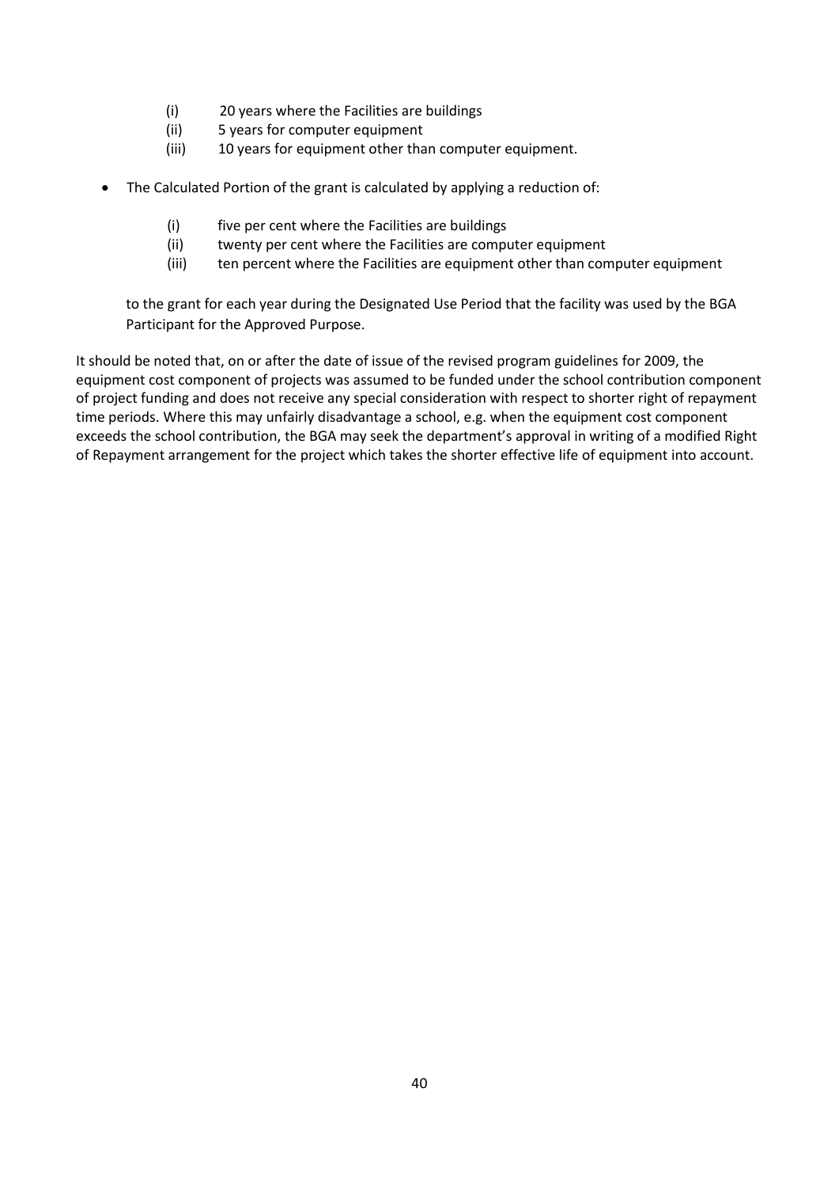(i) 20 years where the Facilities are buildings  
(ii) 5 years for computer equipment  
(iii) 10 years for equipment other than computer equipment.

- The Calculated Portion of the grant is calculated by applying a reduction of:

  (i) five per cent where the Facilities are buildings  
  (ii) twenty per cent where the Facilities are computer equipment  
  (iii) ten percent where the Facilities are equipment other than computer equipment

  to the grant for each year during the Designated Use Period that the facility was used by the BGA Participant for the Approved Purpose.

It should be noted that, on or after the date of issue of the revised program guidelines for 2009, the equipment cost component of projects was assumed to be funded under the school contribution component of project funding and does not receive any special consideration with respect to shorter right of repayment time periods. Where this may unfairly disadvantage a school, e.g. when the equipment cost component exceeds the school contribution, the BGA may seek the department's approval in writing of a modified Right of Repayment arrangement for the project which takes the shorter effective life of equipment into account.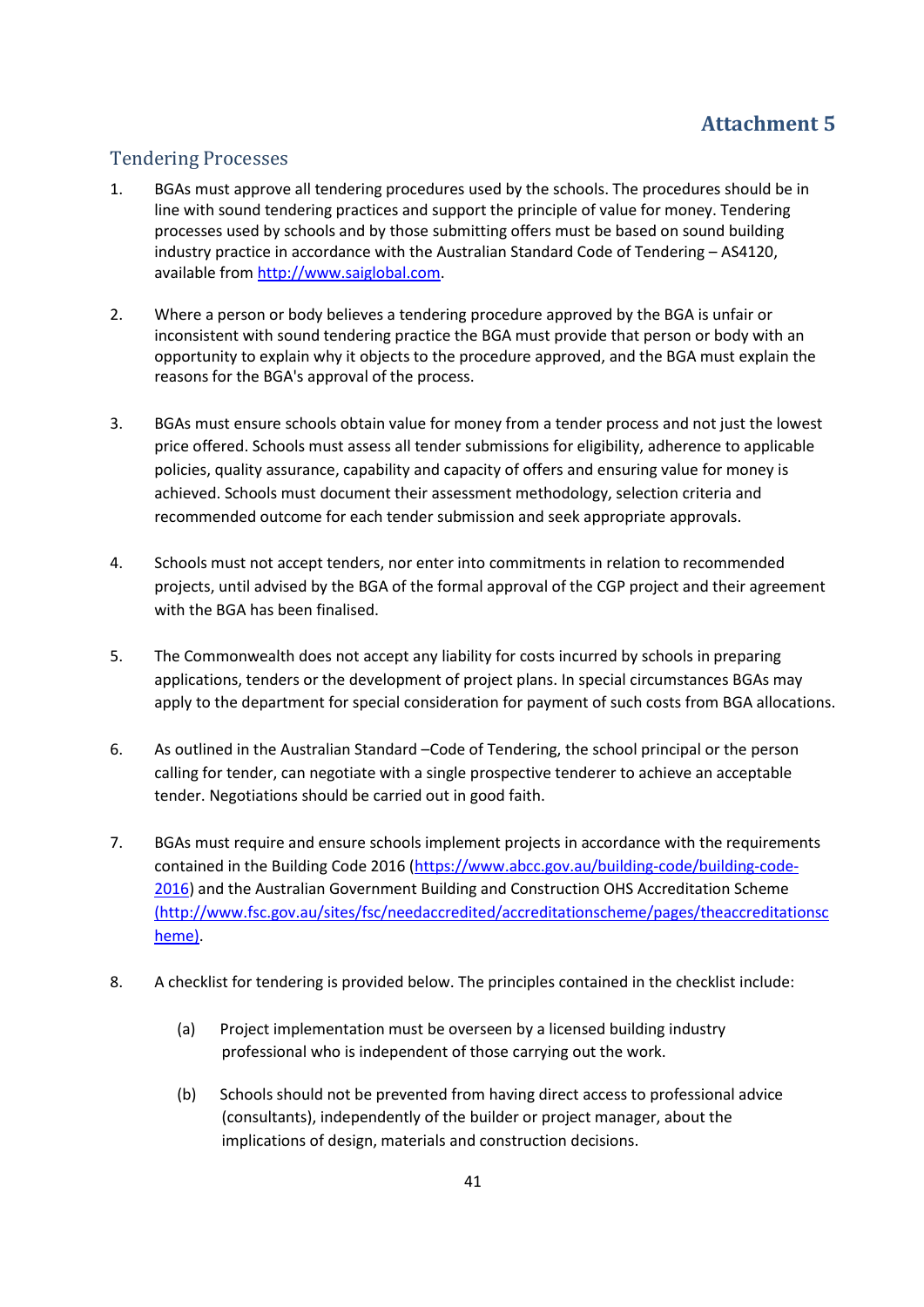# Attachment 5

## Tendering Processes

1. BGAs must approve all tendering procedures used by the schools. The procedures should be in line with sound tendering practices and support the principle of value for money. Tendering processes used by schools and by those submitting offers must be based on sound building industry practice in accordance with the Australian Standard Code of Tendering – AS4120, available from http://www.saiglobal.com.

2. Where a person or body believes a tendering procedure approved by the BGA is unfair or inconsistent with sound tendering practice the BGA must provide that person or body with an opportunity to explain why it objects to the procedure approved, and the BGA must explain the reasons for the BGA's approval of the process.

3. BGAs must ensure schools obtain value for money from a tender process and not just the lowest price offered. Schools must assess all tender submissions for eligibility, adherence to applicable policies, quality assurance, capability and capacity of offers and ensuring value for money is achieved. Schools must document their assessment methodology, selection criteria and recommended outcome for each tender submission and seek appropriate approvals.

4. Schools must not accept tenders, nor enter into commitments in relation to recommended projects, until advised by the BGA of the formal approval of the CGP project and their agreement with the BGA has been finalised.

5. The Commonwealth does not accept any liability for costs incurred by schools in preparing applications, tenders or the development of project plans. In special circumstances BGAs may apply to the department for special consideration for payment of such costs from BGA allocations.

6. As outlined in the Australian Standard –Code of Tendering, the school principal or the person calling for tender, can negotiate with a single prospective tenderer to achieve an acceptable tender. Negotiations should be carried out in good faith.

7. BGAs must require and ensure schools implement projects in accordance with the requirements contained in the Building Code 2016 (https://www.abcc.gov.au/building-code/building-code-2016) and the Australian Government Building and Construction OHS Accreditation Scheme (http://www.fsc.gov.au/sites/fsc/needaccredited/accreditationscheme/pages/theaccreditationscheme).

8. A checklist for tendering is provided below. The principles contained in the checklist include:

   (a) Project implementation must be overseen by a licensed building industry professional who is independent of those carrying out the work.

   (b) Schools should not be prevented from having direct access to professional advice (consultants), independently of the builder or project manager, about the implications of design, materials and construction decisions.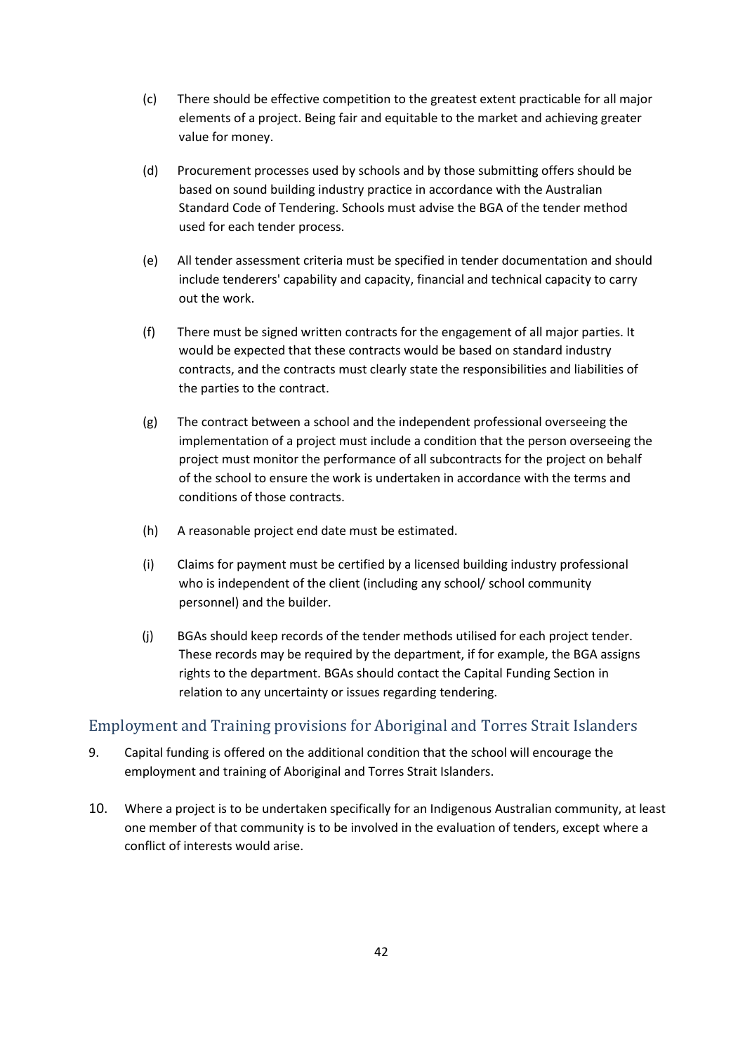(c) There should be effective competition to the greatest extent practicable for all major elements of a project. Being fair and equitable to the market and achieving greater value for money.

(d) Procurement processes used by schools and by those submitting offers should be based on sound building industry practice in accordance with the Australian Standard Code of Tendering. Schools must advise the BGA of the tender method used for each tender process.

(e) All tender assessment criteria must be specified in tender documentation and should include tenderers' capability and capacity, financial and technical capacity to carry out the work.

(f) There must be signed written contracts for the engagement of all major parties. It would be expected that these contracts would be based on standard industry contracts, and the contracts must clearly state the responsibilities and liabilities of the parties to the contract.

(g) The contract between a school and the independent professional overseeing the implementation of a project must include a condition that the person overseeing the project must monitor the performance of all subcontracts for the project on behalf of the school to ensure the work is undertaken in accordance with the terms and conditions of those contracts.

(h) A reasonable project end date must be estimated.

(i) Claims for payment must be certified by a licensed building industry professional who is independent of the client (including any school/ school community personnel) and the builder.

(j) BGAs should keep records of the tender methods utilised for each project tender. These records may be required by the department, if for example, the BGA assigns rights to the department. BGAs should contact the Capital Funding Section in relation to any uncertainty or issues regarding tendering.

## Employment and Training provisions for Aboriginal and Torres Strait Islanders

9. Capital funding is offered on the additional condition that the school will encourage the employment and training of Aboriginal and Torres Strait Islanders.

10. Where a project is to be undertaken specifically for an Indigenous Australian community, at least one member of that community is to be involved in the evaluation of tenders, except where a conflict of interests would arise.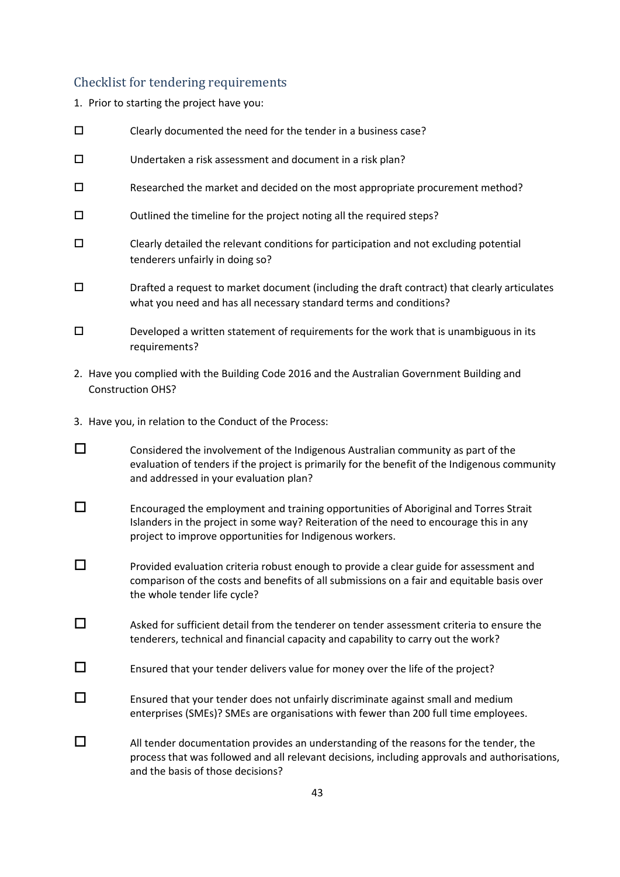## Checklist for tendering requirements

1. Prior to starting the project have you:

- ☐ Clearly documented the need for the tender in a business case?
- ☐ Undertaken a risk assessment and document in a risk plan?
- ☐ Researched the market and decided on the most appropriate procurement method?
- ☐ Outlined the timeline for the project noting all the required steps?
- ☐ Clearly detailed the relevant conditions for participation and not excluding potential tenderers unfairly in doing so?
- ☐ Drafted a request to market document (including the draft contract) that clearly articulates what you need and has all necessary standard terms and conditions?
- ☐ Developed a written statement of requirements for the work that is unambiguous in its requirements?

2. Have you complied with the Building Code 2016 and the Australian Government Building and Construction OHS?

3. Have you, in relation to the Conduct of the Process:

- ☐ Considered the involvement of the Indigenous Australian community as part of the evaluation of tenders if the project is primarily for the benefit of the Indigenous community and addressed in your evaluation plan?
- ☐ Encouraged the employment and training opportunities of Aboriginal and Torres Strait Islanders in the project in some way? Reiteration of the need to encourage this in any project to improve opportunities for Indigenous workers.
- ☐ Provided evaluation criteria robust enough to provide a clear guide for assessment and comparison of the costs and benefits of all submissions on a fair and equitable basis over the whole tender life cycle?
- ☐ Asked for sufficient detail from the tenderer on tender assessment criteria to ensure the tenderers, technical and financial capacity and capability to carry out the work?
- ☐ Ensured that your tender delivers value for money over the life of the project?
- ☐ Ensured that your tender does not unfairly discriminate against small and medium enterprises (SMEs)? SMEs are organisations with fewer than 200 full time employees.
- ☐ All tender documentation provides an understanding of the reasons for the tender, the process that was followed and all relevant decisions, including approvals and authorisations, and the basis of those decisions?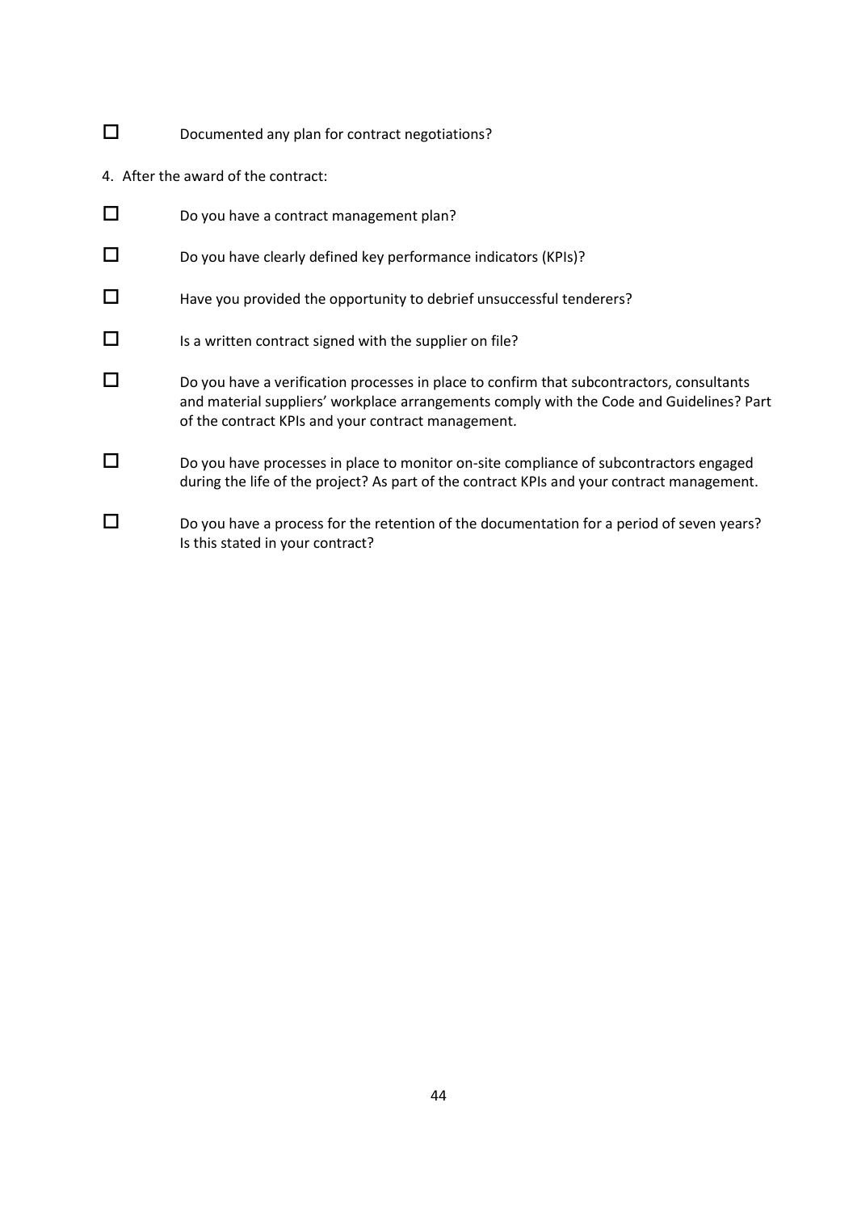- ☐ Documented any plan for contract negotiations?

4. After the award of the contract:

- ☐ Do you have a contract management plan?
- ☐ Do you have clearly defined key performance indicators (KPIs)?
- ☐ Have you provided the opportunity to debrief unsuccessful tenderers?
- ☐ Is a written contract signed with the supplier on file?
- ☐ Do you have a verification processes in place to confirm that subcontractors, consultants and material suppliers' workplace arrangements comply with the Code and Guidelines? Part of the contract KPIs and your contract management.
- ☐ Do you have processes in place to monitor on-site compliance of subcontractors engaged during the life of the project? As part of the contract KPIs and your contract management.
- ☐ Do you have a process for the retention of the documentation for a period of seven years? Is this stated in your contract?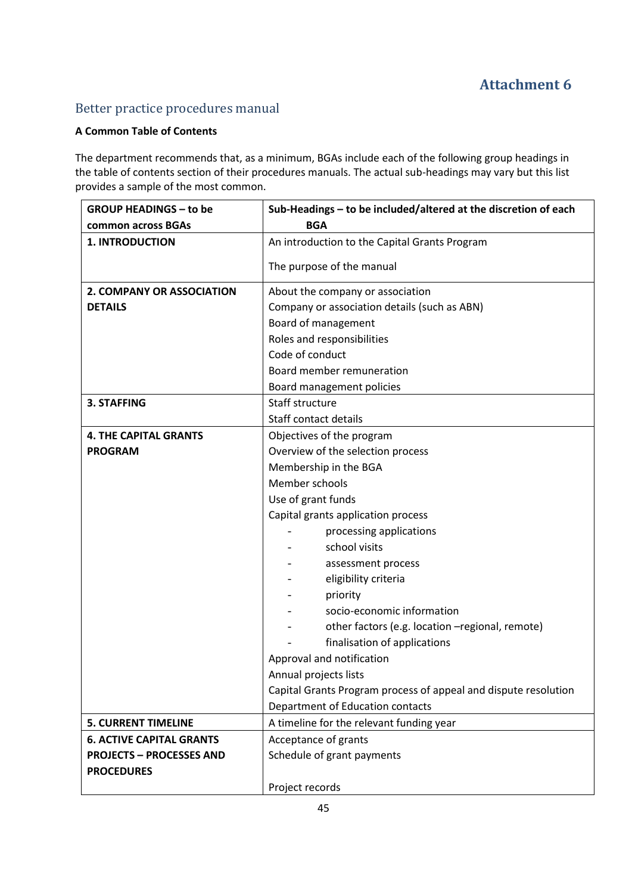# Attachment 6

## Better practice procedures manual

**A Common Table of Contents**

The department recommends that, as a minimum, BGAs include each of the following group headings in the table of contents section of their procedures manuals. The actual sub-headings may vary but this list provides a sample of the most common.

| GROUP HEADINGS – to be common across BGAs | Sub-Headings – to be included/altered at the discretion of each BGA |
|---|---|
| **1. INTRODUCTION** | An introduction to the Capital Grants Program<br><br>The purpose of the manual |
| **2. COMPANY OR ASSOCIATION DETAILS** | About the company or association<br>Company or association details (such as ABN)<br>Board of management<br>Roles and responsibilities<br>Code of conduct<br>Board member remuneration<br>Board management policies |
| **3. STAFFING** | Staff structure<br>Staff contact details |
| **4. THE CAPITAL GRANTS PROGRAM** | Objectives of the program<br>Overview of the selection process<br>Membership in the BGA<br>Member schools<br>Use of grant funds<br>Capital grants application process<br>- processing applications<br>- school visits<br>- assessment process<br>- eligibility criteria<br>- priority<br>- socio-economic information<br>- other factors (e.g. location –regional, remote)<br>- finalisation of applications<br>Approval and notification<br>Annual projects lists<br>Capital Grants Program process of appeal and dispute resolution<br>Department of Education contacts |
| **5. CURRENT TIMELINE** | A timeline for the relevant funding year |
| **6. ACTIVE CAPITAL GRANTS PROJECTS – PROCESSES AND PROCEDURES** | Acceptance of grants<br>Schedule of grant payments<br><br>Project records |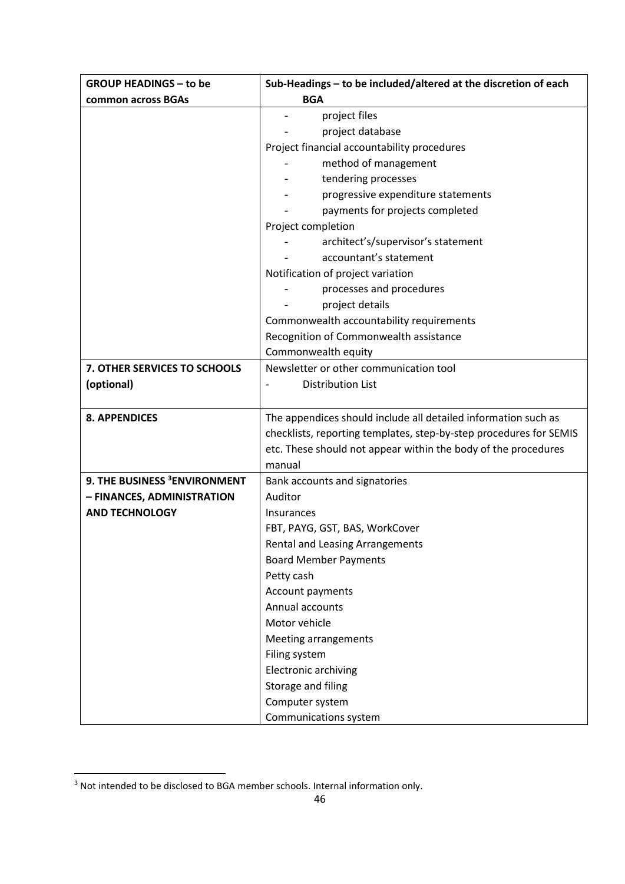| GROUP HEADINGS – to be common across BGAs | Sub-Headings – to be included/altered at the discretion of each BGA |
|---|---|
| | - project files<br>- project database<br>Project financial accountability procedures<br>- method of management<br>- tendering processes<br>- progressive expenditure statements<br>- payments for projects completed<br>Project completion<br>- architect's/supervisor's statement<br>- accountant's statement<br>Notification of project variation<br>- processes and procedures<br>- project details<br>Commonwealth accountability requirements<br>Recognition of Commonwealth assistance<br>Commonwealth equity |
| **7. OTHER SERVICES TO SCHOOLS (optional)** | Newsletter or other communication tool<br>- Distribution List |
| **8. APPENDICES** | The appendices should include all detailed information such as checklists, reporting templates, step-by-step procedures for SEMIS etc. These should not appear within the body of the procedures manual |
| **9. THE BUSINESS [3]ENVIRONMENT – FINANCES, ADMINISTRATION AND TECHNOLOGY** | Bank accounts and signatories<br>Auditor<br>Insurances<br>FBT, PAYG, GST, BAS, WorkCover<br>Rental and Leasing Arrangements<br>Board Member Payments<br>Petty cash<br>Account payments<br>Annual accounts<br>Motor vehicle<br>Meeting arrangements<br>Filing system<br>Electronic archiving<br>Storage and filing<br>Computer system<br>Communications system |

[3] Not intended to be disclosed to BGA member schools. Internal information only.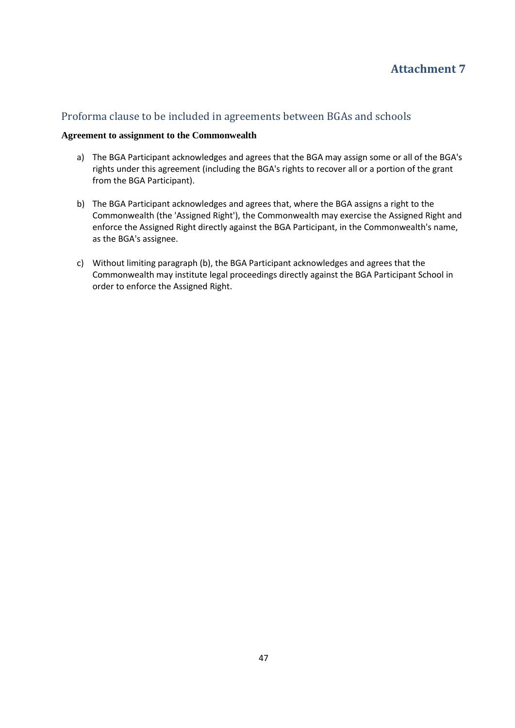# Attachment 7

## Proforma clause to be included in agreements between BGAs and schools

**Agreement to assignment to the Commonwealth**

a) The BGA Participant acknowledges and agrees that the BGA may assign some or all of the BGA's rights under this agreement (including the BGA's rights to recover all or a portion of the grant from the BGA Participant).

b) The BGA Participant acknowledges and agrees that, where the BGA assigns a right to the Commonwealth (the 'Assigned Right'), the Commonwealth may exercise the Assigned Right and enforce the Assigned Right directly against the BGA Participant, in the Commonwealth's name, as the BGA's assignee.

c) Without limiting paragraph (b), the BGA Participant acknowledges and agrees that the Commonwealth may institute legal proceedings directly against the BGA Participant School in order to enforce the Assigned Right.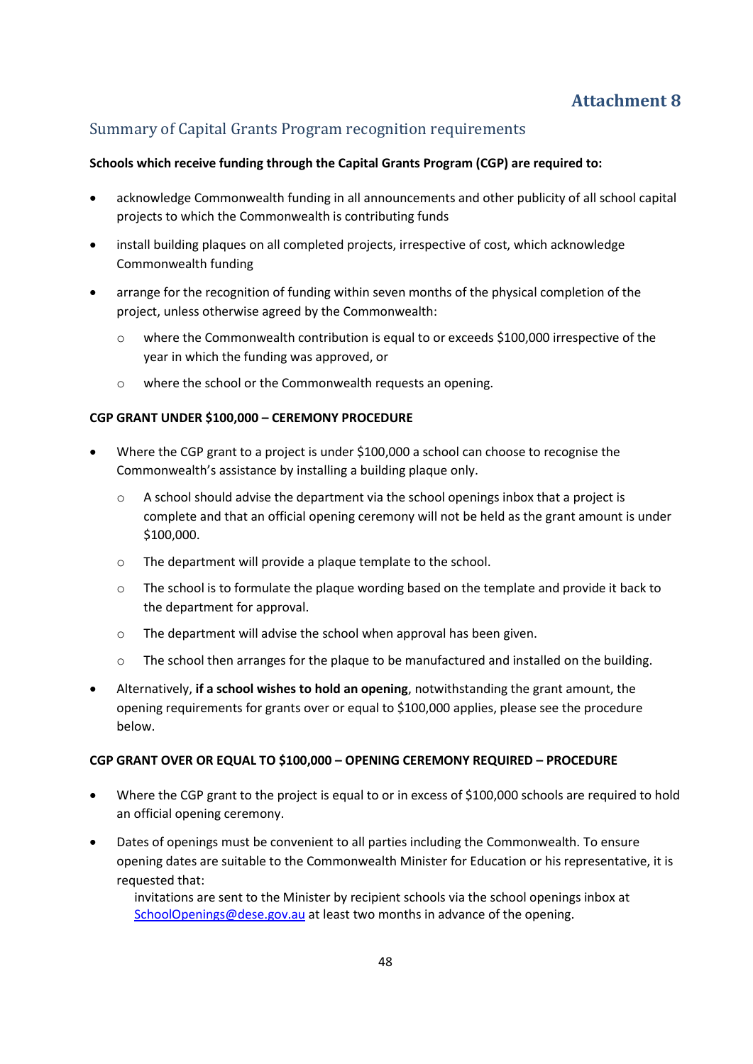# Attachment 8

## Summary of Capital Grants Program recognition requirements

**Schools which receive funding through the Capital Grants Program (CGP) are required to:**

- acknowledge Commonwealth funding in all announcements and other publicity of all school capital projects to which the Commonwealth is contributing funds
- install building plaques on all completed projects, irrespective of cost, which acknowledge Commonwealth funding
- arrange for the recognition of funding within seven months of the physical completion of the project, unless otherwise agreed by the Commonwealth:
  - where the Commonwealth contribution is equal to or exceeds $100,000 irrespective of the year in which the funding was approved, or
  - where the school or the Commonwealth requests an opening.

**CGP GRANT UNDER $100,000 – CEREMONY PROCEDURE**

- Where the CGP grant to a project is under $100,000 a school can choose to recognise the Commonwealth's assistance by installing a building plaque only.
  - A school should advise the department via the school openings inbox that a project is complete and that an official opening ceremony will not be held as the grant amount is under $100,000.
  - The department will provide a plaque template to the school.
  - The school is to formulate the plaque wording based on the template and provide it back to the department for approval.
  - The department will advise the school when approval has been given.
  - The school then arranges for the plaque to be manufactured and installed on the building.
- Alternatively, **if a school wishes to hold an opening**, notwithstanding the grant amount, the opening requirements for grants over or equal to $100,000 applies, please see the procedure below.

**CGP GRANT OVER OR EQUAL TO $100,000 – OPENING CEREMONY REQUIRED – PROCEDURE**

- Where the CGP grant to the project is equal to or in excess of $100,000 schools are required to hold an official opening ceremony.
- Dates of openings must be convenient to all parties including the Commonwealth. To ensure opening dates are suitable to the Commonwealth Minister for Education or his representative, it is requested that:

  invitations are sent to the Minister by recipient schools via the school openings inbox at SchoolOpenings@dese.gov.au at least two months in advance of the opening.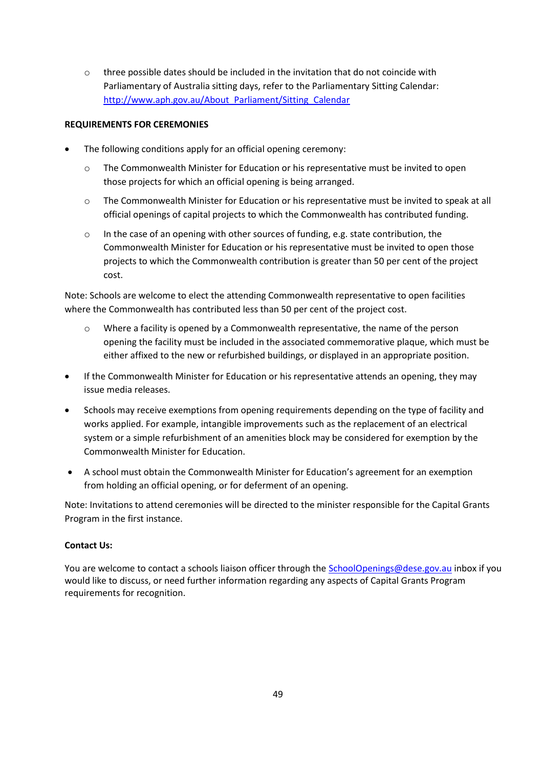- three possible dates should be included in the invitation that do not coincide with Parliamentary of Australia sitting days, refer to the Parliamentary Sitting Calendar: [http://www.aph.gov.au/About_Parliament/Sitting_Calendar](http://www.aph.gov.au/About_Parliament/Sitting_Calendar)

**REQUIREMENTS FOR CEREMONIES**

- The following conditions apply for an official opening ceremony:
   - The Commonwealth Minister for Education or his representative must be invited to open those projects for which an official opening is being arranged.
   - The Commonwealth Minister for Education or his representative must be invited to speak at all official openings of capital projects to which the Commonwealth has contributed funding.
   - In the case of an opening with other sources of funding, e.g. state contribution, the Commonwealth Minister for Education or his representative must be invited to open those projects to which the Commonwealth contribution is greater than 50 per cent of the project cost.

Note: Schools are welcome to elect the attending Commonwealth representative to open facilities where the Commonwealth has contributed less than 50 per cent of the project cost.

   - Where a facility is opened by a Commonwealth representative, the name of the person opening the facility must be included in the associated commemorative plaque, which must be either affixed to the new or refurbished buildings, or displayed in an appropriate position.

- If the Commonwealth Minister for Education or his representative attends an opening, they may issue media releases.
- Schools may receive exemptions from opening requirements depending on the type of facility and works applied. For example, intangible improvements such as the replacement of an electrical system or a simple refurbishment of an amenities block may be considered for exemption by the Commonwealth Minister for Education.
- A school must obtain the Commonwealth Minister for Education's agreement for an exemption from holding an official opening, or for deferment of an opening.

Note: Invitations to attend ceremonies will be directed to the minister responsible for the Capital Grants Program in the first instance.

**Contact Us:**

You are welcome to contact a schools liaison officer through the [SchoolOpenings@dese.gov.au](mailto:SchoolOpenings@dese.gov.au) inbox if you would like to discuss, or need further information regarding any aspects of Capital Grants Program requirements for recognition.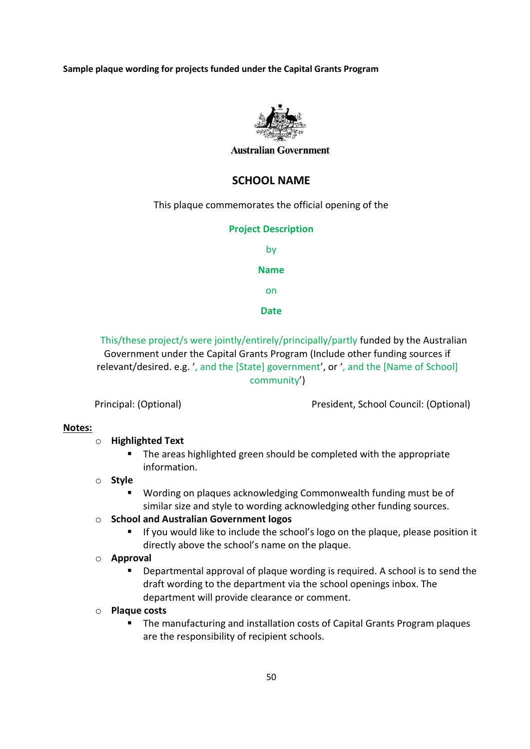**Sample plaque wording for projects funded under the Capital Grants Program**

Australian Government

## SCHOOL NAME

This plaque commemorates the official opening of the

**Project Description**

by

**Name**

on

**Date**

This/these project/s were jointly/entirely/principally/partly funded by the Australian Government under the Capital Grants Program (Include other funding sources if relevant/desired. e.g. ', and the [State] government', or ', and the [Name of School] community')

Principal: (Optional)

President, School Council: (Optional)

**Notes:**

- **Highlighted Text**
  - The areas highlighted green should be completed with the appropriate information.
- **Style**
  - Wording on plaques acknowledging Commonwealth funding must be of similar size and style to wording acknowledging other funding sources.
- **School and Australian Government logos**
  - If you would like to include the school's logo on the plaque, please position it directly above the school's name on the plaque.
- **Approval**
  - Departmental approval of plaque wording is required. A school is to send the draft wording to the department via the school openings inbox. The department will provide clearance or comment.
- **Plaque costs**
  - The manufacturing and installation costs of Capital Grants Program plaques are the responsibility of recipient schools.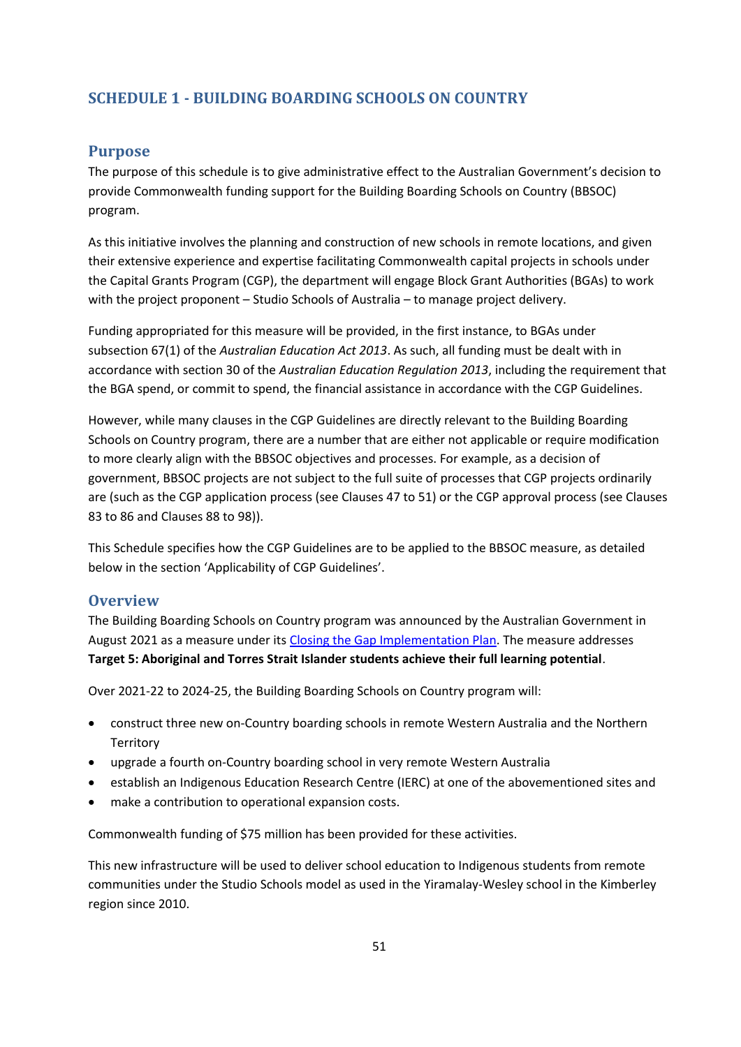## SCHEDULE 1 - BUILDING BOARDING SCHOOLS ON COUNTRY

### Purpose

The purpose of this schedule is to give administrative effect to the Australian Government's decision to provide Commonwealth funding support for the Building Boarding Schools on Country (BBSOC) program.

As this initiative involves the planning and construction of new schools in remote locations, and given their extensive experience and expertise facilitating Commonwealth capital projects in schools under the Capital Grants Program (CGP), the department will engage Block Grant Authorities (BGAs) to work with the project proponent – Studio Schools of Australia – to manage project delivery.

Funding appropriated for this measure will be provided, in the first instance, to BGAs under subsection 67(1) of the *Australian Education Act 2013*. As such, all funding must be dealt with in accordance with section 30 of the *Australian Education Regulation 2013*, including the requirement that the BGA spend, or commit to spend, the financial assistance in accordance with the CGP Guidelines.

However, while many clauses in the CGP Guidelines are directly relevant to the Building Boarding Schools on Country program, there are a number that are either not applicable or require modification to more clearly align with the BBSOC objectives and processes. For example, as a decision of government, BBSOC projects are not subject to the full suite of processes that CGP projects ordinarily are (such as the CGP application process (see Clauses 47 to 51) or the CGP approval process (see Clauses 83 to 86 and Clauses 88 to 98)).

This Schedule specifies how the CGP Guidelines are to be applied to the BBSOC measure, as detailed below in the section 'Applicability of CGP Guidelines'.

### Overview

The Building Boarding Schools on Country program was announced by the Australian Government in August 2021 as a measure under its Closing the Gap Implementation Plan. The measure addresses **Target 5: Aboriginal and Torres Strait Islander students achieve their full learning potential**.

Over 2021-22 to 2024-25, the Building Boarding Schools on Country program will:

- construct three new on-Country boarding schools in remote Western Australia and the Northern Territory
- upgrade a fourth on-Country boarding school in very remote Western Australia
- establish an Indigenous Education Research Centre (IERC) at one of the abovementioned sites and
- make a contribution to operational expansion costs.

Commonwealth funding of $75 million has been provided for these activities.

This new infrastructure will be used to deliver school education to Indigenous students from remote communities under the Studio Schools model as used in the Yiramalay-Wesley school in the Kimberley region since 2010.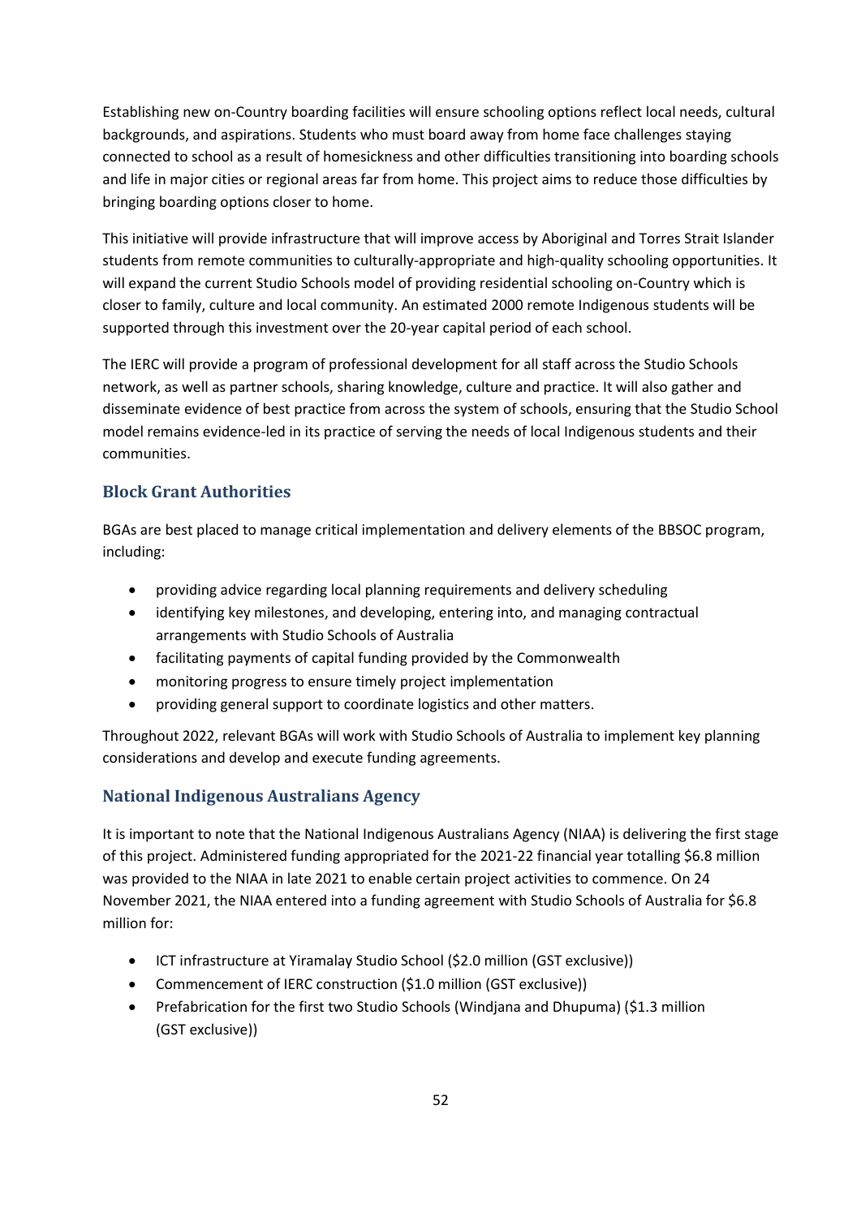Establishing new on-Country boarding facilities will ensure schooling options reflect local needs, cultural backgrounds, and aspirations. Students who must board away from home face challenges staying connected to school as a result of homesickness and other difficulties transitioning into boarding schools and life in major cities or regional areas far from home. This project aims to reduce those difficulties by bringing boarding options closer to home.

This initiative will provide infrastructure that will improve access by Aboriginal and Torres Strait Islander students from remote communities to culturally-appropriate and high-quality schooling opportunities. It will expand the current Studio Schools model of providing residential schooling on-Country which is closer to family, culture and local community. An estimated 2000 remote Indigenous students will be supported through this investment over the 20-year capital period of each school.

The IERC will provide a program of professional development for all staff across the Studio Schools network, as well as partner schools, sharing knowledge, culture and practice. It will also gather and disseminate evidence of best practice from across the system of schools, ensuring that the Studio School model remains evidence-led in its practice of serving the needs of local Indigenous students and their communities.

### Block Grant Authorities

BGAs are best placed to manage critical implementation and delivery elements of the BBSOC program, including:

- providing advice regarding local planning requirements and delivery scheduling
- identifying key milestones, and developing, entering into, and managing contractual arrangements with Studio Schools of Australia
- facilitating payments of capital funding provided by the Commonwealth
- monitoring progress to ensure timely project implementation
- providing general support to coordinate logistics and other matters.

Throughout 2022, relevant BGAs will work with Studio Schools of Australia to implement key planning considerations and develop and execute funding agreements.

### National Indigenous Australians Agency

It is important to note that the National Indigenous Australians Agency (NIAA) is delivering the first stage of this project. Administered funding appropriated for the 2021-22 financial year totalling $6.8 million was provided to the NIAA in late 2021 to enable certain project activities to commence. On 24 November 2021, the NIAA entered into a funding agreement with Studio Schools of Australia for $6.8 million for:

- ICT infrastructure at Yiramalay Studio School ($2.0 million (GST exclusive))
- Commencement of IERC construction ($1.0 million (GST exclusive))
- Prefabrication for the first two Studio Schools (Windjana and Dhupuma) ($1.3 million (GST exclusive))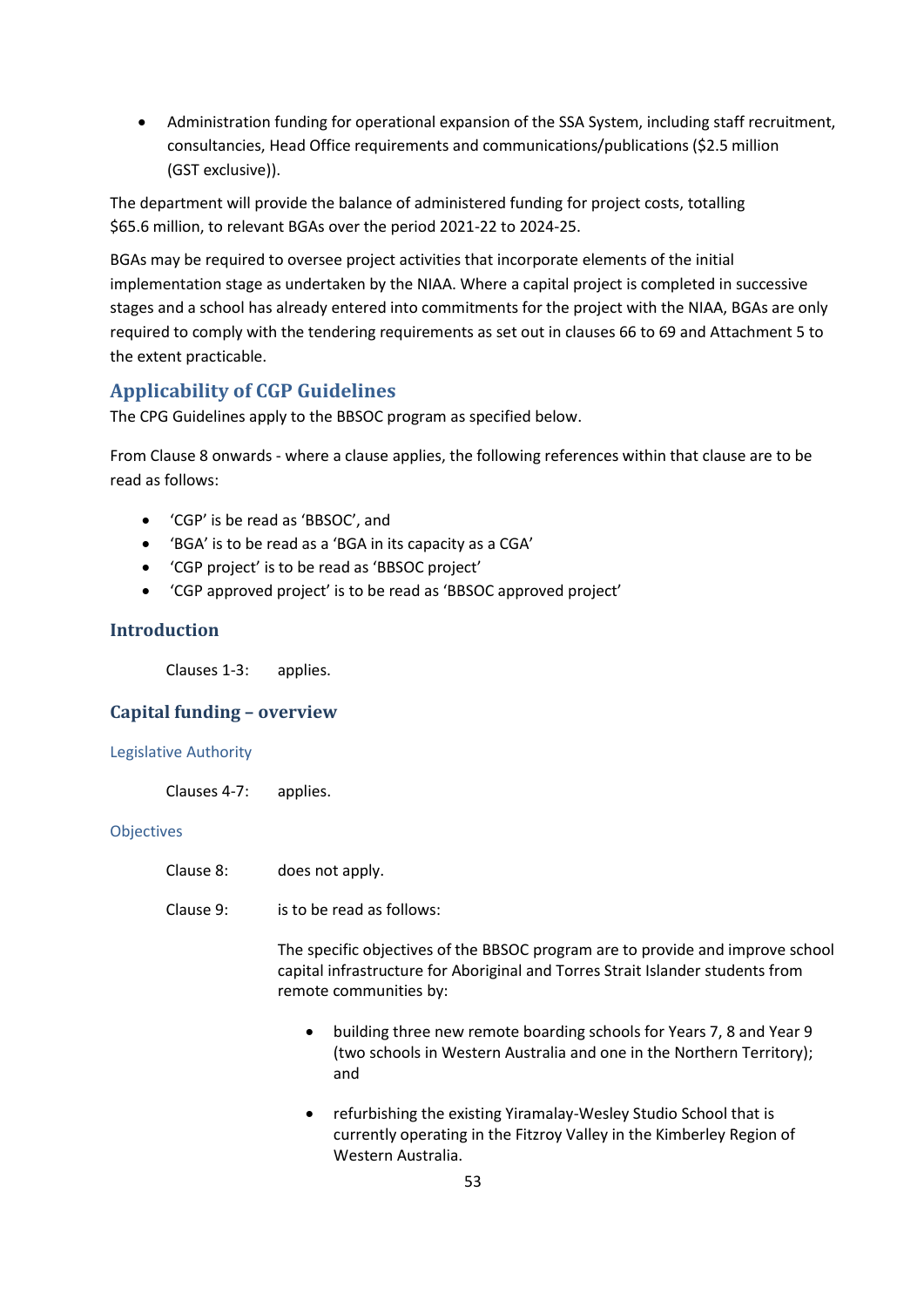- Administration funding for operational expansion of the SSA System, including staff recruitment, consultancies, Head Office requirements and communications/publications ($2.5 million (GST exclusive)).

The department will provide the balance of administered funding for project costs, totalling $65.6 million, to relevant BGAs over the period 2021-22 to 2024-25.

BGAs may be required to oversee project activities that incorporate elements of the initial implementation stage as undertaken by the NIAA. Where a capital project is completed in successive stages and a school has already entered into commitments for the project with the NIAA, BGAs are only required to comply with the tendering requirements as set out in clauses 66 to 69 and Attachment 5 to the extent practicable.

## Applicability of CGP Guidelines

The CPG Guidelines apply to the BBSOC program as specified below.

From Clause 8 onwards - where a clause applies, the following references within that clause are to be read as follows:

- 'CGP' is be read as 'BBSOC', and
- 'BGA' is to be read as a 'BGA in its capacity as a CGA'
- 'CGP project' is to be read as 'BBSOC project'
- 'CGP approved project' is to be read as 'BBSOC approved project'

## Introduction

Clauses 1-3: applies.

## Capital funding – overview

### Legislative Authority

Clauses 4-7: applies.

### Objectives

Clause 8: does not apply.

Clause 9: is to be read as follows:

The specific objectives of the BBSOC program are to provide and improve school capital infrastructure for Aboriginal and Torres Strait Islander students from remote communities by:

- building three new remote boarding schools for Years 7, 8 and Year 9 (two schools in Western Australia and one in the Northern Territory); and
- refurbishing the existing Yiramalay-Wesley Studio School that is currently operating in the Fitzroy Valley in the Kimberley Region of Western Australia.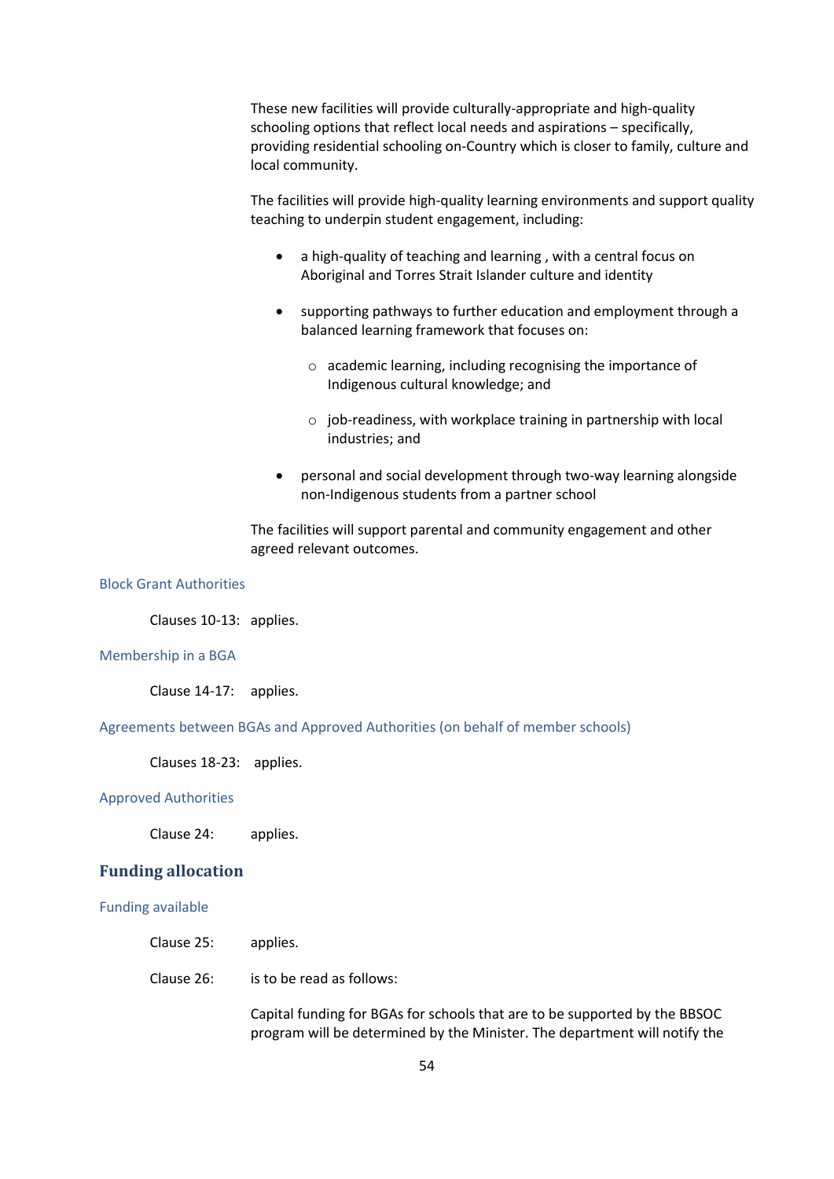These new facilities will provide culturally-appropriate and high-quality schooling options that reflect local needs and aspirations – specifically, providing residential schooling on-Country which is closer to family, culture and local community.

The facilities will provide high-quality learning environments and support quality teaching to underpin student engagement, including:

- a high-quality of teaching and learning , with a central focus on Aboriginal and Torres Strait Islander culture and identity
- supporting pathways to further education and employment through a balanced learning framework that focuses on:
  - academic learning, including recognising the importance of Indigenous cultural knowledge; and
  - job-readiness, with workplace training in partnership with local industries; and
- personal and social development through two-way learning alongside non-Indigenous students from a partner school

The facilities will support parental and community engagement and other agreed relevant outcomes.

### Block Grant Authorities

Clauses 10-13: applies.

### Membership in a BGA

Clause 14-17: applies.

### Agreements between BGAs and Approved Authorities (on behalf of member schools)

Clauses 18-23: applies.

### Approved Authorities

Clause 24: applies.

## Funding allocation

### Funding available

Clause 25: applies.

Clause 26: is to be read as follows:

Capital funding for BGAs for schools that are to be supported by the BBSOC program will be determined by the Minister. The department will notify the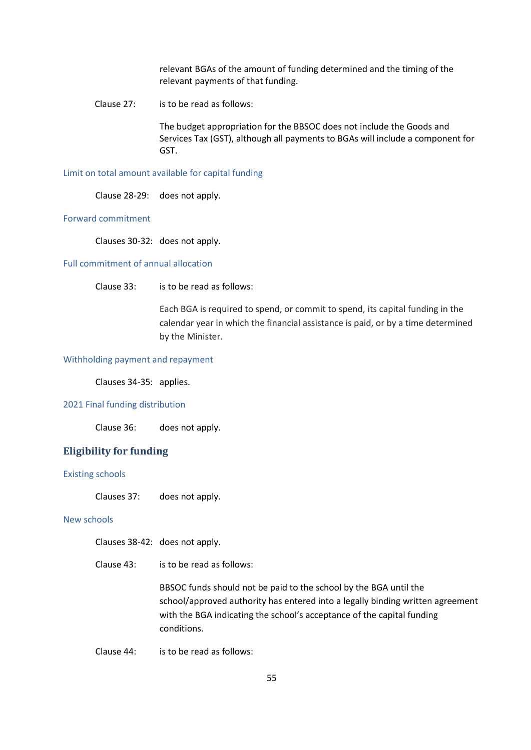relevant BGAs of the amount of funding determined and the timing of the relevant payments of that funding.

Clause 27: is to be read as follows:

The budget appropriation for the BBSOC does not include the Goods and Services Tax (GST), although all payments to BGAs will include a component for GST.

### Limit on total amount available for capital funding

Clause 28-29: does not apply.

### Forward commitment

Clauses 30-32: does not apply.

### Full commitment of annual allocation

Clause 33: is to be read as follows:

Each BGA is required to spend, or commit to spend, its capital funding in the calendar year in which the financial assistance is paid, or by a time determined by the Minister.

### Withholding payment and repayment

Clauses 34-35: applies.

### 2021 Final funding distribution

Clause 36: does not apply.

## Eligibility for funding

### Existing schools

Clauses 37: does not apply.

### New schools

Clauses 38-42: does not apply.

Clause 43: is to be read as follows:

BBSOC funds should not be paid to the school by the BGA until the school/approved authority has entered into a legally binding written agreement with the BGA indicating the school's acceptance of the capital funding conditions.

Clause 44: is to be read as follows: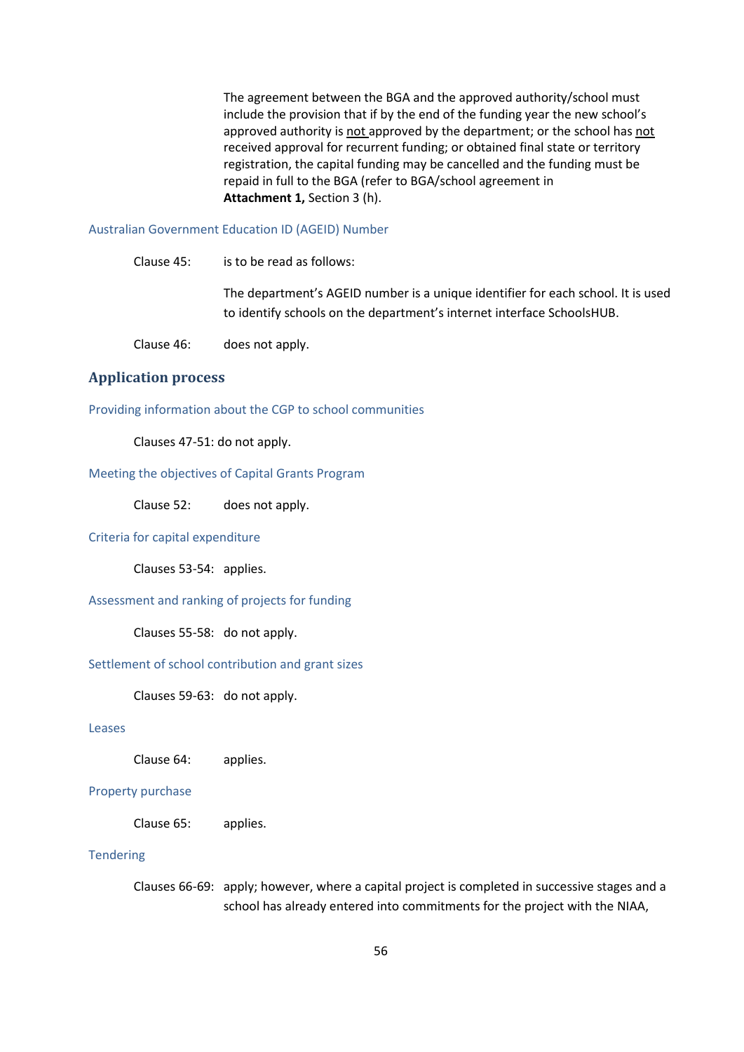The agreement between the BGA and the approved authority/school must include the provision that if by the end of the funding year the new school's approved authority is not approved by the department; or the school has not received approval for recurrent funding; or obtained final state or territory registration, the capital funding may be cancelled and the funding must be repaid in full to the BGA (refer to BGA/school agreement in **Attachment 1,** Section 3 (h).

### Australian Government Education ID (AGEID) Number

Clause 45: is to be read as follows:

The department's AGEID number is a unique identifier for each school. It is used to identify schools on the department's internet interface SchoolsHUB.

Clause 46: does not apply.

## Application process

### Providing information about the CGP to school communities

Clauses 47-51: do not apply.

### Meeting the objectives of Capital Grants Program

Clause 52: does not apply.

### Criteria for capital expenditure

Clauses 53-54: applies.

### Assessment and ranking of projects for funding

Clauses 55-58: do not apply.

### Settlement of school contribution and grant sizes

Clauses 59-63: do not apply.

### Leases

Clause 64: applies.

### Property purchase

Clause 65: applies.

### Tendering

Clauses 66-69: apply; however, where a capital project is completed in successive stages and a school has already entered into commitments for the project with the NIAA,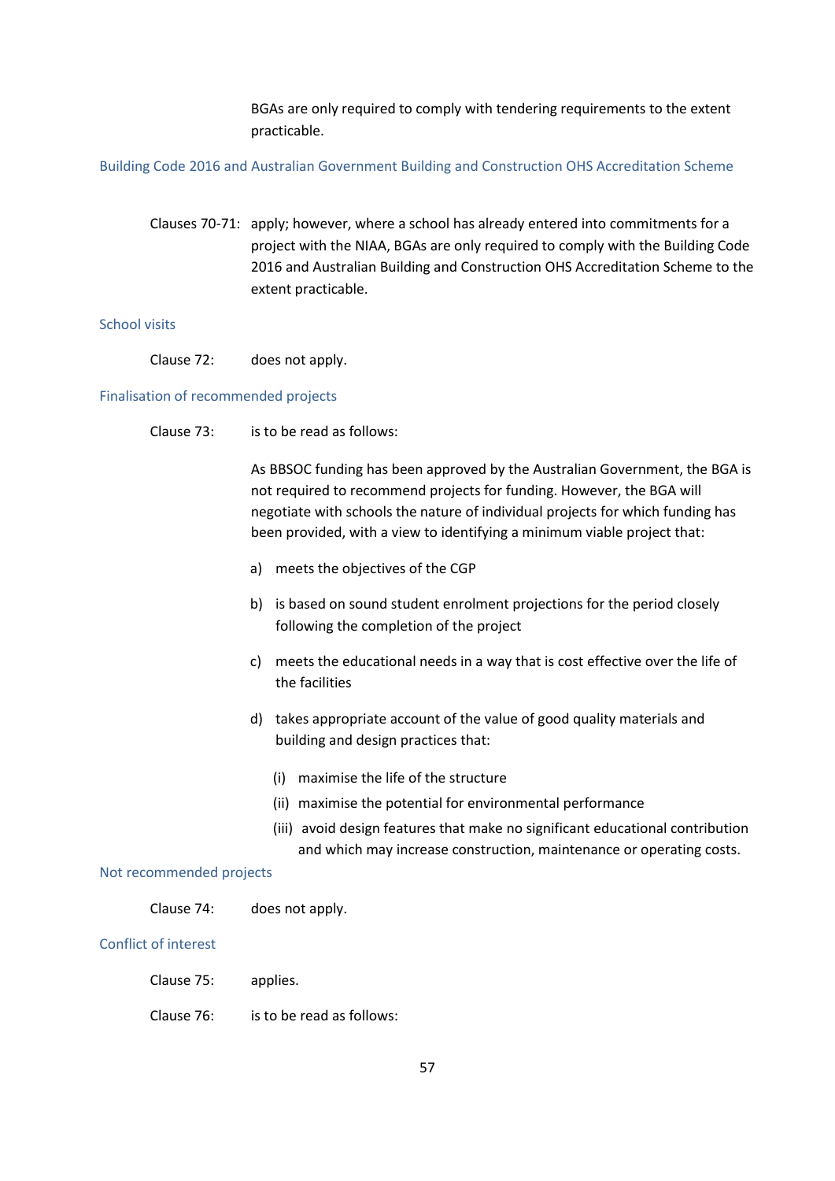BGAs are only required to comply with tendering requirements to the extent practicable.

### Building Code 2016 and Australian Government Building and Construction OHS Accreditation Scheme

Clauses 70-71: apply; however, where a school has already entered into commitments for a project with the NIAA, BGAs are only required to comply with the Building Code 2016 and Australian Building and Construction OHS Accreditation Scheme to the extent practicable.

### School visits

Clause 72: does not apply.

### Finalisation of recommended projects

Clause 73: is to be read as follows:

As BBSOC funding has been approved by the Australian Government, the BGA is not required to recommend projects for funding. However, the BGA will negotiate with schools the nature of individual projects for which funding has been provided, with a view to identifying a minimum viable project that:

a) meets the objectives of the CGP

b) is based on sound student enrolment projections for the period closely following the completion of the project

c) meets the educational needs in a way that is cost effective over the life of the facilities

d) takes appropriate account of the value of good quality materials and building and design practices that:

   (i) maximise the life of the structure

   (ii) maximise the potential for environmental performance

   (iii) avoid design features that make no significant educational contribution and which may increase construction, maintenance or operating costs.

### Not recommended projects

Clause 74: does not apply.

### Conflict of interest

Clause 75: applies.

Clause 76: is to be read as follows: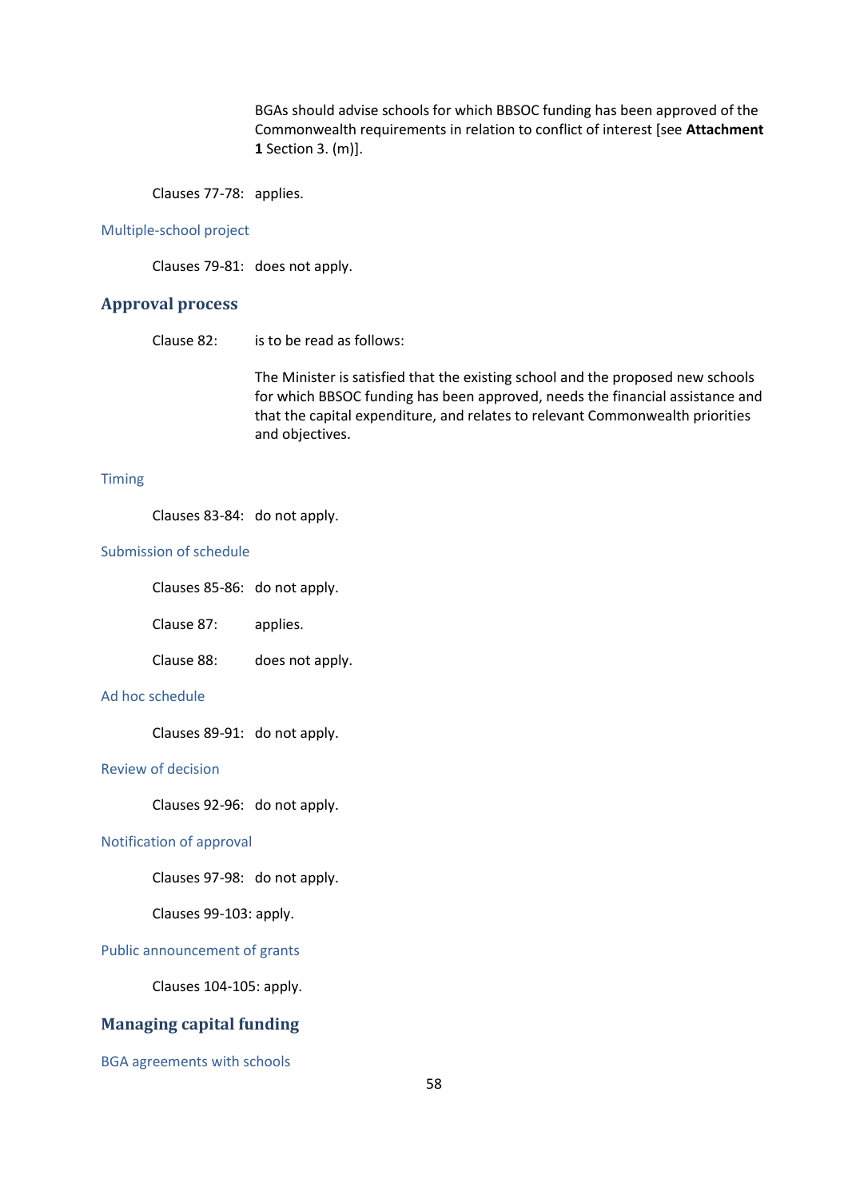BGAs should advise schools for which BBSOC funding has been approved of the Commonwealth requirements in relation to conflict of interest [see **Attachment 1** Section 3. (m)].

Clauses 77-78: applies.

### Multiple-school project

Clauses 79-81: does not apply.

## Approval process

Clause 82: is to be read as follows:

The Minister is satisfied that the existing school and the proposed new schools for which BBSOC funding has been approved, needs the financial assistance and that the capital expenditure, and relates to relevant Commonwealth priorities and objectives.

### Timing

Clauses 83-84: do not apply.

### Submission of schedule

Clauses 85-86: do not apply.

Clause 87: applies.

Clause 88: does not apply.

### Ad hoc schedule

Clauses 89-91: do not apply.

### Review of decision

Clauses 92-96: do not apply.

### Notification of approval

Clauses 97-98: do not apply.

Clauses 99-103: apply.

### Public announcement of grants

Clauses 104-105: apply.

## Managing capital funding

### BGA agreements with schools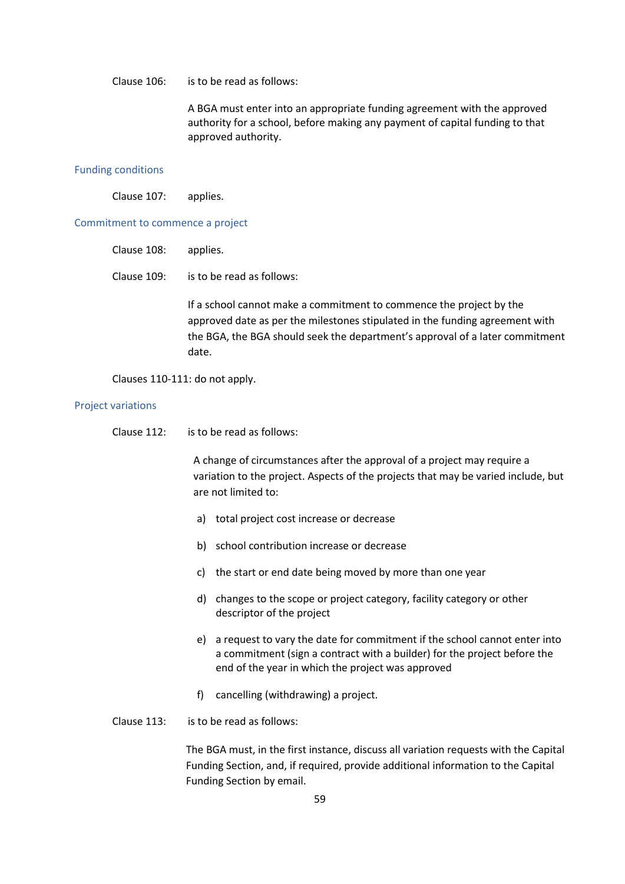Clause 106: is to be read as follows:

A BGA must enter into an appropriate funding agreement with the approved authority for a school, before making any payment of capital funding to that approved authority.

### Funding conditions

Clause 107: applies.

### Commitment to commence a project

Clause 108: applies.

Clause 109: is to be read as follows:

If a school cannot make a commitment to commence the project by the approved date as per the milestones stipulated in the funding agreement with the BGA, the BGA should seek the department's approval of a later commitment date.

Clauses 110-111: do not apply.

### Project variations

Clause 112: is to be read as follows:

A change of circumstances after the approval of a project may require a variation to the project. Aspects of the projects that may be varied include, but are not limited to:

a) total project cost increase or decrease

b) school contribution increase or decrease

c) the start or end date being moved by more than one year

d) changes to the scope or project category, facility category or other descriptor of the project

e) a request to vary the date for commitment if the school cannot enter into a commitment (sign a contract with a builder) for the project before the end of the year in which the project was approved

f) cancelling (withdrawing) a project.

Clause 113: is to be read as follows:

The BGA must, in the first instance, discuss all variation requests with the Capital Funding Section, and, if required, provide additional information to the Capital Funding Section by email.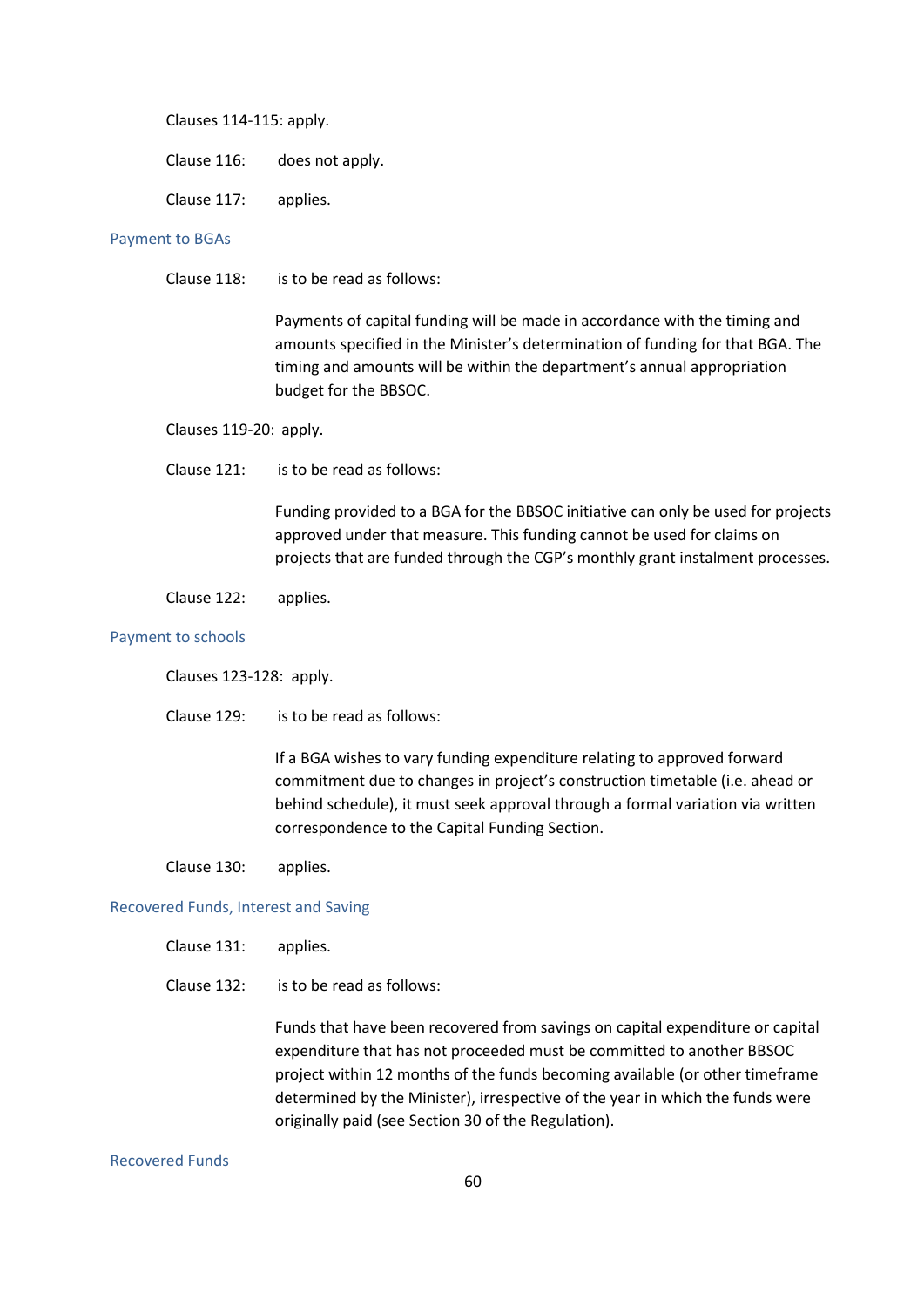Clauses 114-115: apply.

Clause 116: does not apply.

Clause 117: applies.

### Payment to BGAs

Clause 118: is to be read as follows:

> Payments of capital funding will be made in accordance with the timing and amounts specified in the Minister's determination of funding for that BGA. The timing and amounts will be within the department's annual appropriation budget for the BBSOC.

Clauses 119-20: apply.

Clause 121: is to be read as follows:

> Funding provided to a BGA for the BBSOC initiative can only be used for projects approved under that measure. This funding cannot be used for claims on projects that are funded through the CGP's monthly grant instalment processes.

Clause 122: applies.

### Payment to schools

Clauses 123-128: apply.

Clause 129: is to be read as follows:

> If a BGA wishes to vary funding expenditure relating to approved forward commitment due to changes in project's construction timetable (i.e. ahead or behind schedule), it must seek approval through a formal variation via written correspondence to the Capital Funding Section.

Clause 130: applies.

### Recovered Funds, Interest and Saving

Clause 131: applies.

Clause 132: is to be read as follows:

> Funds that have been recovered from savings on capital expenditure or capital expenditure that has not proceeded must be committed to another BBSOC project within 12 months of the funds becoming available (or other timeframe determined by the Minister), irrespective of the year in which the funds were originally paid (see Section 30 of the Regulation).

### Recovered Funds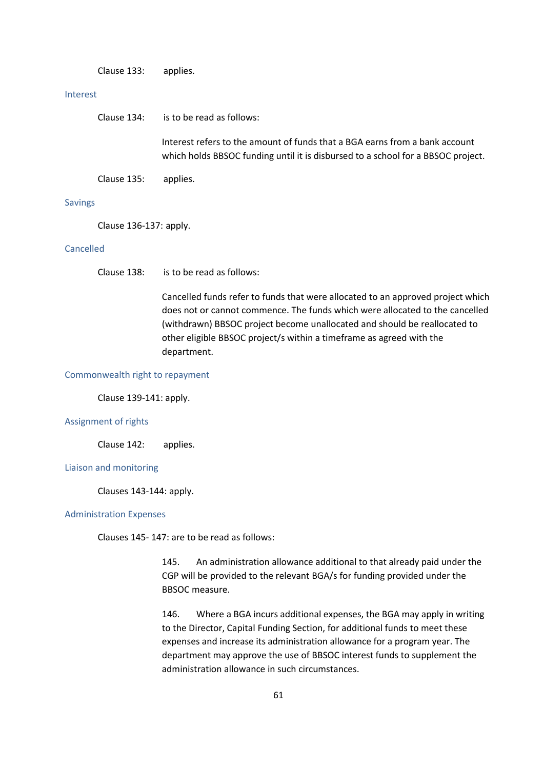Clause 133: applies.

### Interest

Clause 134: is to be read as follows:

> Interest refers to the amount of funds that a BGA earns from a bank account which holds BBSOC funding until it is disbursed to a school for a BBSOC project.

Clause 135: applies.

### Savings

Clause 136-137: apply.

### Cancelled

Clause 138: is to be read as follows:

> Cancelled funds refer to funds that were allocated to an approved project which does not or cannot commence. The funds which were allocated to the cancelled (withdrawn) BBSOC project become unallocated and should be reallocated to other eligible BBSOC project/s within a timeframe as agreed with the department.

### Commonwealth right to repayment

Clause 139-141: apply.

### Assignment of rights

Clause 142: applies.

### Liaison and monitoring

Clauses 143-144: apply.

### Administration Expenses

Clauses 145- 147: are to be read as follows:

> 145. An administration allowance additional to that already paid under the CGP will be provided to the relevant BGA/s for funding provided under the BBSOC measure.
>
> 146. Where a BGA incurs additional expenses, the BGA may apply in writing to the Director, Capital Funding Section, for additional funds to meet these expenses and increase its administration allowance for a program year. The department may approve the use of BBSOC interest funds to supplement the administration allowance in such circumstances.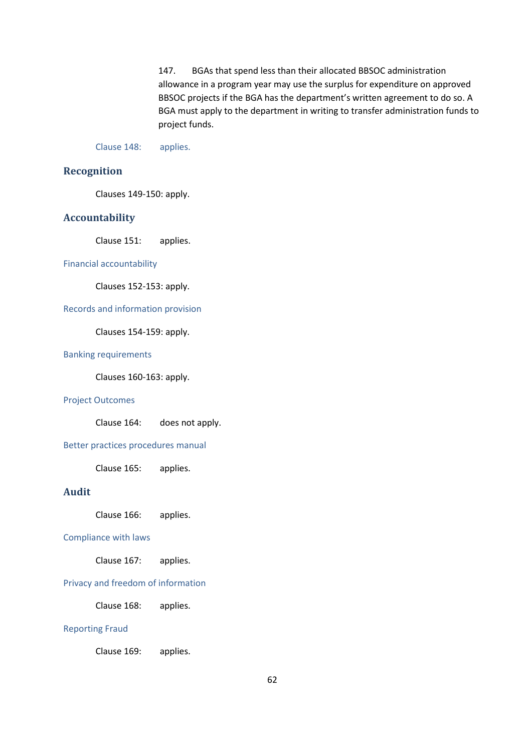147. BGAs that spend less than their allocated BBSOC administration allowance in a program year may use the surplus for expenditure on approved BBSOC projects if the BGA has the department's written agreement to do so. A BGA must apply to the department in writing to transfer administration funds to project funds.

Clause 148: applies.

## Recognition

Clauses 149-150: apply.

## Accountability

Clause 151: applies.

### Financial accountability

Clauses 152-153: apply.

### Records and information provision

Clauses 154-159: apply.

### Banking requirements

Clauses 160-163: apply.

### Project Outcomes

Clause 164: does not apply.

### Better practices procedures manual

Clause 165: applies.

## Audit

Clause 166: applies.

### Compliance with laws

Clause 167: applies.

### Privacy and freedom of information

Clause 168: applies.

### Reporting Fraud

Clause 169: applies.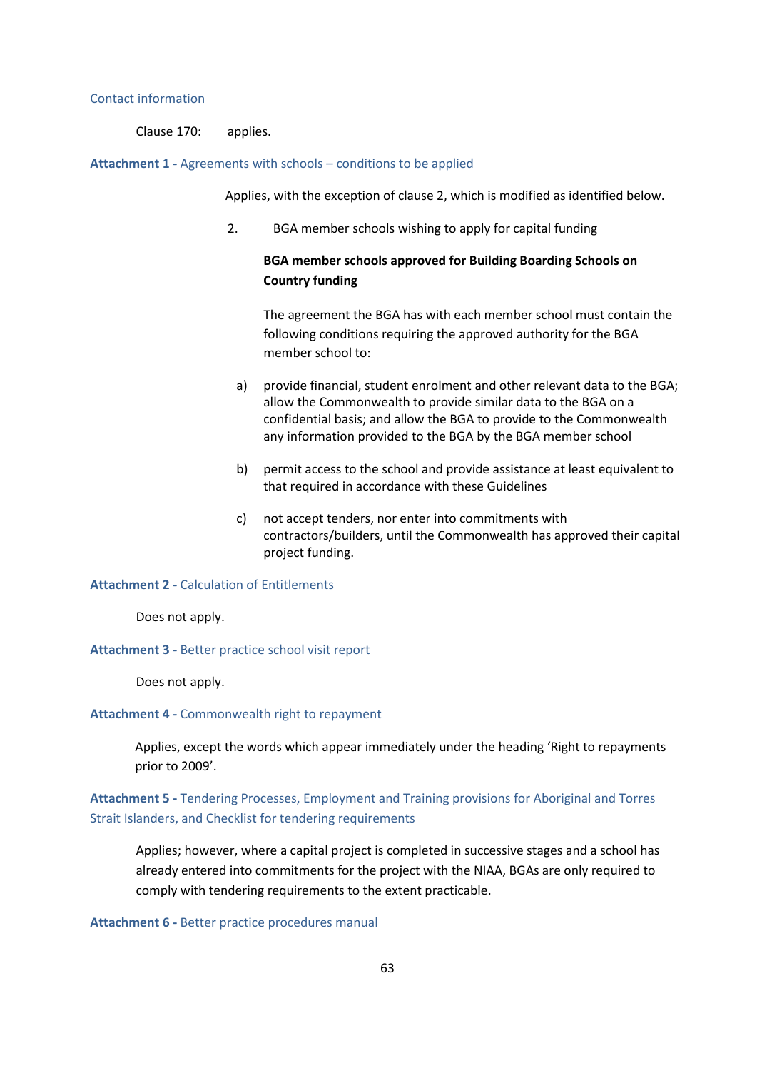### Contact information

Clause 170: applies.

### **Attachment 1 -** Agreements with schools – conditions to be applied

Applies, with the exception of clause 2, which is modified as identified below.

2. BGA member schools wishing to apply for capital funding

**BGA member schools approved for Building Boarding Schools on Country funding**

The agreement the BGA has with each member school must contain the following conditions requiring the approved authority for the BGA member school to:

a) provide financial, student enrolment and other relevant data to the BGA; allow the Commonwealth to provide similar data to the BGA on a confidential basis; and allow the BGA to provide to the Commonwealth any information provided to the BGA by the BGA member school

b) permit access to the school and provide assistance at least equivalent to that required in accordance with these Guidelines

c) not accept tenders, nor enter into commitments with contractors/builders, until the Commonwealth has approved their capital project funding.

### **Attachment 2 -** Calculation of Entitlements

Does not apply.

### **Attachment 3 -** Better practice school visit report

Does not apply.

### **Attachment 4 -** Commonwealth right to repayment

Applies, except the words which appear immediately under the heading 'Right to repayments prior to 2009'.

### **Attachment 5 -** Tendering Processes, Employment and Training provisions for Aboriginal and Torres Strait Islanders, and Checklist for tendering requirements

Applies; however, where a capital project is completed in successive stages and a school has already entered into commitments for the project with the NIAA, BGAs are only required to comply with tendering requirements to the extent practicable.

### **Attachment 6 -** Better practice procedures manual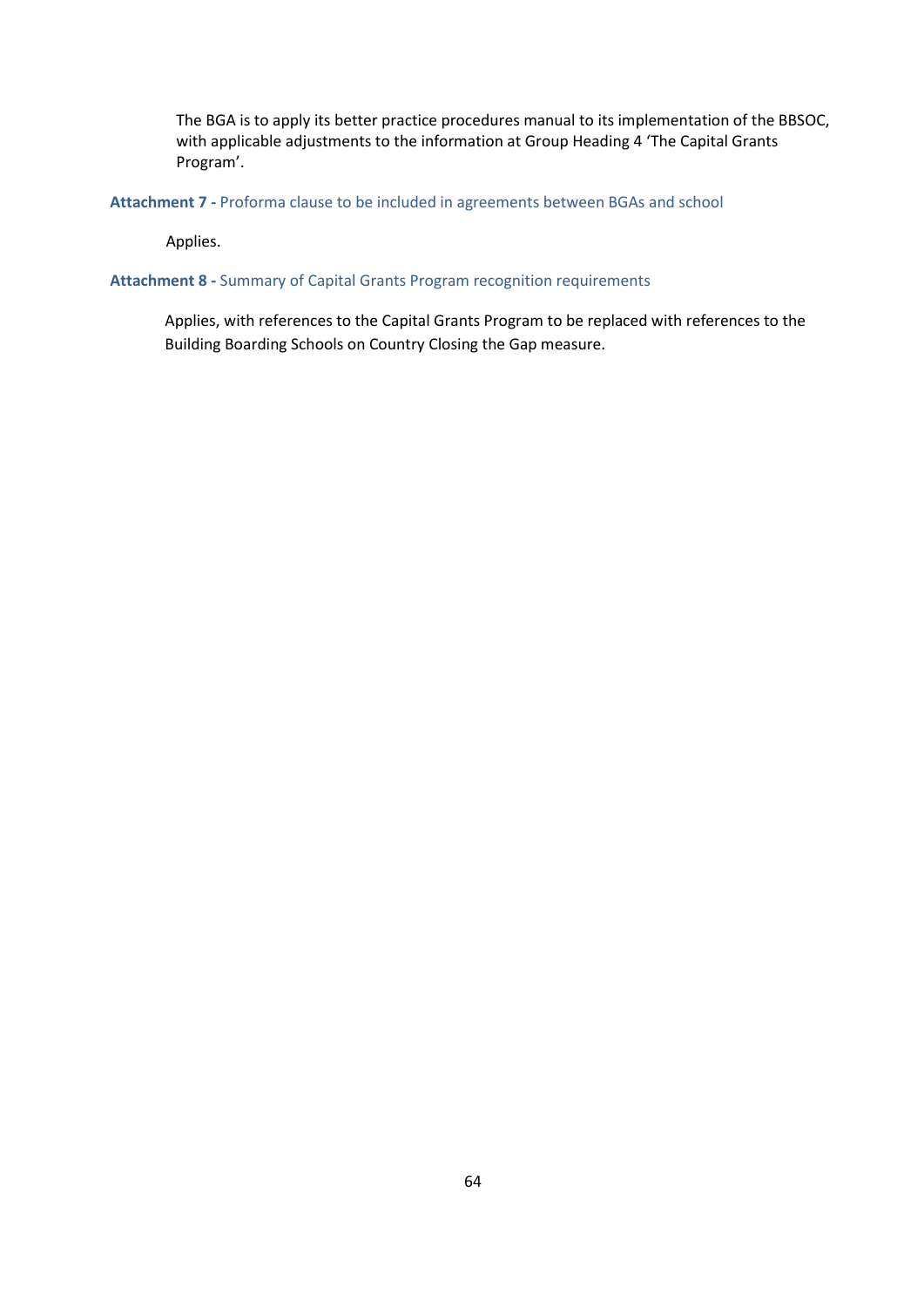The BGA is to apply its better practice procedures manual to its implementation of the BBSOC, with applicable adjustments to the information at Group Heading 4 'The Capital Grants Program'.

**Attachment 7 -** Proforma clause to be included in agreements between BGAs and school

Applies.

**Attachment 8 -** Summary of Capital Grants Program recognition requirements

Applies, with references to the Capital Grants Program to be replaced with references to the Building Boarding Schools on Country Closing the Gap measure.